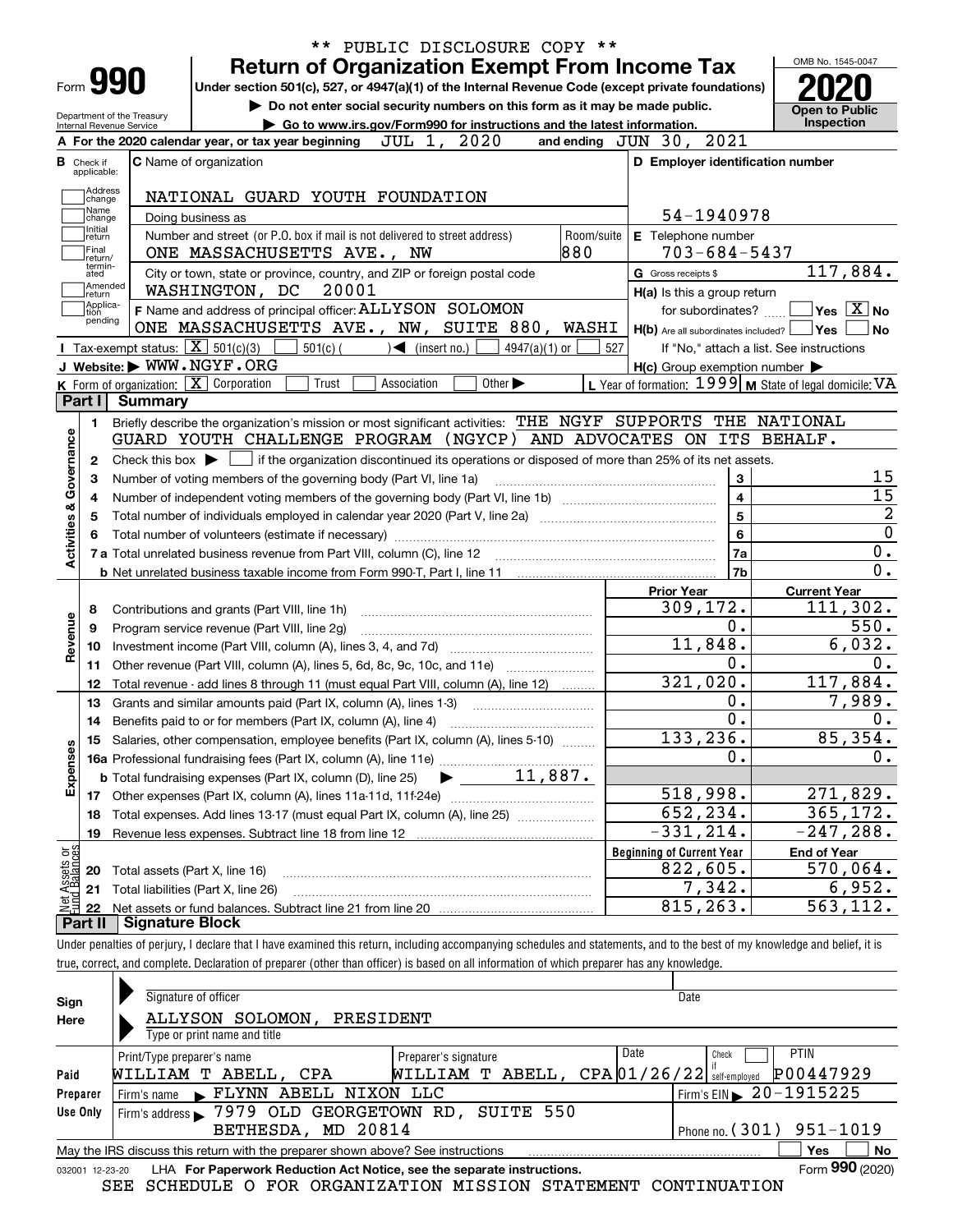\*\* PUBLIC DISCLOSURE COPY \*\*

# Form 990 — Return of Organization Exempt From Income Tax (2020)

Under section 501(c), 527, or 4947(a)(1) of the Internal Revenue Code (except private foundations)

▶ Do not enter social security numbers on this form as it may be made public.

▶ Go to www.irs.gov/Form990 for instructions and the latest information.

Department of the Treasury, Internal Revenue Service

OMB No. 1545-0047 — **Open to Public Inspection**

**A** For the 2020 calendar year, or tax year beginning JUL 1, 2020 and ending JUN 30, 2021

**B** Check if applicable: Address change, Name change, Initial return, Final return/terminated, Amended return, Application pending

**C** Name of organization: NATIONAL GUARD YOUTH FOUNDATION

Doing business as

Number and street (or P.O. box if mail is not delivered to street address): ONE MASSACHUSETTS AVE., NW — Room/suite: 880

City or town, state or province, country, and ZIP or foreign postal code: WASHINGTON, DC 20001

**D** Employer identification number: 54-1940978

**E** Telephone number: 703-684-5437

**G** Gross receipts $ 117,884.

**F** Name and address of principal officer: ALLYSON SOLOMON, ONE MASSACHUSETTS AVE., NW, SUITE 880, WASHI

**H(a)** Is this a group return for subordinates? ☐ Yes ☒ No

**H(b)** Are all subordinates included? ☐ Yes ☐ No — If "No," attach a list. See instructions

**H(c)** Group exemption number ▶

**I** Tax-exempt status: ☒ 501(c)(3) ☐ 501(c) ( ) ◀ (insert no.) ☐ 4947(a)(1) or ☐ 527

**J** Website: ▶ WWW.NGYF.ORG

**K** Form of organization: ☒ Corporation ☐ Trust ☐ Association ☐ Other ▶

**L** Year of formation: 1999 **M** State of legal domicile: VA

## Part I Summary

**Activities & Governance**

1. Briefly describe the organization's mission or most significant activities: THE NGYF SUPPORTS THE NATIONAL GUARD YOUTH CHALLENGE PROGRAM (NGYCP) AND ADVOCATES ON ITS BEHALF.
2. Check this box ▶ ☐ if the organization discontinued its operations or disposed of more than 25% of its net assets.

| Line | Description | No. | Value |
|---|---|---|---|
| 3 | Number of voting members of the governing body (Part VI, line 1a) | 3 | 15 |
| 4 | Number of independent voting members of the governing body (Part VI, line 1b) | 4 | 15 |
| 5 | Total number of individuals employed in calendar year 2020 (Part V, line 2a) | 5 | 2 |
| 6 | Total number of volunteers (estimate if necessary) | 6 | 0 |
| 7a | Total unrelated business revenue from Part VIII, column (C), line 12 | 7a | 0. |
| 7b | Net unrelated business taxable income from Form 990-T, Part I, line 11 | 7b | 0. |

| Section | Line | Description | Prior Year | Current Year |
|---|---|---|---|---|
| Revenue | 8 | Contributions and grants (Part VIII, line 1h) | 309,172. | 111,302. |
| | 9 | Program service revenue (Part VIII, line 2g) | 0. | 550. |
| | 10 | Investment income (Part VIII, column (A), lines 3, 4, and 7d) | 11,848. | 6,032. |
| | 11 | Other revenue (Part VIII, column (A), lines 5, 6d, 8c, 9c, 10c, and 11e) | 0. | 0. |
| | 12 | Total revenue - add lines 8 through 11 (must equal Part VIII, column (A), line 12) | 321,020. | 117,884. |
| Expenses | 13 | Grants and similar amounts paid (Part IX, column (A), lines 1-3) | 0. | 7,989. |
| | 14 | Benefits paid to or for members (Part IX, column (A), line 4) | 0. | 0. |
| | 15 | Salaries, other compensation, employee benefits (Part IX, column (A), lines 5-10) | 133,236. | 85,354. |
| | 16a | Professional fundraising fees (Part IX, column (A), line 11e) | 0. | 0. |
| | b | Total fundraising expenses (Part IX, column (D), line 25) ▶ 11,887. | | |
| | 17 | Other expenses (Part IX, column (A), lines 11a-11d, 11f-24e) | 518,998. | 271,829. |
| | 18 | Total expenses. Add lines 13-17 (must equal Part IX, column (A), line 25) | 652,234. | 365,172. |
| | 19 | Revenue less expenses. Subtract line 18 from line 12 | -331,214. | -247,288. |

| Section | Line | Description | Beginning of Current Year | End of Year |
|---|---|---|---|---|
| Net Assets or Fund Balances | 20 | Total assets (Part X, line 16) | 822,605. | 570,064. |
| | 21 | Total liabilities (Part X, line 26) | 7,342. | 6,952. |
| | 22 | Net assets or fund balances. Subtract line 21 from line 20 | 815,263. | 563,112. |

## Part II Signature Block

Under penalties of perjury, I declare that I have examined this return, including accompanying schedules and statements, and to the best of my knowledge and belief, it is true, correct, and complete. Declaration of preparer (other than officer) is based on all information of which preparer has any knowledge.

**Sign Here**

Signature of officer — Date

ALLYSON SOLOMON, PRESIDENT

Type or print name and title

**Paid Preparer Use Only**

| Print/Type preparer's name | Preparer's signature | Date | Check if self-employed | PTIN |
|---|---|---|---|---|
| WILLIAM T ABELL, CPA | WILLIAM T ABELL, CPA | 01/26/22 | ☐ | P00447929 |

Firm's name ▶ FLYNN ABELL NIXON LLC — Firm's EIN ▶ 20-1915225

Firm's address ▶ 7979 OLD GEORGETOWN RD, SUITE 550, BETHESDA, MD 20814 — Phone no. (301) 951-1019

May the IRS discuss this return with the preparer shown above? See instructions ☐ Yes ☐ No

032001 12-23-20 LHA For Paperwork Reduction Act Notice, see the separate instructions. Form **990** (2020)

SEE SCHEDULE O FOR ORGANIZATION MISSION STATEMENT CONTINUATION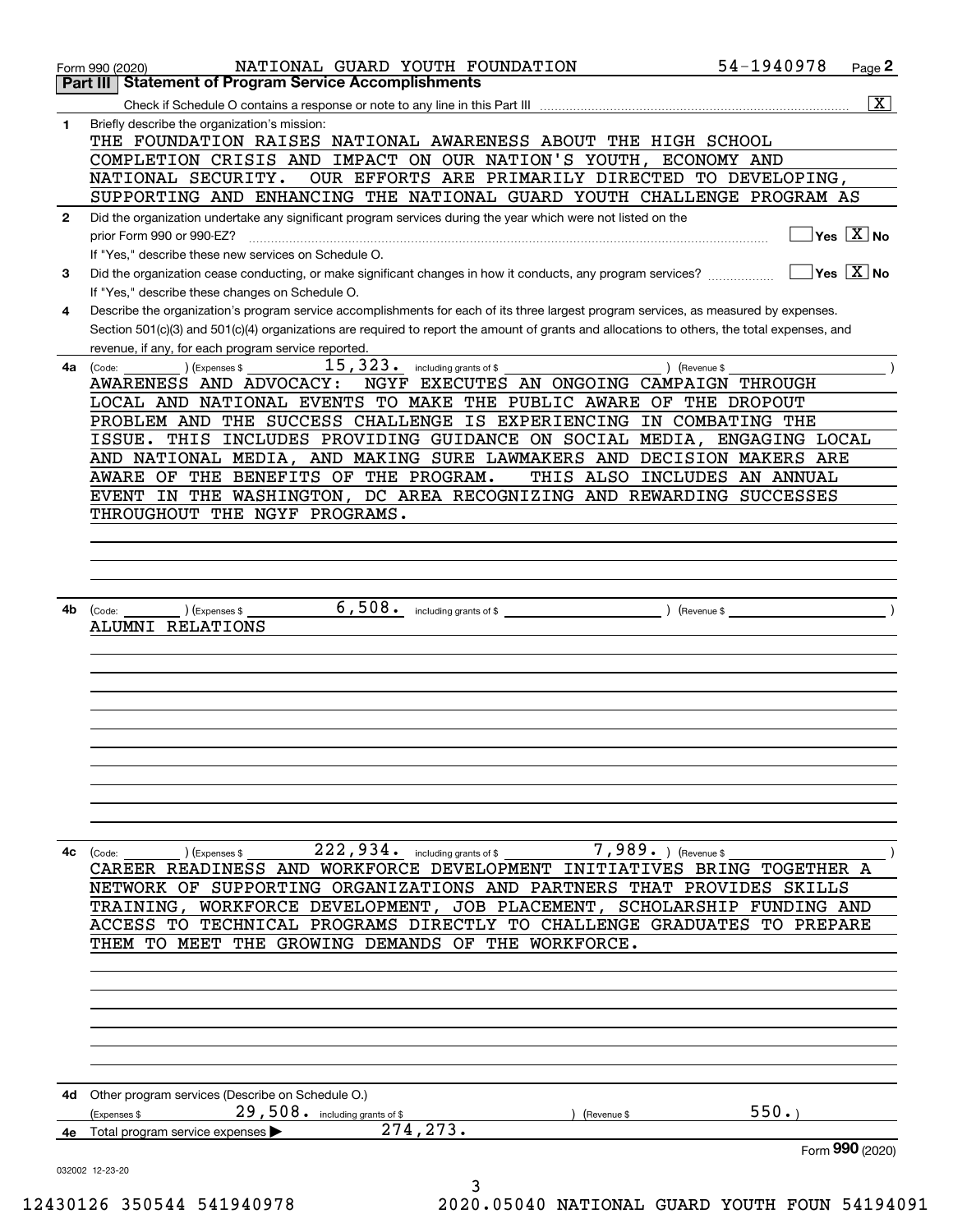Form 990 (2020) NATIONAL GUARD YOUTH FOUNDATION 54-1940978

## Part III Statement of Program Service Accomplishments

Check if Schedule O contains a response or note to any line in this Part III [X]

**1** Briefly describe the organization's mission:

THE FOUNDATION RAISES NATIONAL AWARENESS ABOUT THE HIGH SCHOOL COMPLETION CRISIS AND IMPACT ON OUR NATION'S YOUTH, ECONOMY AND NATIONAL SECURITY. OUR EFFORTS ARE PRIMARILY DIRECTED TO DEVELOPING, SUPPORTING AND ENHANCING THE NATIONAL GUARD YOUTH CHALLENGE PROGRAM AS

**2** Did the organization undertake any significant program services during the year which were not listed on the prior Form 990 or 990-EZ? [ ] Yes [X] No

If "Yes," describe these new services on Schedule O.

**3** Did the organization cease conducting, or make significant changes in how it conducts, any program services? [ ] Yes [X] No

If "Yes," describe these changes on Schedule O.

**4** Describe the organization's program service accomplishments for each of its three largest program services, as measured by expenses. Section 501(c)(3) and 501(c)(4) organizations are required to report the amount of grants and allocations to others, the total expenses, and revenue, if any, for each program service reported.

**4a** (Code: ) (Expenses $ 15,323. including grants of $ ) (Revenue $ )

AWARENESS AND ADVOCACY: NGYF EXECUTES AN ONGOING CAMPAIGN THROUGH LOCAL AND NATIONAL EVENTS TO MAKE THE PUBLIC AWARE OF THE DROPOUT PROBLEM AND THE SUCCESS CHALLENGE IS EXPERIENCING IN COMBATING THE ISSUE. THIS INCLUDES PROVIDING GUIDANCE ON SOCIAL MEDIA, ENGAGING LOCAL AND NATIONAL MEDIA, AND MAKING SURE LAWMAKERS AND DECISION MAKERS ARE AWARE OF THE BENEFITS OF THE PROGRAM. THIS ALSO INCLUDES AN ANNUAL EVENT IN THE WASHINGTON, DC AREA RECOGNIZING AND REWARDING SUCCESSES THROUGHOUT THE NGYF PROGRAMS.

**4b** (Code: ) (Expenses $ 6,508. including grants of $ ) (Revenue $ )

ALUMNI RELATIONS

**4c** (Code: ) (Expenses $ 222,934. including grants of $ 7,989. ) (Revenue $ )

CAREER READINESS AND WORKFORCE DEVELOPMENT INITIATIVES BRING TOGETHER A NETWORK OF SUPPORTING ORGANIZATIONS AND PARTNERS THAT PROVIDES SKILLS TRAINING, WORKFORCE DEVELOPMENT, JOB PLACEMENT, SCHOLARSHIP FUNDING AND ACCESS TO TECHNICAL PROGRAMS DIRECTLY TO CHALLENGE GRADUATES TO PREPARE THEM TO MEET THE GROWING DEMANDS OF THE WORKFORCE.

**4d** Other program services (Describe on Schedule O.)

(Expenses $ 29,508. including grants of $ ) (Revenue $ 550.)

**4e** Total program service expenses ▶ 274,273.

Form **990** (2020)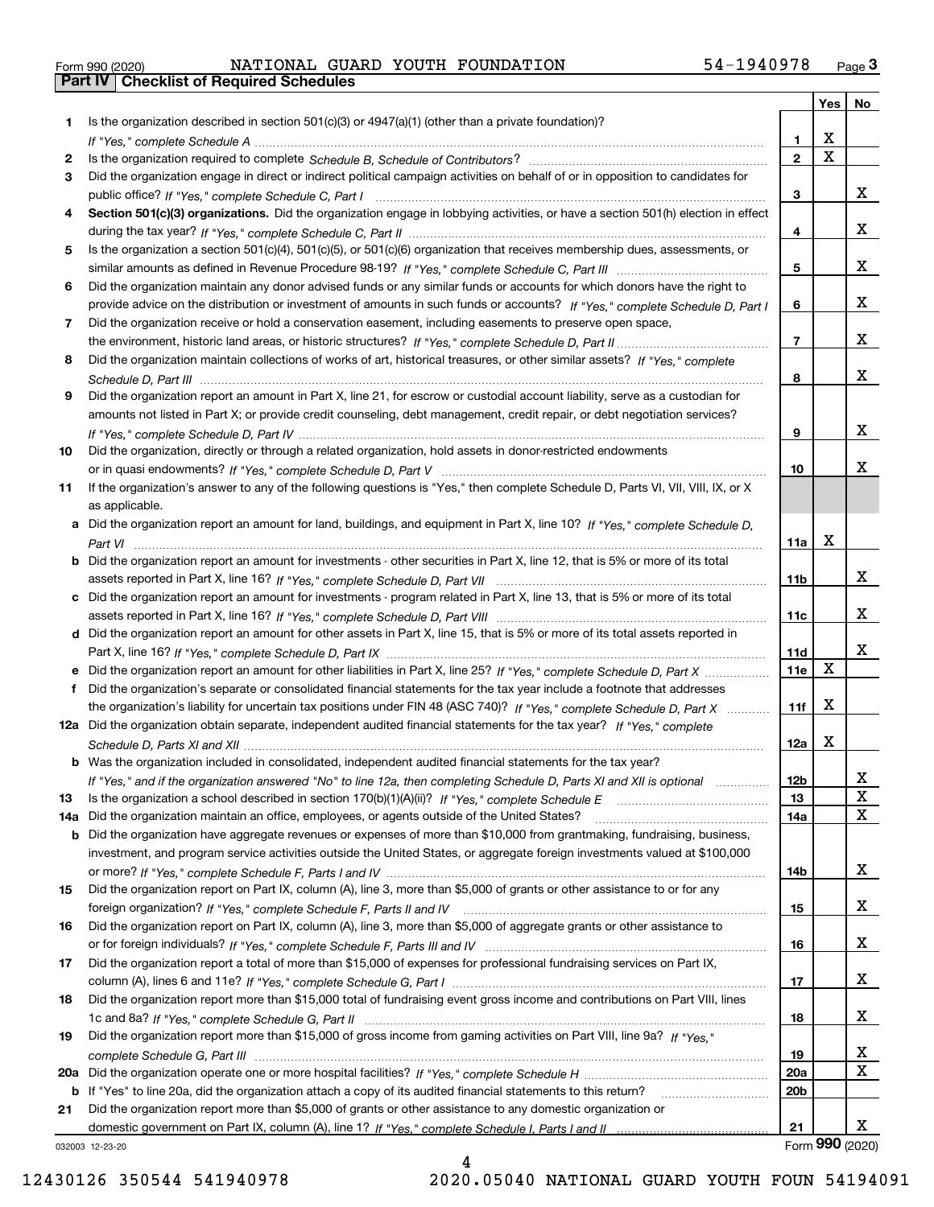Form 990 (2020) NATIONAL GUARD YOUTH FOUNDATION 54-1940978 Page 3

## Part IV Checklist of Required Schedules

| | | | Yes | No |
|---|---|---|---|---|
| 1 | Is the organization described in section 501(c)(3) or 4947(a)(1) (other than a private foundation)? *If "Yes," complete Schedule A* | 1 | X | |
| 2 | Is the organization required to complete *Schedule B, Schedule of Contributors*? | 2 | X | |
| 3 | Did the organization engage in direct or indirect political campaign activities on behalf of or in opposition to candidates for public office? *If "Yes," complete Schedule C, Part I* | 3 | | X |
| 4 | **Section 501(c)(3) organizations.** Did the organization engage in lobbying activities, or have a section 501(h) election in effect during the tax year? *If "Yes," complete Schedule C, Part II* | 4 | | X |
| 5 | Is the organization a section 501(c)(4), 501(c)(5), or 501(c)(6) organization that receives membership dues, assessments, or similar amounts as defined in Revenue Procedure 98-19? *If "Yes," complete Schedule C, Part III* | 5 | | X |
| 6 | Did the organization maintain any donor advised funds or any similar funds or accounts for which donors have the right to provide advice on the distribution or investment of amounts in such funds or accounts? *If "Yes," complete Schedule D, Part I* | 6 | | X |
| 7 | Did the organization receive or hold a conservation easement, including easements to preserve open space, the environment, historic land areas, or historic structures? *If "Yes," complete Schedule D, Part II* | 7 | | X |
| 8 | Did the organization maintain collections of works of art, historical treasures, or other similar assets? *If "Yes," complete Schedule D, Part III* | 8 | | X |
| 9 | Did the organization report an amount in Part X, line 21, for escrow or custodial account liability, serve as a custodian for amounts not listed in Part X; or provide credit counseling, debt management, credit repair, or debt negotiation services? *If "Yes," complete Schedule D, Part IV* | 9 | | X |
| 10 | Did the organization, directly or through a related organization, hold assets in donor-restricted endowments or in quasi endowments? *If "Yes," complete Schedule D, Part V* | 10 | | X |
| 11 | If the organization's answer to any of the following questions is "Yes," then complete Schedule D, Parts VI, VII, VIII, IX, or X as applicable. | | | |
| a | Did the organization report an amount for land, buildings, and equipment in Part X, line 10? *If "Yes," complete Schedule D, Part VI* | 11a | X | |
| b | Did the organization report an amount for investments - other securities in Part X, line 12, that is 5% or more of its total assets reported in Part X, line 16? *If "Yes," complete Schedule D, Part VII* | 11b | | X |
| c | Did the organization report an amount for investments - program related in Part X, line 13, that is 5% or more of its total assets reported in Part X, line 16? *If "Yes," complete Schedule D, Part VIII* | 11c | | X |
| d | Did the organization report an amount for other assets in Part X, line 15, that is 5% or more of its total assets reported in Part X, line 16? *If "Yes," complete Schedule D, Part IX* | 11d | | X |
| e | Did the organization report an amount for other liabilities in Part X, line 25? *If "Yes," complete Schedule D, Part X* | 11e | X | |
| f | Did the organization's separate or consolidated financial statements for the tax year include a footnote that addresses the organization's liability for uncertain tax positions under FIN 48 (ASC 740)? *If "Yes," complete Schedule D, Part X* | 11f | X | |
| 12a | Did the organization obtain separate, independent audited financial statements for the tax year? *If "Yes," complete Schedule D, Parts XI and XII* | 12a | X | |
| b | Was the organization included in consolidated, independent audited financial statements for the tax year? *If "Yes," and if the organization answered "No" to line 12a, then completing Schedule D, Parts XI and XII is optional* | 12b | | X |
| 13 | Is the organization a school described in section 170(b)(1)(A)(ii)? *If "Yes," complete Schedule E* | 13 | | X |
| 14a | Did the organization maintain an office, employees, or agents outside of the United States? | 14a | | X |
| b | Did the organization have aggregate revenues or expenses of more than $10,000 from grantmaking, fundraising, business, investment, and program service activities outside the United States, or aggregate foreign investments valued at $100,000 or more? *If "Yes," complete Schedule F, Parts I and IV* | 14b | | X |
| 15 | Did the organization report on Part IX, column (A), line 3, more than $5,000 of grants or other assistance to or for any foreign organization? *If "Yes," complete Schedule F, Parts II and IV* | 15 | | X |
| 16 | Did the organization report on Part IX, column (A), line 3, more than $5,000 of aggregate grants or other assistance to or for foreign individuals? *If "Yes," complete Schedule F, Parts III and IV* | 16 | | X |
| 17 | Did the organization report a total of more than $15,000 of expenses for professional fundraising services on Part IX, column (A), lines 6 and 11e? *If "Yes," complete Schedule G, Part I* | 17 | | X |
| 18 | Did the organization report more than $15,000 total of fundraising event gross income and contributions on Part VIII, lines 1c and 8a? *If "Yes," complete Schedule G, Part II* | 18 | | X |
| 19 | Did the organization report more than $15,000 of gross income from gaming activities on Part VIII, line 9a? *If "Yes," complete Schedule G, Part III* | 19 | | X |
| 20a | Did the organization operate one or more hospital facilities? *If "Yes," complete Schedule H* | 20a | | X |
| b | If "Yes" to line 20a, did the organization attach a copy of its audited financial statements to this return? | 20b | | |
| 21 | Did the organization report more than $5,000 of grants or other assistance to any domestic organization or domestic government on Part IX, column (A), line 1? *If "Yes," complete Schedule I, Parts I and II* | 21 | | X |

032003 12-23-20

Form 990 (2020)

12430126 350544 541940978 2020.05040 NATIONAL GUARD YOUTH FOUN 54194091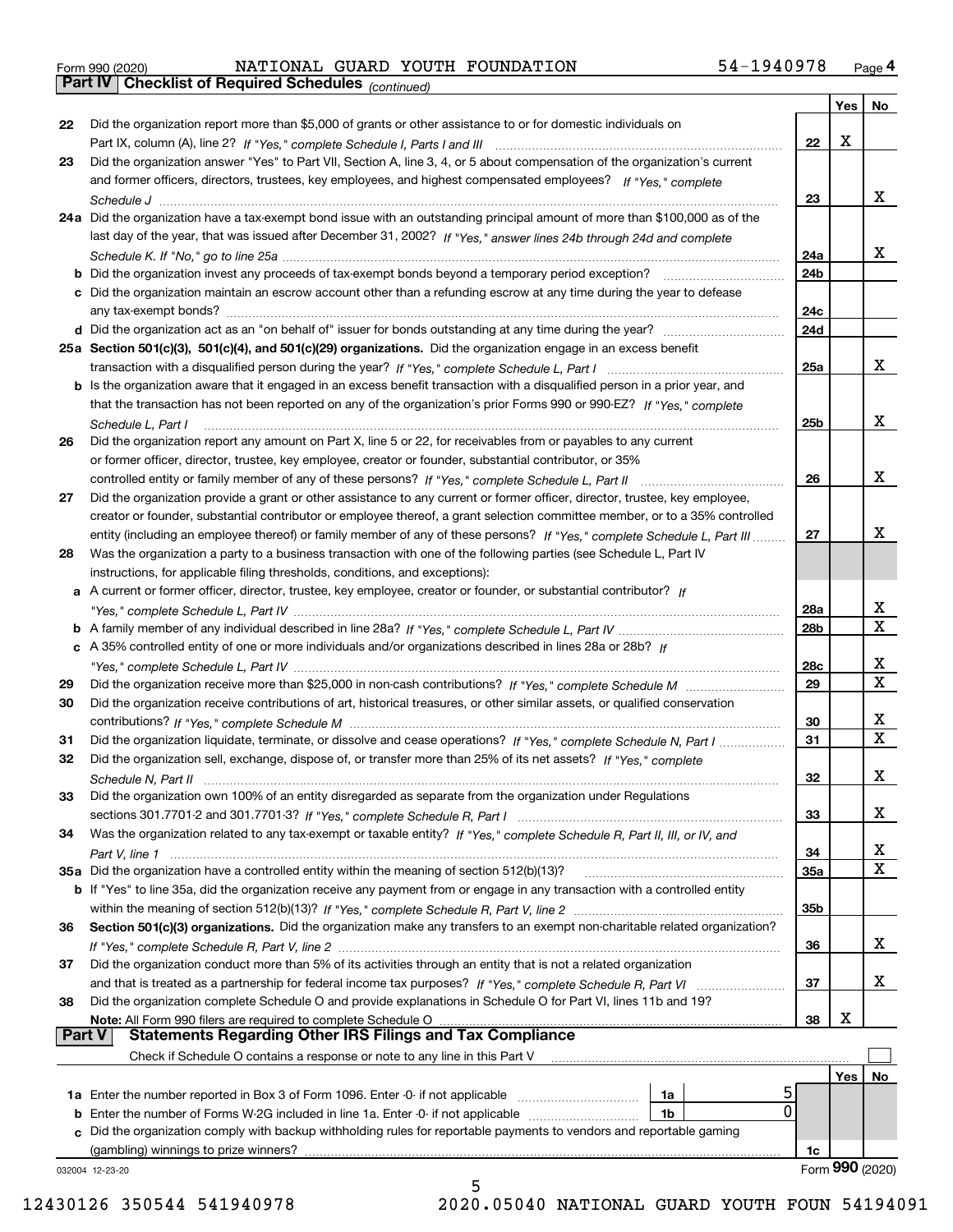Form 990 (2020) NATIONAL GUARD YOUTH FOUNDATION 54-1940978

**Part IV Checklist of Required Schedules** *(continued)*

| | | | Yes | No |
|---|---|---|---|---|
| 22 | Did the organization report more than $5,000 of grants or other assistance to or for domestic individuals on Part IX, column (A), line 2? *If "Yes," complete Schedule I, Parts I and III* | 22 | X | |
| 23 | Did the organization answer "Yes" to Part VII, Section A, line 3, 4, or 5 about compensation of the organization's current and former officers, directors, trustees, key employees, and highest compensated employees? *If "Yes," complete Schedule J* | 23 | | X |
| 24a | Did the organization have a tax-exempt bond issue with an outstanding principal amount of more than $100,000 as of the last day of the year, that was issued after December 31, 2002? *If "Yes," answer lines 24b through 24d and complete Schedule K. If "No," go to line 25a* | 24a | | X |
| b | Did the organization invest any proceeds of tax-exempt bonds beyond a temporary period exception? | 24b | | |
| c | Did the organization maintain an escrow account other than a refunding escrow at any time during the year to defease any tax-exempt bonds? | 24c | | |
| d | Did the organization act as an "on behalf of" issuer for bonds outstanding at any time during the year? | 24d | | |
| 25a | **Section 501(c)(3), 501(c)(4), and 501(c)(29) organizations.** Did the organization engage in an excess benefit transaction with a disqualified person during the year? *If "Yes," complete Schedule L, Part I* | 25a | | X |
| b | Is the organization aware that it engaged in an excess benefit transaction with a disqualified person in a prior year, and that the transaction has not been reported on any of the organization's prior Forms 990 or 990-EZ? *If "Yes," complete Schedule L, Part I* | 25b | | X |
| 26 | Did the organization report any amount on Part X, line 5 or 22, for receivables from or payables to any current or former officer, director, trustee, key employee, creator or founder, substantial contributor, or 35% controlled entity or family member of any of these persons? *If "Yes," complete Schedule L, Part II* | 26 | | X |
| 27 | Did the organization provide a grant or other assistance to any current or former officer, director, trustee, key employee, creator or founder, substantial contributor or employee thereof, a grant selection committee member, or to a 35% controlled entity (including an employee thereof) or family member of any of these persons? *If "Yes," complete Schedule L, Part III* | 27 | | X |
| 28 | Was the organization a party to a business transaction with one of the following parties (see Schedule L, Part IV instructions, for applicable filing thresholds, conditions, and exceptions): | | | |
| a | A current or former officer, director, trustee, key employee, creator or founder, or substantial contributor? *If "Yes," complete Schedule L, Part IV* | 28a | | X |
| b | A family member of any individual described in line 28a? *If "Yes," complete Schedule L, Part IV* | 28b | | X |
| c | A 35% controlled entity of one or more individuals and/or organizations described in lines 28a or 28b? *If "Yes," complete Schedule L, Part IV* | 28c | | X |
| 29 | Did the organization receive more than $25,000 in non-cash contributions? *If "Yes," complete Schedule M* | 29 | | X |
| 30 | Did the organization receive contributions of art, historical treasures, or other similar assets, or qualified conservation contributions? *If "Yes," complete Schedule M* | 30 | | X |
| 31 | Did the organization liquidate, terminate, or dissolve and cease operations? *If "Yes," complete Schedule N, Part I* | 31 | | X |
| 32 | Did the organization sell, exchange, dispose of, or transfer more than 25% of its net assets? *If "Yes," complete Schedule N, Part II* | 32 | | X |
| 33 | Did the organization own 100% of an entity disregarded as separate from the organization under Regulations sections 301.7701-2 and 301.7701-3? *If "Yes," complete Schedule R, Part I* | 33 | | X |
| 34 | Was the organization related to any tax-exempt or taxable entity? *If "Yes," complete Schedule R, Part II, III, or IV, and Part V, line 1* | 34 | | X |
| 35a | Did the organization have a controlled entity within the meaning of section 512(b)(13)? | 35a | | X |
| b | If "Yes" to line 35a, did the organization receive any payment from or engage in any transaction with a controlled entity within the meaning of section 512(b)(13)? *If "Yes," complete Schedule R, Part V, line 2* | 35b | | |
| 36 | **Section 501(c)(3) organizations.** Did the organization make any transfers to an exempt non-charitable related organization? *If "Yes," complete Schedule R, Part V, line 2* | 36 | | X |
| 37 | Did the organization conduct more than 5% of its activities through an entity that is not a related organization and that is treated as a partnership for federal income tax purposes? *If "Yes," complete Schedule R, Part VI* | 37 | | X |
| 38 | Did the organization complete Schedule O and provide explanations in Schedule O for Part VI, lines 11b and 19? **Note:** All Form 990 filers are required to complete Schedule O | 38 | X | |

**Part V Statements Regarding Other IRS Filings and Tax Compliance**

Check if Schedule O contains a response or note to any line in this Part V ☐

| | | | | Yes | No |
|---|---|---|---|---|---|
| 1a | Enter the number reported in Box 3 of Form 1096. Enter -0- if not applicable | 1a | 5 | | |
| b | Enter the number of Forms W-2G included in line 1a. Enter -0- if not applicable | 1b | 0 | | |
| c | Did the organization comply with backup withholding rules for reportable payments to vendors and reportable gaming (gambling) winnings to prize winners? | | 1c | | |

Form **990** (2020)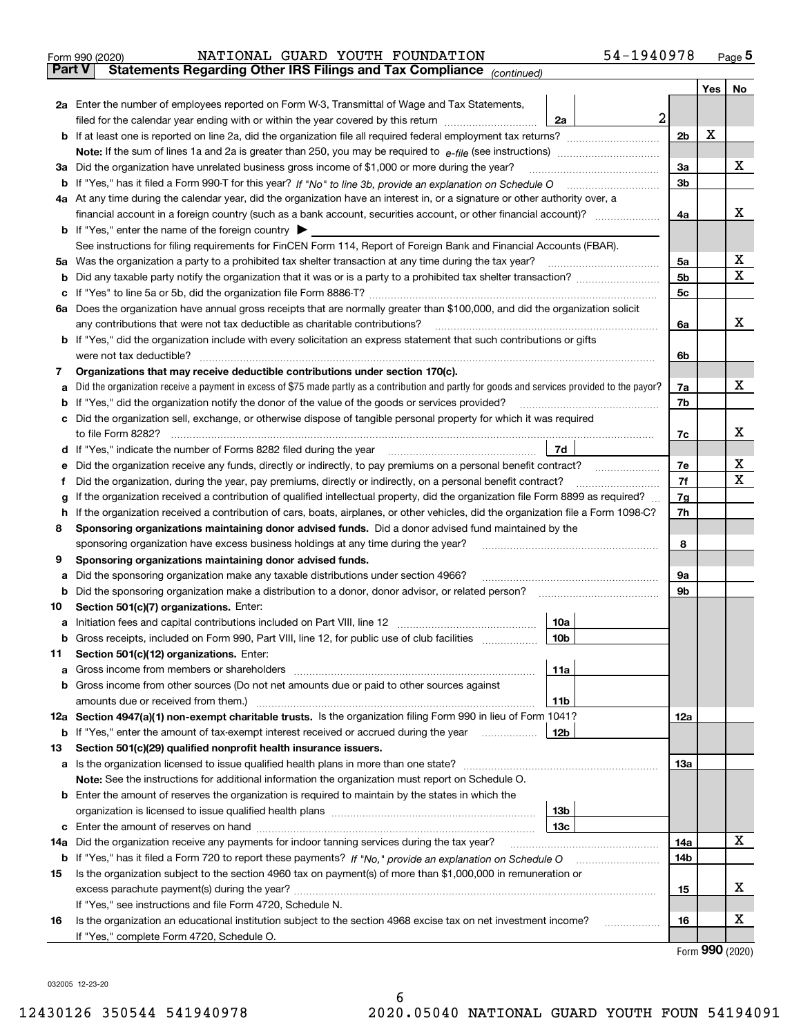Form 990 (2020) NATIONAL GUARD YOUTH FOUNDATION 54-1940978 Page 5

**Part V Statements Regarding Other IRS Filings and Tax Compliance** *(continued)*

| | | | | Yes | No |
|---|---|---|---|---|---|
| **2a** | Enter the number of employees reported on Form W-3, Transmittal of Wage and Tax Statements, filed for the calendar year ending with or within the year covered by this return | 2a | 2 | | |
| **b** | If at least one is reported on line 2a, did the organization file all required federal employment tax returns? | | 2b | X | |
| | **Note:** If the sum of lines 1a and 2a is greater than 250, you may be required to *e-file* (see instructions) | | | | |
| **3a** | Did the organization have unrelated business gross income of $1,000 or more during the year? | | 3a | | X |
| **b** | If "Yes," has it filed a Form 990-T for this year? *If "No" to line 3b, provide an explanation on Schedule O* | | 3b | | |
| **4a** | At any time during the calendar year, did the organization have an interest in, or a signature or other authority over, a financial account in a foreign country (such as a bank account, securities account, or other financial account)? | | 4a | | X |
| **b** | If "Yes," enter the name of the foreign country ▶ | | | | |
| | See instructions for filing requirements for FinCEN Form 114, Report of Foreign Bank and Financial Accounts (FBAR). | | | | |
| **5a** | Was the organization a party to a prohibited tax shelter transaction at any time during the tax year? | | 5a | | X |
| **b** | Did any taxable party notify the organization that it was or is a party to a prohibited tax shelter transaction? | | 5b | | X |
| **c** | If "Yes" to line 5a or 5b, did the organization file Form 8886-T? | | 5c | | |
| **6a** | Does the organization have annual gross receipts that are normally greater than $100,000, and did the organization solicit any contributions that were not tax deductible as charitable contributions? | | 6a | | X |
| **b** | If "Yes," did the organization include with every solicitation an express statement that such contributions or gifts were not tax deductible? | | 6b | | |
| **7** | **Organizations that may receive deductible contributions under section 170(c).** | | | | |
| **a** | Did the organization receive a payment in excess of $75 made partly as a contribution and partly for goods and services provided to the payor? | | 7a | | X |
| **b** | If "Yes," did the organization notify the donor of the value of the goods or services provided? | | 7b | | |
| **c** | Did the organization sell, exchange, or otherwise dispose of tangible personal property for which it was required to file Form 8282? | | 7c | | X |
| **d** | If "Yes," indicate the number of Forms 8282 filed during the year | 7d | | | |
| **e** | Did the organization receive any funds, directly or indirectly, to pay premiums on a personal benefit contract? | | 7e | | X |
| **f** | Did the organization, during the year, pay premiums, directly or indirectly, on a personal benefit contract? | | 7f | | X |
| **g** | If the organization received a contribution of qualified intellectual property, did the organization file Form 8899 as required? | | 7g | | |
| **h** | If the organization received a contribution of cars, boats, airplanes, or other vehicles, did the organization file a Form 1098-C? | | 7h | | |
| **8** | **Sponsoring organizations maintaining donor advised funds.** Did a donor advised fund maintained by the sponsoring organization have excess business holdings at any time during the year? | | 8 | | |
| **9** | **Sponsoring organizations maintaining donor advised funds.** | | | | |
| **a** | Did the sponsoring organization make any taxable distributions under section 4966? | | 9a | | |
| **b** | Did the sponsoring organization make a distribution to a donor, donor advisor, or related person? | | 9b | | |
| **10** | **Section 501(c)(7) organizations.** Enter: | | | | |
| **a** | Initiation fees and capital contributions included on Part VIII, line 12 | 10a | | | |
| **b** | Gross receipts, included on Form 990, Part VIII, line 12, for public use of club facilities | 10b | | | |
| **11** | **Section 501(c)(12) organizations.** Enter: | | | | |
| **a** | Gross income from members or shareholders | 11a | | | |
| **b** | Gross income from other sources (Do not net amounts due or paid to other sources against amounts due or received from them.) | 11b | | | |
| **12a** | **Section 4947(a)(1) non-exempt charitable trusts.** Is the organization filing Form 990 in lieu of Form 1041? | | 12a | | |
| **b** | If "Yes," enter the amount of tax-exempt interest received or accrued during the year | 12b | | | |
| **13** | **Section 501(c)(29) qualified nonprofit health insurance issuers.** | | | | |
| **a** | Is the organization licensed to issue qualified health plans in more than one state? | | 13a | | |
| | **Note:** See the instructions for additional information the organization must report on Schedule O. | | | | |
| **b** | Enter the amount of reserves the organization is required to maintain by the states in which the organization is licensed to issue qualified health plans | 13b | | | |
| **c** | Enter the amount of reserves on hand | 13c | | | |
| **14a** | Did the organization receive any payments for indoor tanning services during the tax year? | | 14a | | X |
| **b** | If "Yes," has it filed a Form 720 to report these payments? *If "No," provide an explanation on Schedule O* | | 14b | | |
| **15** | Is the organization subject to the section 4960 tax on payment(s) of more than $1,000,000 in remuneration or excess parachute payment(s) during the year? | | 15 | | X |
| | If "Yes," see instructions and file Form 4720, Schedule N. | | | | |
| **16** | Is the organization an educational institution subject to the section 4968 excise tax on net investment income? | | 16 | | X |
| | If "Yes," complete Form 4720, Schedule O. | | | | |

Form **990** (2020)

032005 12-23-20

12430126 350544 541940978 2020.05040 NATIONAL GUARD YOUTH FOUN 54194091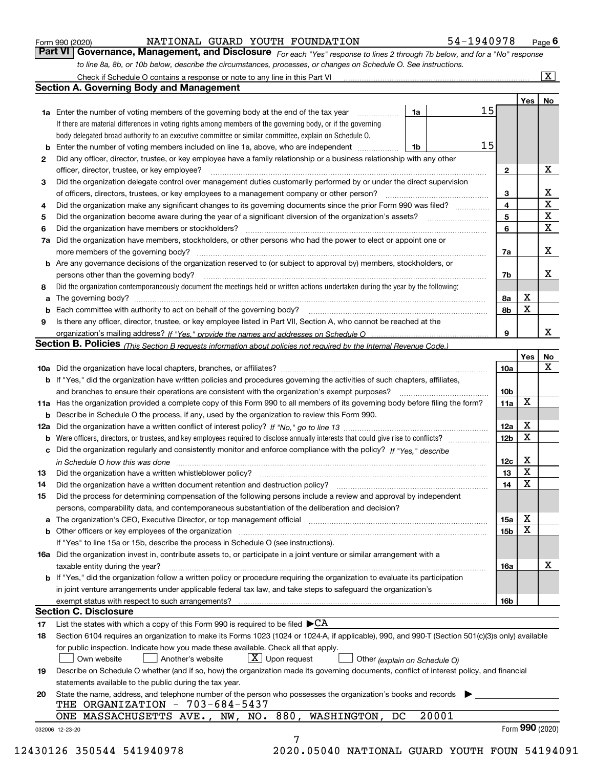Form 990 (2020) NATIONAL GUARD YOUTH FOUNDATION 54-1940978 Page 6

## Part VI Governance, Management, and Disclosure

*For each "Yes" response to lines 2 through 7b below, and for a "No" response to line 8a, 8b, or 10b below, describe the circumstances, processes, or changes on Schedule O. See instructions.*

Check if Schedule O contains a response or note to any line in this Part VI [X]

### Section A. Governing Body and Management

| | | | | Yes | No |
|---|---|---|---|---|---|
| **1a** | Enter the number of voting members of the governing body at the end of the tax year. If there are material differences in voting rights among members of the governing body, or if the governing body delegated broad authority to an executive committee or similar committee, explain on Schedule O. | 1a | 15 | | |
| **b** | Enter the number of voting members included on line 1a, above, who are independent | 1b | 15 | | |
| **2** | Did any officer, director, trustee, or key employee have a family relationship or a business relationship with any other officer, director, trustee, or key employee? | 2 | | | X |
| **3** | Did the organization delegate control over management duties customarily performed by or under the direct supervision of officers, directors, trustees, or key employees to a management company or other person? | 3 | | | X |
| **4** | Did the organization make any significant changes to its governing documents since the prior Form 990 was filed? | 4 | | | X |
| **5** | Did the organization become aware during the year of a significant diversion of the organization's assets? | 5 | | | X |
| **6** | Did the organization have members or stockholders? | 6 | | | X |
| **7a** | Did the organization have members, stockholders, or other persons who had the power to elect or appoint one or more members of the governing body? | 7a | | | X |
| **b** | Are any governance decisions of the organization reserved to (or subject to approval by) members, stockholders, or persons other than the governing body? | 7b | | | X |
| **8** | Did the organization contemporaneously document the meetings held or written actions undertaken during the year by the following: | | | | |
| **a** | The governing body? | 8a | | X | |
| **b** | Each committee with authority to act on behalf of the governing body? | 8b | | X | |
| **9** | Is there any officer, director, trustee, or key employee listed in Part VII, Section A, who cannot be reached at the organization's mailing address? *If "Yes," provide the names and addresses on Schedule O* | 9 | | | X |

### Section B. Policies *(This Section B requests information about policies not required by the Internal Revenue Code.)*

| | | | Yes | No |
|---|---|---|---|---|
| **10a** | Did the organization have local chapters, branches, or affiliates? | 10a | | X |
| **b** | If "Yes," did the organization have written policies and procedures governing the activities of such chapters, affiliates, and branches to ensure their operations are consistent with the organization's exempt purposes? | 10b | | |
| **11a** | Has the organization provided a complete copy of this Form 990 to all members of its governing body before filing the form? | 11a | X | |
| **b** | Describe in Schedule O the process, if any, used by the organization to review this Form 990. | | | |
| **12a** | Did the organization have a written conflict of interest policy? *If "No," go to line 13* | 12a | X | |
| **b** | Were officers, directors, or trustees, and key employees required to disclose annually interests that could give rise to conflicts? | 12b | X | |
| **c** | Did the organization regularly and consistently monitor and enforce compliance with the policy? *If "Yes," describe in Schedule O how this was done* | 12c | X | |
| **13** | Did the organization have a written whistleblower policy? | 13 | X | |
| **14** | Did the organization have a written document retention and destruction policy? | 14 | X | |
| **15** | Did the process for determining compensation of the following persons include a review and approval by independent persons, comparability data, and contemporaneous substantiation of the deliberation and decision? | | | |
| **a** | The organization's CEO, Executive Director, or top management official | 15a | X | |
| **b** | Other officers or key employees of the organization | 15b | X | |
| | If "Yes" to line 15a or 15b, describe the process in Schedule O (see instructions). | | | |
| **16a** | Did the organization invest in, contribute assets to, or participate in a joint venture or similar arrangement with a taxable entity during the year? | 16a | | X |
| **b** | If "Yes," did the organization follow a written policy or procedure requiring the organization to evaluate its participation in joint venture arrangements under applicable federal tax law, and take steps to safeguard the organization's exempt status with respect to such arrangements? | 16b | | |

### Section C. Disclosure

**17** List the states with which a copy of this Form 990 is required to be filed ▶CA

**18** Section 6104 requires an organization to make its Forms 1023 (1024 or 1024-A, if applicable), 990, and 990-T (Section 501(c)(3)s only) available for public inspection. Indicate how you made these available. Check all that apply.

[ ] Own website [ ] Another's website [X] Upon request [ ] Other *(explain on Schedule O)*

**19** Describe on Schedule O whether (and if so, how) the organization made its governing documents, conflict of interest policy, and financial statements available to the public during the tax year.

**20** State the name, address, and telephone number of the person who possesses the organization's books and records ▶

THE ORGANIZATION - 703-684-5437
ONE MASSACHUSETTS AVE., NW, NO. 880, WASHINGTON, DC 20001

032006 12-23-20 Form **990** (2020)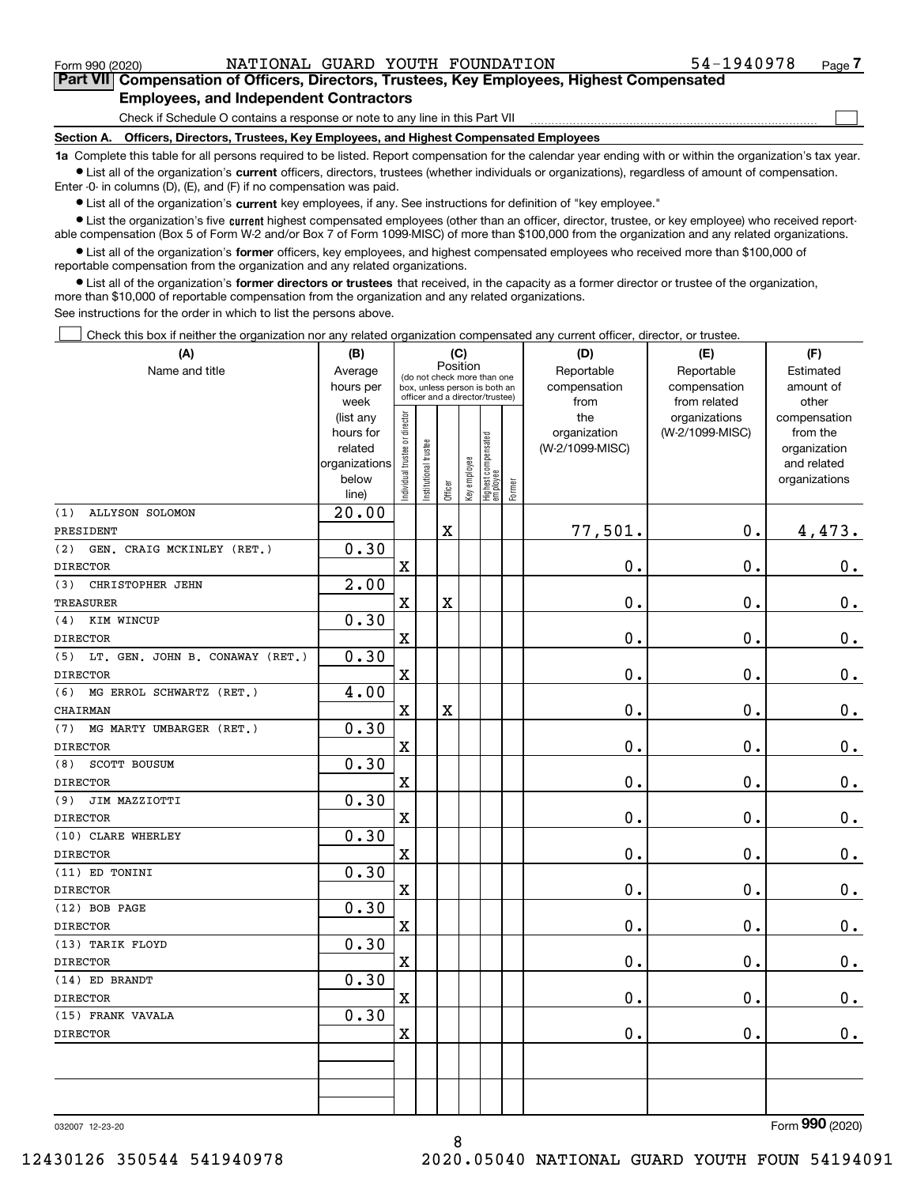Form 990 (2020) NATIONAL GUARD YOUTH FOUNDATION 54-1940978 Page 7

**Part VII Compensation of Officers, Directors, Trustees, Key Employees, Highest Compensated Employees, and Independent Contractors**

Check if Schedule O contains a response or note to any line in this Part VII ☐

**Section A. Officers, Directors, Trustees, Key Employees, and Highest Compensated Employees**

**1a** Complete this table for all persons required to be listed. Report compensation for the calendar year ending with or within the organization's tax year.

- List all of the organization's **current** officers, directors, trustees (whether individuals or organizations), regardless of amount of compensation. Enter -0- in columns (D), (E), and (F) if no compensation was paid.
- List all of the organization's **current** key employees, if any. See instructions for definition of "key employee."
- List the organization's five **current** highest compensated employees (other than an officer, director, trustee, or key employee) who received reportable compensation (Box 5 of Form W-2 and/or Box 7 of Form 1099-MISC) of more than $100,000 from the organization and any related organizations.
- List all of the organization's **former** officers, key employees, and highest compensated employees who received more than $100,000 of reportable compensation from the organization and any related organizations.
- List all of the organization's **former directors or trustees** that received, in the capacity as a former director or trustee of the organization, more than $10,000 of reportable compensation from the organization and any related organizations.

See instructions for the order in which to list the persons above.

☐ Check this box if neither the organization nor any related organization compensated any current officer, director, or trustee.

| (A) Name and title | (B) Average hours per week (list any hours for related organizations below line) | (C) Position: Individual trustee or director | Institutional trustee | Officer | Key employee | Highest compensated employee | Former | (D) Reportable compensation from the organization (W-2/1099-MISC) | (E) Reportable compensation from related organizations (W-2/1099-MISC) | (F) Estimated amount of other compensation from the organization and related organizations |
|---|---|---|---|---|---|---|---|---|---|---|
| (1) ALLYSON SOLOMON<br>PRESIDENT | 20.00 | | | X | | | | 77,501. | 0. | 4,473. |
| (2) GEN. CRAIG MCKINLEY (RET.)<br>DIRECTOR | 0.30 | X | | | | | | 0. | 0. | 0. |
| (3) CHRISTOPHER JEHN<br>TREASURER | 2.00 | X | | X | | | | 0. | 0. | 0. |
| (4) KIM WINCUP<br>DIRECTOR | 0.30 | X | | | | | | 0. | 0. | 0. |
| (5) LT. GEN. JOHN B. CONAWAY (RET.)<br>DIRECTOR | 0.30 | X | | | | | | 0. | 0. | 0. |
| (6) MG ERROL SCHWARTZ (RET.)<br>CHAIRMAN | 4.00 | X | | X | | | | 0. | 0. | 0. |
| (7) MG MARTY UMBARGER (RET.)<br>DIRECTOR | 0.30 | X | | | | | | 0. | 0. | 0. |
| (8) SCOTT BOUSUM<br>DIRECTOR | 0.30 | X | | | | | | 0. | 0. | 0. |
| (9) JIM MAZZIOTTI<br>DIRECTOR | 0.30 | X | | | | | | 0. | 0. | 0. |
| (10) CLARE WHERLEY<br>DIRECTOR | 0.30 | X | | | | | | 0. | 0. | 0. |
| (11) ED TONINI<br>DIRECTOR | 0.30 | X | | | | | | 0. | 0. | 0. |
| (12) BOB PAGE<br>DIRECTOR | 0.30 | X | | | | | | 0. | 0. | 0. |
| (13) TARIK FLOYD<br>DIRECTOR | 0.30 | X | | | | | | 0. | 0. | 0. |
| (14) ED BRANDT<br>DIRECTOR | 0.30 | X | | | | | | 0. | 0. | 0. |
| (15) FRANK VAVALA<br>DIRECTOR | 0.30 | X | | | | | | 0. | 0. | 0. |

032007 12-23-20 Form **990** (2020)

12430126 350544 541940978 2020.05040 NATIONAL GUARD YOUTH FOUN 54194091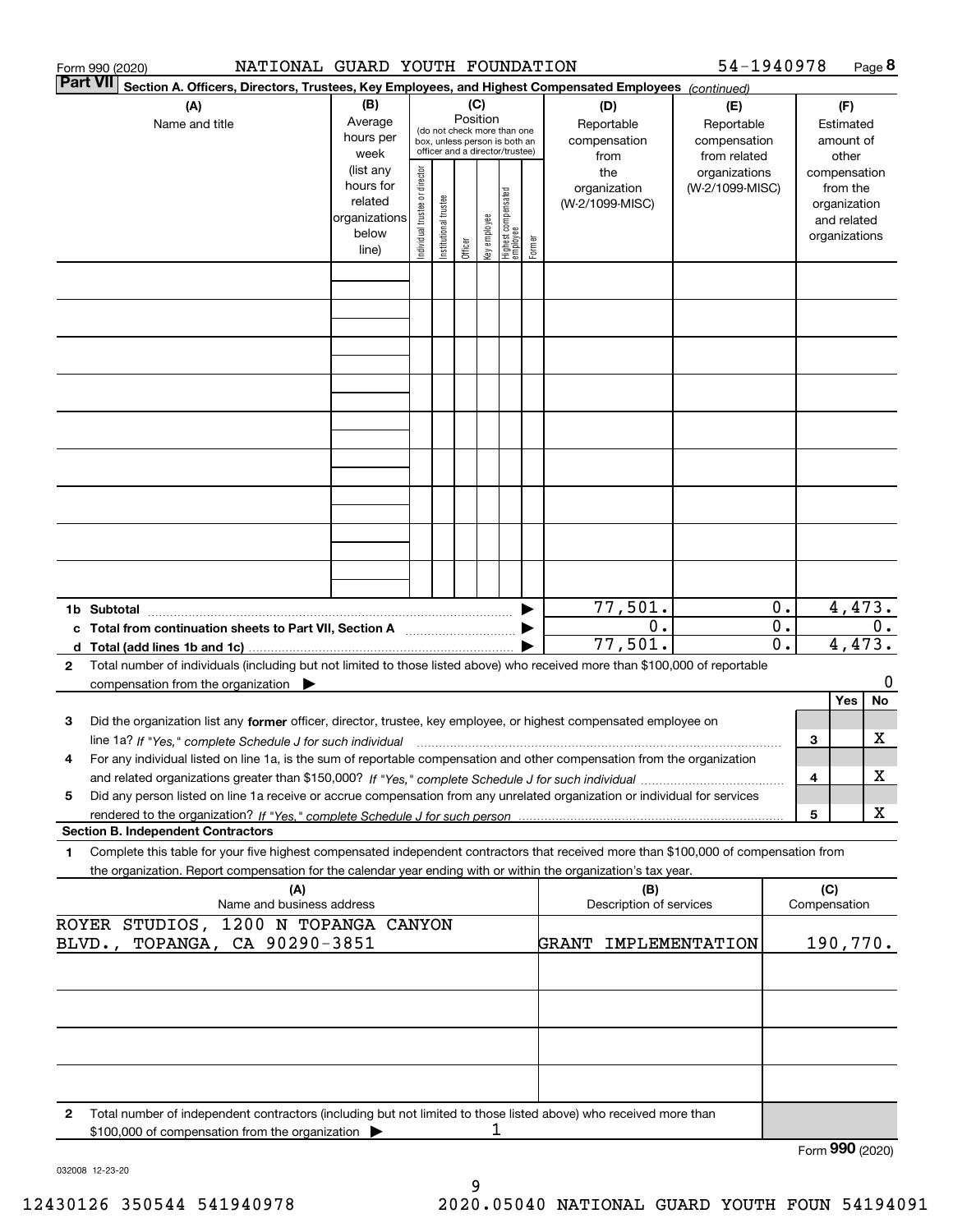Form 990 (2020) NATIONAL GUARD YOUTH FOUNDATION 54-1940978 Page 8

**Part VII** **Section A. Officers, Directors, Trustees, Key Employees, and Highest Compensated Employees** *(continued)*

| (A) Name and title | (B) Average hours per week (list any hours for related organizations below line) | (C) Position (do not check more than one box, unless person is both an officer and a director/trustee): Individual trustee or director | Institutional trustee | Officer | Key employee | Highest compensated employee | Former | (D) Reportable compensation from the organization (W-2/1099-MISC) | (E) Reportable compensation from related organizations (W-2/1099-MISC) | (F) Estimated amount of other compensation from the organization and related organizations |
|---|---|---|---|---|---|---|---|---|---|---|
| | | | | | | | | | | |
| | | | | | | | | | | |
| | | | | | | | | | | |
| | | | | | | | | | | |
| | | | | | | | | | | |
| | | | | | | | | | | |
| | | | | | | | | | | |
| | | | | | | | | | | |
| | | | | | | | | | | |
| **1b Subtotal** | | | | | | | | 77,501. | 0. | 4,473. |
| **c Total from continuation sheets to Part VII, Section A** | | | | | | | | 0. | 0. | 0. |
| **d Total (add lines 1b and 1c)** | | | | | | | | 77,501. | 0. | 4,473. |

**2** Total number of individuals (including but not limited to those listed above) who received more than $100,000 of reportable compensation from the organization ▶ 0

| | | Yes | No |
|---|---|---|---|
| **3** Did the organization list any **former** officer, director, trustee, key employee, or highest compensated employee on line 1a? *If "Yes," complete Schedule J for such individual* | 3 | | X |
| **4** For any individual listed on line 1a, is the sum of reportable compensation and other compensation from the organization and related organizations greater than $150,000? *If "Yes," complete Schedule J for such individual* | 4 | | X |
| **5** Did any person listed on line 1a receive or accrue compensation from any unrelated organization or individual for services rendered to the organization? *If "Yes," complete Schedule J for such person* | 5 | | X |

**Section B. Independent Contractors**

**1** Complete this table for your five highest compensated independent contractors that received more than $100,000 of compensation from the organization. Report compensation for the calendar year ending with or within the organization's tax year.

| (A) Name and business address | (B) Description of services | (C) Compensation |
|---|---|---|
| ROYER STUDIOS, 1200 N TOPANGA CANYON BLVD., TOPANGA, CA 90290-3851 | GRANT IMPLEMENTATION | 190,770. |
| | | |
| | | |
| | | |
| | | |

**2** Total number of independent contractors (including but not limited to those listed above) who received more than $100,000 of compensation from the organization ▶ 1

Form **990** (2020)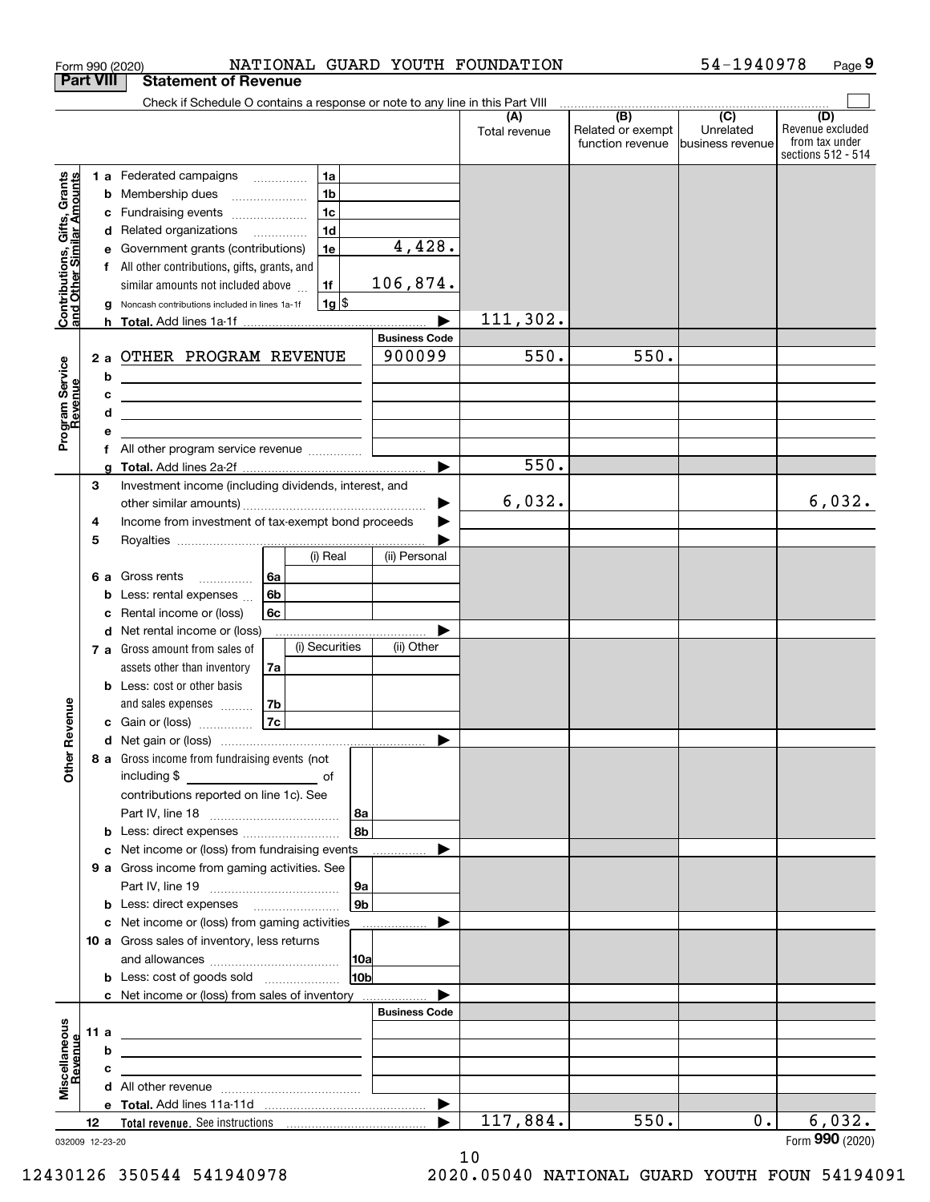Form 990 (2020) NATIONAL GUARD YOUTH FOUNDATION 54-1940978

## Part VIII Statement of Revenue

Check if Schedule O contains a response or note to any line in this Part VIII

| | | | | (A) Total revenue | (B) Related or exempt function revenue | (C) Unrelated business revenue | (D) Revenue excluded from tax under sections 512 - 514 |
|---|---|---|---|---|---|---|---|
| **Contributions, Gifts, Grants and Other Similar Amounts** | 1 a Federated campaigns | 1a | | | | | |
| | b Membership dues | 1b | | | | | |
| | c Fundraising events | 1c | | | | | |
| | d Related organizations | 1d | | | | | |
| | e Government grants (contributions) | 1e | 4,428. | | | | |
| | f All other contributions, gifts, grants, and similar amounts not included above | 1f | 106,874. | | | | |
| | g Noncash contributions included in lines 1a-1f | 1g $ | | | | | |
| | h **Total.** Add lines 1a-1f | | | 111,302. | | | |
| **Program Service Revenue** | | | Business Code | | | | |
| | 2 a OTHER PROGRAM REVENUE | | 900099 | 550. | 550. | | |
| | b | | | | | | |
| | c | | | | | | |
| | d | | | | | | |
| | e | | | | | | |
| | f All other program service revenue | | | | | | |
| | g **Total.** Add lines 2a-2f | | | 550. | | | |
| **Other Revenue** | 3 Investment income (including dividends, interest, and other similar amounts) | | | 6,032. | | | 6,032. |
| | 4 Income from investment of tax-exempt bond proceeds | | | | | | |
| | 5 Royalties | | | | | | |
| | | | (i) Real / (ii) Personal | | | | |
| | 6 a Gross rents | 6a | | | | | |
| | b Less: rental expenses | 6b | | | | | |
| | c Rental income or (loss) | 6c | | | | | |
| | d Net rental income or (loss) | | | | | | |
| | | | (i) Securities / (ii) Other | | | | |
| | 7 a Gross amount from sales of assets other than inventory | 7a | | | | | |
| | b Less: cost or other basis and sales expenses | 7b | | | | | |
| | c Gain or (loss) | 7c | | | | | |
| | d Net gain or (loss) | | | | | | |
| | 8 a Gross income from fundraising events (not including $ ____ of contributions reported on line 1c). See Part IV, line 18 | 8a | | | | | |
| | b Less: direct expenses | 8b | | | | | |
| | c Net income or (loss) from fundraising events | | | | | | |
| | 9 a Gross income from gaming activities. See Part IV, line 19 | 9a | | | | | |
| | b Less: direct expenses | 9b | | | | | |
| | c Net income or (loss) from gaming activities | | | | | | |
| | 10 a Gross sales of inventory, less returns and allowances | 10a | | | | | |
| | b Less: cost of goods sold | 10b | | | | | |
| | c Net income or (loss) from sales of inventory | | | | | | |
| **Miscellaneous Revenue** | | | Business Code | | | | |
| | 11 a | | | | | | |
| | b | | | | | | |
| | c | | | | | | |
| | d All other revenue | | | | | | |
| | e **Total.** Add lines 11a-11d | | | | | | |
| | 12 **Total revenue.** See instructions | | | 117,884. | 550. | 0. | 6,032. |

032009 12-23-20

Form **990** (2020)

12430126 350544 541940978 2020.05040 NATIONAL GUARD YOUTH FOUN 54194091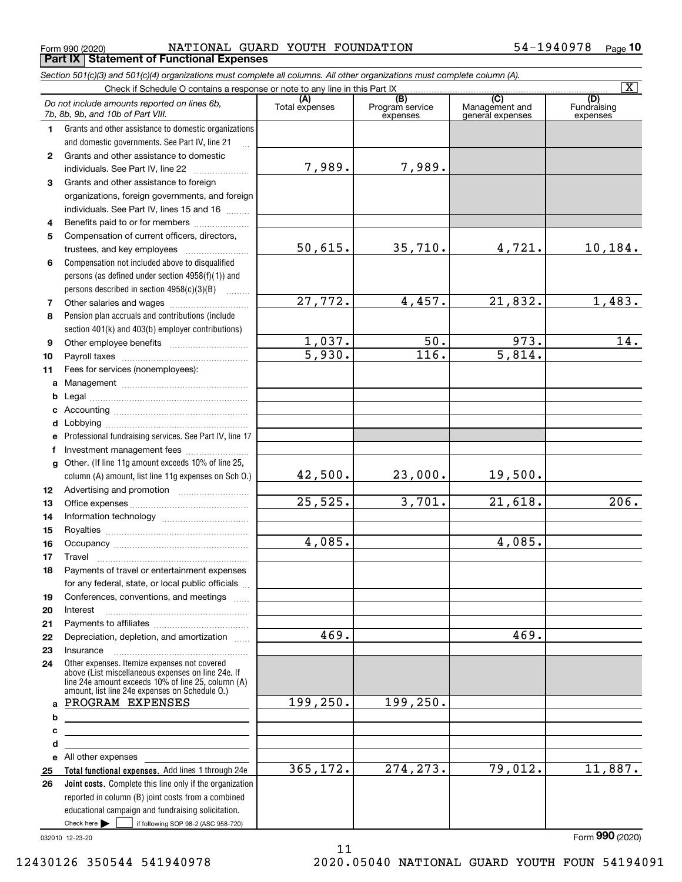Form 990 (2020) NATIONAL GUARD YOUTH FOUNDATION 54-1940978

## Part IX Statement of Functional Expenses

*Section 501(c)(3) and 501(c)(4) organizations must complete all columns. All other organizations must complete column (A).*

Check if Schedule O contains a response or note to any line in this Part IX [X]

| *Do not include amounts reported on lines 6b, 7b, 8b, 9b, and 10b of Part VIII.* | (A) Total expenses | (B) Program service expenses | (C) Management and general expenses | (D) Fundraising expenses |
|---|---|---|---|---|
| 1 Grants and other assistance to domestic organizations and domestic governments. See Part IV, line 21 | | | | |
| 2 Grants and other assistance to domestic individuals. See Part IV, line 22 | 7,989. | 7,989. | | |
| 3 Grants and other assistance to foreign organizations, foreign governments, and foreign individuals. See Part IV, lines 15 and 16 | | | | |
| 4 Benefits paid to or for members | | | | |
| 5 Compensation of current officers, directors, trustees, and key employees | 50,615. | 35,710. | 4,721. | 10,184. |
| 6 Compensation not included above to disqualified persons (as defined under section 4958(f)(1)) and persons described in section 4958(c)(3)(B) | | | | |
| 7 Other salaries and wages | 27,772. | 4,457. | 21,832. | 1,483. |
| 8 Pension plan accruals and contributions (include section 401(k) and 403(b) employer contributions) | | | | |
| 9 Other employee benefits | 1,037. | 50. | 973. | 14. |
| 10 Payroll taxes | 5,930. | 116. | 5,814. | |
| 11 Fees for services (nonemployees): | | | | |
| a Management | | | | |
| b Legal | | | | |
| c Accounting | | | | |
| d Lobbying | | | | |
| e Professional fundraising services. See Part IV, line 17 | | | | |
| f Investment management fees | | | | |
| g Other. (If line 11g amount exceeds 10% of line 25, column (A) amount, list line 11g expenses on Sch O.) | 42,500. | 23,000. | 19,500. | |
| 12 Advertising and promotion | | | | |
| 13 Office expenses | 25,525. | 3,701. | 21,618. | 206. |
| 14 Information technology | | | | |
| 15 Royalties | | | | |
| 16 Occupancy | 4,085. | | 4,085. | |
| 17 Travel | | | | |
| 18 Payments of travel or entertainment expenses for any federal, state, or local public officials | | | | |
| 19 Conferences, conventions, and meetings | | | | |
| 20 Interest | | | | |
| 21 Payments to affiliates | | | | |
| 22 Depreciation, depletion, and amortization | 469. | | 469. | |
| 23 Insurance | | | | |
| 24 Other expenses. Itemize expenses not covered above (List miscellaneous expenses on line 24e. If line 24e amount exceeds 10% of line 25, column (A) amount, list line 24e expenses on Schedule O.) | | | | |
| a PROGRAM EXPENSES | 199,250. | 199,250. | | |
| b | | | | |
| c | | | | |
| d | | | | |
| e All other expenses | | | | |
| 25 **Total functional expenses.** Add lines 1 through 24e | 365,172. | 274,273. | 79,012. | 11,887. |
| 26 **Joint costs.** Complete this line only if the organization reported in column (B) joint costs from a combined educational campaign and fundraising solicitation. Check here [ ] if following SOP 98-2 (ASC 958-720) | | | | |

032010 12-23-20

Form **990** (2020)

12430126 350544 541940978 2020.05040 NATIONAL GUARD YOUTH FOUN 54194091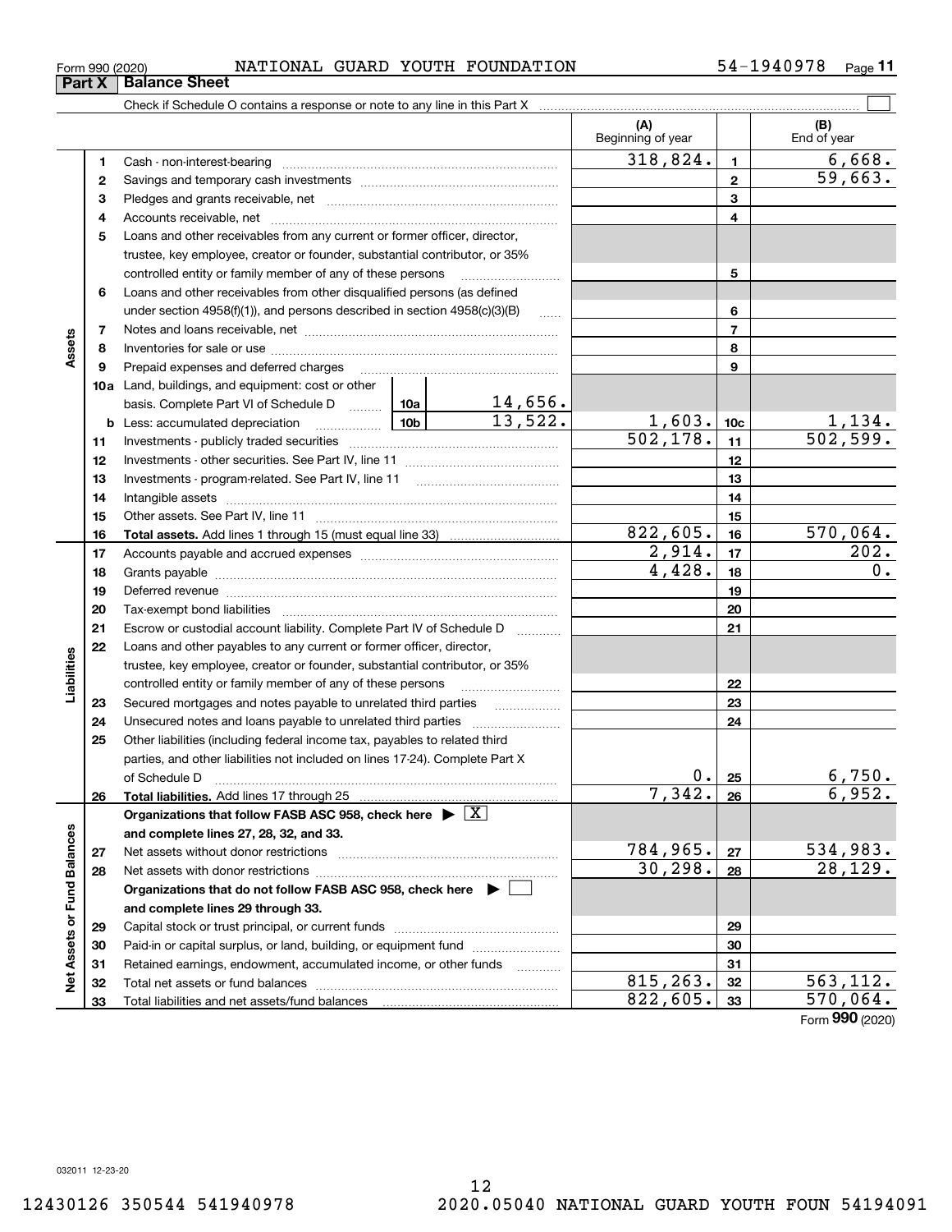Form 990 (2020) NATIONAL GUARD YOUTH FOUNDATION 54-1940978

## Part X | Balance Sheet

Check if Schedule O contains a response or note to any line in this Part X ☐

| | | | | (A) Beginning of year | | (B) End of year |
|---|---|---|---|---|---|---|
| **Assets** | 1 | Cash - non-interest-bearing | | 318,824. | 1 | 6,668. |
| | 2 | Savings and temporary cash investments | | | 2 | 59,663. |
| | 3 | Pledges and grants receivable, net | | | 3 | |
| | 4 | Accounts receivable, net | | | 4 | |
| | 5 | Loans and other receivables from any current or former officer, director, trustee, key employee, creator or founder, substantial contributor, or 35% controlled entity or family member of any of these persons | | | 5 | |
| | 6 | Loans and other receivables from other disqualified persons (as defined under section 4958(f)(1)), and persons described in section 4958(c)(3)(B) | | | 6 | |
| | 7 | Notes and loans receivable, net | | | 7 | |
| | 8 | Inventories for sale or use | | | 8 | |
| | 9 | Prepaid expenses and deferred charges | | | 9 | |
| | 10a | Land, buildings, and equipment: cost or other basis. Complete Part VI of Schedule D | 10a 14,656. | | | |
| | b | Less: accumulated depreciation | 10b 13,522. | 1,603. | 10c | 1,134. |
| | 11 | Investments - publicly traded securities | | 502,178. | 11 | 502,599. |
| | 12 | Investments - other securities. See Part IV, line 11 | | | 12 | |
| | 13 | Investments - program-related. See Part IV, line 11 | | | 13 | |
| | 14 | Intangible assets | | | 14 | |
| | 15 | Other assets. See Part IV, line 11 | | | 15 | |
| | 16 | **Total assets.** Add lines 1 through 15 (must equal line 33) | | 822,605. | 16 | 570,064. |
| **Liabilities** | 17 | Accounts payable and accrued expenses | | 2,914. | 17 | 202. |
| | 18 | Grants payable | | 4,428. | 18 | 0. |
| | 19 | Deferred revenue | | | 19 | |
| | 20 | Tax-exempt bond liabilities | | | 20 | |
| | 21 | Escrow or custodial account liability. Complete Part IV of Schedule D | | | 21 | |
| | 22 | Loans and other payables to any current or former officer, director, trustee, key employee, creator or founder, substantial contributor, or 35% controlled entity or family member of any of these persons | | | 22 | |
| | 23 | Secured mortgages and notes payable to unrelated third parties | | | 23 | |
| | 24 | Unsecured notes and loans payable to unrelated third parties | | | 24 | |
| | 25 | Other liabilities (including federal income tax, payables to related third parties, and other liabilities not included on lines 17-24). Complete Part X of Schedule D | | 0. | 25 | 6,750. |
| | 26 | **Total liabilities.** Add lines 17 through 25 | | 7,342. | 26 | 6,952. |
| **Net Assets or Fund Balances** | | **Organizations that follow FASB ASC 958, check here** ▶ ☒ **and complete lines 27, 28, 32, and 33.** | | | | |
| | 27 | Net assets without donor restrictions | | 784,965. | 27 | 534,983. |
| | 28 | Net assets with donor restrictions | | 30,298. | 28 | 28,129. |
| | | **Organizations that do not follow FASB ASC 958, check here** ▶ ☐ **and complete lines 29 through 33.** | | | | |
| | 29 | Capital stock or trust principal, or current funds | | | 29 | |
| | 30 | Paid-in or capital surplus, or land, building, or equipment fund | | | 30 | |
| | 31 | Retained earnings, endowment, accumulated income, or other funds | | | 31 | |
| | 32 | Total net assets or fund balances | | 815,263. | 32 | 563,112. |
| | 33 | Total liabilities and net assets/fund balances | | 822,605. | 33 | 570,064. |

Form **990** (2020)

032011 12-23-20

12430126 350544 541940978 2020.05040 NATIONAL GUARD YOUTH FOUN 54194091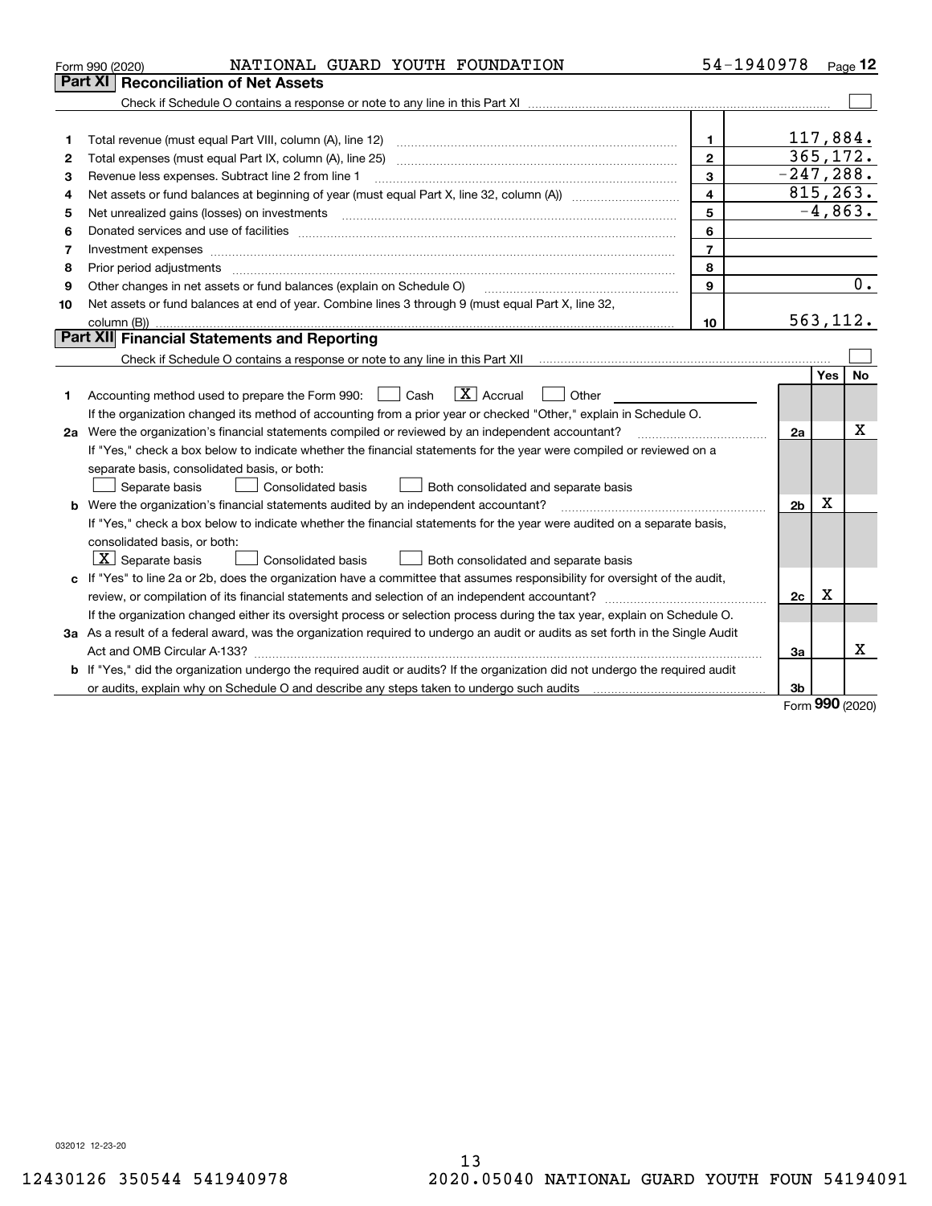Form 990 (2020) NATIONAL GUARD YOUTH FOUNDATION 54-1940978 Page 12

## Part XI Reconciliation of Net Assets

Check if Schedule O contains a response or note to any line in this Part XI ☐

| | | | |
|---|---|---|---|
| 1 | Total revenue (must equal Part VIII, column (A), line 12) | 1 | 117,884. |
| 2 | Total expenses (must equal Part IX, column (A), line 25) | 2 | 365,172. |
| 3 | Revenue less expenses. Subtract line 2 from line 1 | 3 | -247,288. |
| 4 | Net assets or fund balances at beginning of year (must equal Part X, line 32, column (A)) | 4 | 815,263. |
| 5 | Net unrealized gains (losses) on investments | 5 | -4,863. |
| 6 | Donated services and use of facilities | 6 | |
| 7 | Investment expenses | 7 | |
| 8 | Prior period adjustments | 8 | |
| 9 | Other changes in net assets or fund balances (explain on Schedule O) | 9 | 0. |
| 10 | Net assets or fund balances at end of year. Combine lines 3 through 9 (must equal Part X, line 32, column (B)) | 10 | 563,112. |

## Part XII Financial Statements and Reporting

Check if Schedule O contains a response or note to any line in this Part XII ☐

| | | | Yes | No |
|---|---|---|---|---|
| 1 | Accounting method used to prepare the Form 990: ☐ Cash ☒ Accrual ☐ Other<br>If the organization changed its method of accounting from a prior year or checked "Other," explain in Schedule O. | | | |
| 2a | Were the organization's financial statements compiled or reviewed by an independent accountant?<br>If "Yes," check a box below to indicate whether the financial statements for the year were compiled or reviewed on a separate basis, consolidated basis, or both:<br>☐ Separate basis ☐ Consolidated basis ☐ Both consolidated and separate basis | 2a | | X |
| b | Were the organization's financial statements audited by an independent accountant?<br>If "Yes," check a box below to indicate whether the financial statements for the year were audited on a separate basis, consolidated basis, or both:<br>☒ Separate basis ☐ Consolidated basis ☐ Both consolidated and separate basis | 2b | X | |
| c | If "Yes" to line 2a or 2b, does the organization have a committee that assumes responsibility for oversight of the audit, review, or compilation of its financial statements and selection of an independent accountant?<br>If the organization changed either its oversight process or selection process during the tax year, explain on Schedule O. | 2c | X | |
| 3a | As a result of a federal award, was the organization required to undergo an audit or audits as set forth in the Single Audit Act and OMB Circular A-133? | 3a | | X |
| b | If "Yes," did the organization undergo the required audit or audits? If the organization did not undergo the required audit or audits, explain why on Schedule O and describe any steps taken to undergo such audits | 3b | | |

Form 990 (2020)

032012 12-23-20

12430126 350544 541940978 2020.05040 NATIONAL GUARD YOUTH FOUN 54194091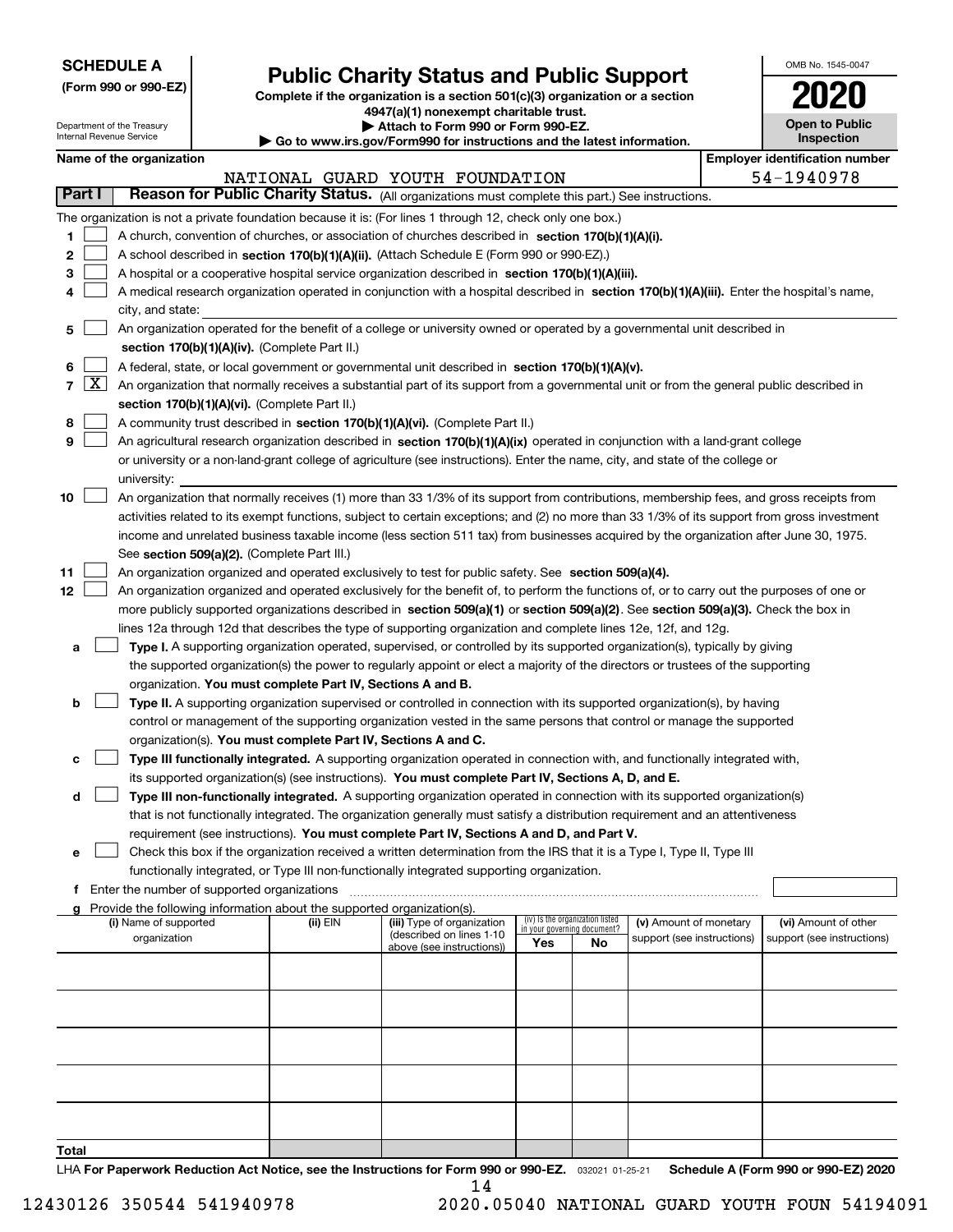**SCHEDULE A**
**(Form 990 or 990-EZ)**

Department of the Treasury
Internal Revenue Service

# Public Charity Status and Public Support

**Complete if the organization is a section 501(c)(3) organization or a section 4947(a)(1) nonexempt charitable trust.**
**▶ Attach to Form 990 or Form 990-EZ.**
**▶ Go to www.irs.gov/Form990 for instructions and the latest information.**

OMB No. 1545-0047
**2020**
**Open to Public Inspection**

**Name of the organization:** NATIONAL GUARD YOUTH FOUNDATION
**Employer identification number:** 54-1940978

## Part I Reason for Public Charity Status. (All organizations must complete this part.) See instructions.

The organization is not a private foundation because it is: (For lines 1 through 12, check only one box.)

1. ☐ A church, convention of churches, or association of churches described in **section 170(b)(1)(A)(i).**
2. ☐ A school described in **section 170(b)(1)(A)(ii).** (Attach Schedule E (Form 990 or 990-EZ).)
3. ☐ A hospital or a cooperative hospital service organization described in **section 170(b)(1)(A)(iii).**
4. ☐ A medical research organization operated in conjunction with a hospital described in **section 170(b)(1)(A)(iii).** Enter the hospital's name, city, and state:
5. ☐ An organization operated for the benefit of a college or university owned or operated by a governmental unit described in **section 170(b)(1)(A)(iv).** (Complete Part II.)
6. ☐ A federal, state, or local government or governmental unit described in **section 170(b)(1)(A)(v).**
7. ☒ An organization that normally receives a substantial part of its support from a governmental unit or from the general public described in **section 170(b)(1)(A)(vi).** (Complete Part II.)
8. ☐ A community trust described in **section 170(b)(1)(A)(vi).** (Complete Part II.)
9. ☐ An agricultural research organization described in **section 170(b)(1)(A)(ix)** operated in conjunction with a land-grant college or university or a non-land-grant college of agriculture (see instructions). Enter the name, city, and state of the college or university:
10. ☐ An organization that normally receives (1) more than 33 1/3% of its support from contributions, membership fees, and gross receipts from activities related to its exempt functions, subject to certain exceptions; and (2) no more than 33 1/3% of its support from gross investment income and unrelated business taxable income (less section 511 tax) from businesses acquired by the organization after June 30, 1975. See **section 509(a)(2).** (Complete Part III.)
11. ☐ An organization organized and operated exclusively to test for public safety. See **section 509(a)(4).**
12. ☐ An organization organized and operated exclusively for the benefit of, to perform the functions of, or to carry out the purposes of one or more publicly supported organizations described in **section 509(a)(1)** or **section 509(a)(2)**. See **section 509(a)(3).** Check the box in lines 12a through 12d that describes the type of supporting organization and complete lines 12e, 12f, and 12g.
   - **a** ☐ **Type I.** A supporting organization operated, supervised, or controlled by its supported organization(s), typically by giving the supported organization(s) the power to regularly appoint or elect a majority of the directors or trustees of the supporting organization. **You must complete Part IV, Sections A and B.**
   - **b** ☐ **Type II.** A supporting organization supervised or controlled in connection with its supported organization(s), by having control or management of the supporting organization vested in the same persons that control or manage the supported organization(s). **You must complete Part IV, Sections A and C.**
   - **c** ☐ **Type III functionally integrated.** A supporting organization operated in connection with, and functionally integrated with, its supported organization(s) (see instructions). **You must complete Part IV, Sections A, D, and E.**
   - **d** ☐ **Type III non-functionally integrated.** A supporting organization operated in connection with its supported organization(s) that is not functionally integrated. The organization generally must satisfy a distribution requirement and an attentiveness requirement (see instructions). **You must complete Part IV, Sections A and D, and Part V.**
   - **e** ☐ Check this box if the organization received a written determination from the IRS that it is a Type I, Type II, Type III functionally integrated, or Type III non-functionally integrated supporting organization.
   - **f** Enter the number of supported organizations
   - **g** Provide the following information about the supported organization(s).

| (i) Name of supported organization | (ii) EIN | (iii) Type of organization (described on lines 1-10 above (see instructions)) | (iv) Is the organization listed in your governing document? Yes | No | (v) Amount of monetary support (see instructions) | (vi) Amount of other support (see instructions) |
|---|---|---|---|---|---|---|
| | | | | | | |
| | | | | | | |
| | | | | | | |
| | | | | | | |
| | | | | | | |
| **Total** | | | | | | |

LHA **For Paperwork Reduction Act Notice, see the Instructions for Form 990 or 990-EZ.** 032021 01-25-21 **Schedule A (Form 990 or 990-EZ) 2020**

12430126 350544 541940978 2020.05040 NATIONAL GUARD YOUTH FOUN 54194091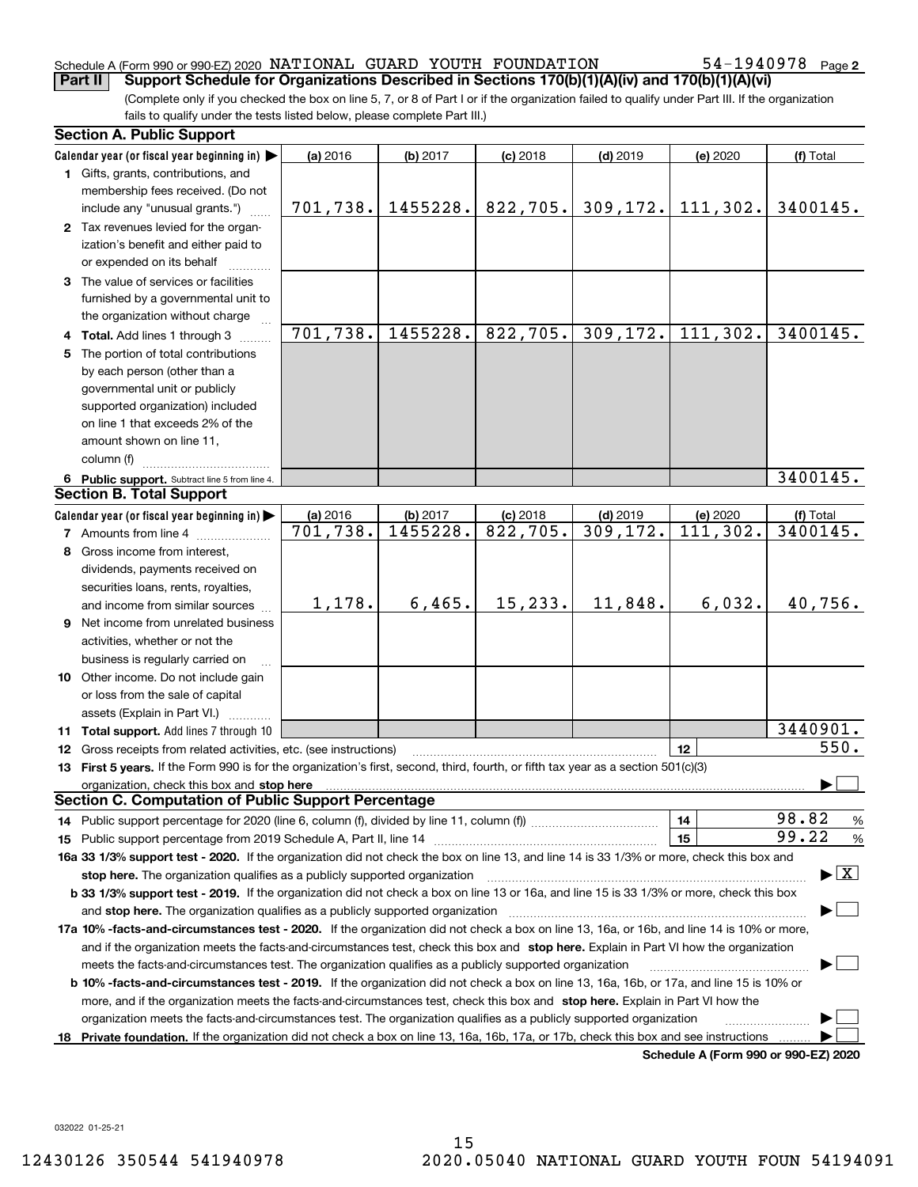Schedule A (Form 990 or 990-EZ) 2020 NATIONAL GUARD YOUTH FOUNDATION 54-1940978 Page 2

**Part II Support Schedule for Organizations Described in Sections 170(b)(1)(A)(iv) and 170(b)(1)(A)(vi)**

(Complete only if you checked the box on line 5, 7, or 8 of Part I or if the organization failed to qualify under Part III. If the organization fails to qualify under the tests listed below, please complete Part III.)

### Section A. Public Support

| Calendar year (or fiscal year beginning in) ▶ | (a) 2016 | (b) 2017 | (c) 2018 | (d) 2019 | (e) 2020 | (f) Total |
|---|---|---|---|---|---|---|
| 1 Gifts, grants, contributions, and membership fees received. (Do not include any "unusual grants.") | 701,738. | 1455228. | 822,705. | 309,172. | 111,302. | 3400145. |
| 2 Tax revenues levied for the organization's benefit and either paid to or expended on its behalf | | | | | | |
| 3 The value of services or facilities furnished by a governmental unit to the organization without charge | | | | | | |
| 4 Total. Add lines 1 through 3 | 701,738. | 1455228. | 822,705. | 309,172. | 111,302. | 3400145. |
| 5 The portion of total contributions by each person (other than a governmental unit or publicly supported organization) included on line 1 that exceeds 2% of the amount shown on line 11, column (f) | | | | | | |
| 6 Public support. Subtract line 5 from line 4. | | | | | | 3400145. |

### Section B. Total Support

| Calendar year (or fiscal year beginning in) ▶ | (a) 2016 | (b) 2017 | (c) 2018 | (d) 2019 | (e) 2020 | (f) Total |
|---|---|---|---|---|---|---|
| 7 Amounts from line 4 | 701,738. | 1455228. | 822,705. | 309,172. | 111,302. | 3400145. |
| 8 Gross income from interest, dividends, payments received on securities loans, rents, royalties, and income from similar sources | 1,178. | 6,465. | 15,233. | 11,848. | 6,032. | 40,756. |
| 9 Net income from unrelated business activities, whether or not the business is regularly carried on | | | | | | |
| 10 Other income. Do not include gain or loss from the sale of capital assets (Explain in Part VI.) | | | | | | |
| 11 Total support. Add lines 7 through 10 | | | | | | 3440901. |

12 Gross receipts from related activities, etc. (see instructions) — 12 — 550.

13 **First 5 years.** If the Form 990 is for the organization's first, second, third, fourth, or fifth tax year as a section 501(c)(3) organization, check this box and **stop here** ▶ ☐

### Section C. Computation of Public Support Percentage

14 Public support percentage for 2020 (line 6, column (f), divided by line 11, column (f)) — 14 — 98.82 %

15 Public support percentage from 2019 Schedule A, Part II, line 14 — 15 — 99.22 %

**16a 33 1/3% support test - 2020.** If the organization did not check the box on line 13, and line 14 is 33 1/3% or more, check this box and **stop here.** The organization qualifies as a publicly supported organization ▶ ☒

**b 33 1/3% support test - 2019.** If the organization did not check a box on line 13 or 16a, and line 15 is 33 1/3% or more, check this box and **stop here.** The organization qualifies as a publicly supported organization ▶ ☐

**17a 10% -facts-and-circumstances test - 2020.** If the organization did not check a box on line 13, 16a, or 16b, and line 14 is 10% or more, and if the organization meets the facts-and-circumstances test, check this box and **stop here.** Explain in Part VI how the organization meets the facts-and-circumstances test. The organization qualifies as a publicly supported organization ▶ ☐

**b 10% -facts-and-circumstances test - 2019.** If the organization did not check a box on line 13, 16a, 16b, or 17a, and line 15 is 10% or more, and if the organization meets the facts-and-circumstances test, check this box and **stop here.** Explain in Part VI how the organization meets the facts-and-circumstances test. The organization qualifies as a publicly supported organization ▶ ☐

**18 Private foundation.** If the organization did not check a box on line 13, 16a, 16b, 17a, or 17b, check this box and see instructions ▶ ☐

**Schedule A (Form 990 or 990-EZ) 2020**

032022 01-25-21

12430126 350544 541940978 2020.05040 NATIONAL GUARD YOUTH FOUN 54194091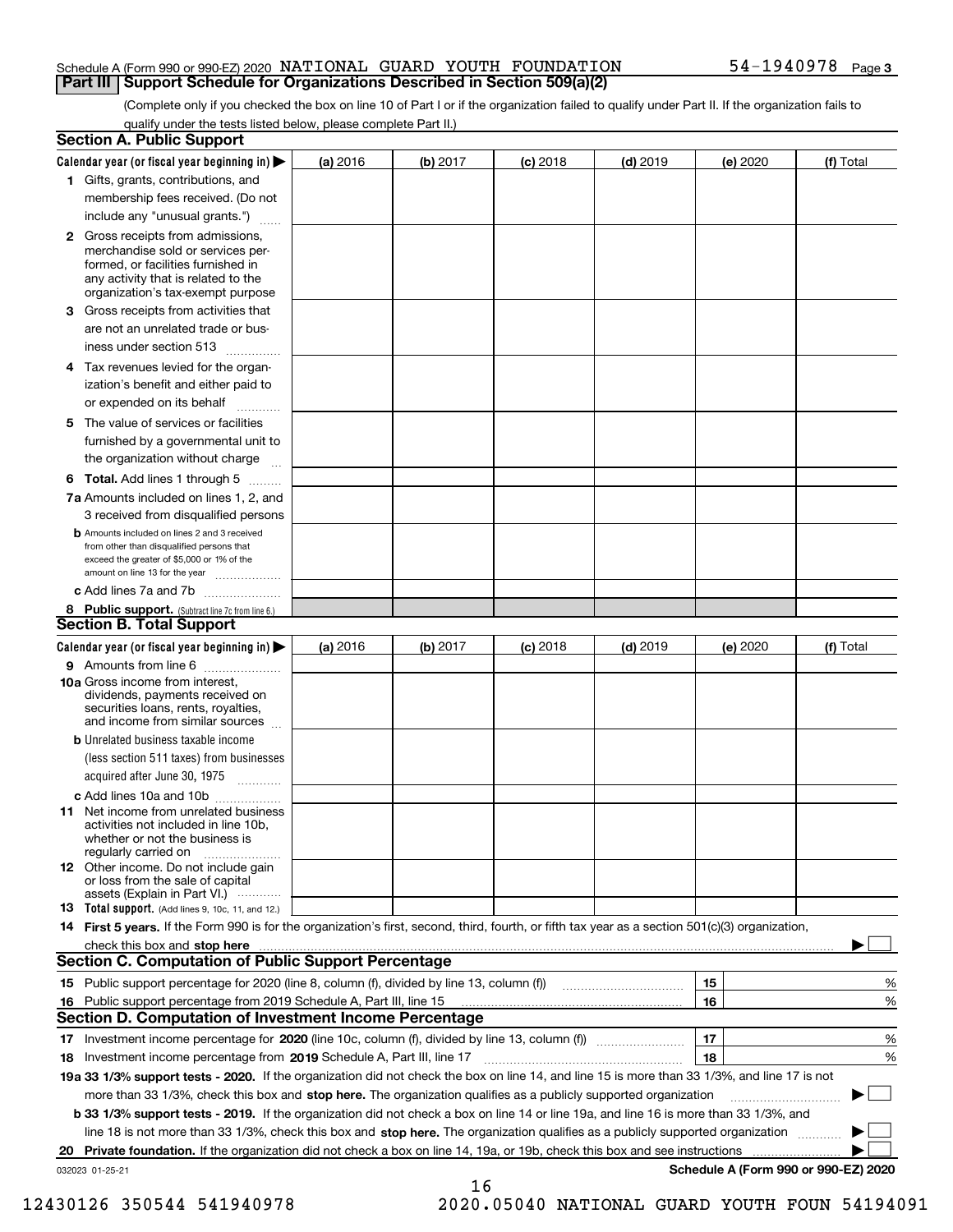Schedule A (Form 990 or 990-EZ) 2020 NATIONAL GUARD YOUTH FOUNDATION 54-1940978 Page 3

## Part III Support Schedule for Organizations Described in Section 509(a)(2)

(Complete only if you checked the box on line 10 of Part I or if the organization failed to qualify under Part II. If the organization fails to qualify under the tests listed below, please complete Part II.)

### Section A. Public Support

| Calendar year (or fiscal year beginning in) ▶ | (a) 2016 | (b) 2017 | (c) 2018 | (d) 2019 | (e) 2020 | (f) Total |
|---|---|---|---|---|---|---|
| **1** Gifts, grants, contributions, and membership fees received. (Do not include any "unusual grants.") | | | | | | |
| **2** Gross receipts from admissions, merchandise sold or services performed, or facilities furnished in any activity that is related to the organization's tax-exempt purpose | | | | | | |
| **3** Gross receipts from activities that are not an unrelated trade or business under section 513 | | | | | | |
| **4** Tax revenues levied for the organization's benefit and either paid to or expended on its behalf | | | | | | |
| **5** The value of services or facilities furnished by a governmental unit to the organization without charge | | | | | | |
| **6 Total.** Add lines 1 through 5 | | | | | | |
| **7a** Amounts included on lines 1, 2, and 3 received from disqualified persons | | | | | | |
| **b** Amounts included on lines 2 and 3 received from other than disqualified persons that exceed the greater of $5,000 or 1% of the amount on line 13 for the year | | | | | | |
| **c** Add lines 7a and 7b | | | | | | |
| **8 Public support.** (Subtract line 7c from line 6.) | | | | | | |

### Section B. Total Support

| Calendar year (or fiscal year beginning in) ▶ | (a) 2016 | (b) 2017 | (c) 2018 | (d) 2019 | (e) 2020 | (f) Total |
|---|---|---|---|---|---|---|
| **9** Amounts from line 6 | | | | | | |
| **10a** Gross income from interest, dividends, payments received on securities loans, rents, royalties, and income from similar sources | | | | | | |
| **b** Unrelated business taxable income (less section 511 taxes) from businesses acquired after June 30, 1975 | | | | | | |
| **c** Add lines 10a and 10b | | | | | | |
| **11** Net income from unrelated business activities not included in line 10b, whether or not the business is regularly carried on | | | | | | |
| **12** Other income. Do not include gain or loss from the sale of capital assets (Explain in Part VI.) | | | | | | |
| **13 Total support.** (Add lines 9, 10c, 11, and 12.) | | | | | | |

**14 First 5 years.** If the Form 990 is for the organization's first, second, third, fourth, or fifth tax year as a section 501(c)(3) organization, check this box and **stop here** ▶ ☐

### Section C. Computation of Public Support Percentage

| | | | |
|---|---|---|---|
| **15** | Public support percentage for 2020 (line 8, column (f), divided by line 13, column (f)) | 15 | % |
| **16** | Public support percentage from 2019 Schedule A, Part III, line 15 | 16 | % |

### Section D. Computation of Investment Income Percentage

| | | | |
|---|---|---|---|
| **17** | Investment income percentage for **2020** (line 10c, column (f), divided by line 13, column (f)) | 17 | % |
| **18** | Investment income percentage from **2019** Schedule A, Part III, line 17 | 18 | % |

**19a 33 1/3% support tests - 2020.** If the organization did not check the box on line 14, and line 15 is more than 33 1/3%, and line 17 is not more than 33 1/3%, check this box and **stop here.** The organization qualifies as a publicly supported organization ▶ ☐

**b 33 1/3% support tests - 2019.** If the organization did not check a box on line 14 or line 19a, and line 16 is more than 33 1/3%, and line 18 is not more than 33 1/3%, check this box and **stop here.** The organization qualifies as a publicly supported organization ▶ ☐

**20 Private foundation.** If the organization did not check a box on line 14, 19a, or 19b, check this box and see instructions ▶ ☐

032023 01-25-21 **Schedule A (Form 990 or 990-EZ) 2020**

12430126 350544 541940978 2020.05040 NATIONAL GUARD YOUTH FOUN 54194091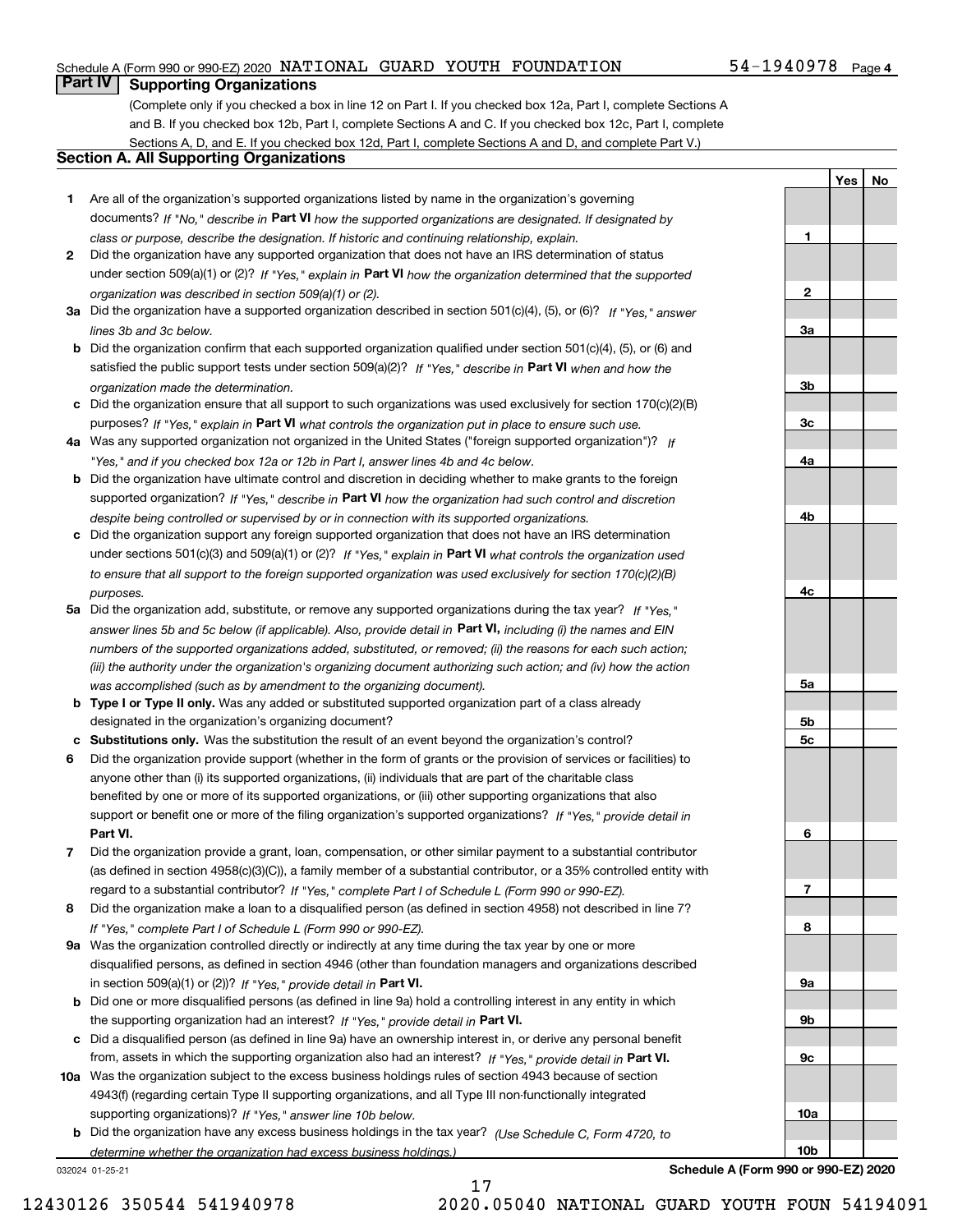Schedule A (Form 990 or 990-EZ) 2020 NATIONAL GUARD YOUTH FOUNDATION 54-1940978 Page 4

## Part IV Supporting Organizations

(Complete only if you checked a box in line 12 on Part I. If you checked box 12a, Part I, complete Sections A and B. If you checked box 12b, Part I, complete Sections A and C. If you checked box 12c, Part I, complete Sections A, D, and E. If you checked box 12d, Part I, complete Sections A and D, and complete Part V.)

### Section A. All Supporting Organizations

| | | Line | Yes | No |
|---|---|---|---|---|
| 1 | Are all of the organization's supported organizations listed by name in the organization's governing documents? *If "No," describe in* **Part VI** *how the supported organizations are designated. If designated by class or purpose, describe the designation. If historic and continuing relationship, explain.* | 1 | | |
| 2 | Did the organization have any supported organization that does not have an IRS determination of status under section 509(a)(1) or (2)? *If "Yes," explain in* **Part VI** *how the organization determined that the supported organization was described in section 509(a)(1) or (2).* | 2 | | |
| 3a | Did the organization have a supported organization described in section 501(c)(4), (5), or (6)? *If "Yes," answer lines 3b and 3c below.* | 3a | | |
| b | Did the organization confirm that each supported organization qualified under section 501(c)(4), (5), or (6) and satisfied the public support tests under section 509(a)(2)? *If "Yes," describe in* **Part VI** *when and how the organization made the determination.* | 3b | | |
| c | Did the organization ensure that all support to such organizations was used exclusively for section 170(c)(2)(B) purposes? *If "Yes," explain in* **Part VI** *what controls the organization put in place to ensure such use.* | 3c | | |
| 4a | Was any supported organization not organized in the United States ("foreign supported organization")? *If "Yes," and if you checked box 12a or 12b in Part I, answer lines 4b and 4c below.* | 4a | | |
| b | Did the organization have ultimate control and discretion in deciding whether to make grants to the foreign supported organization? *If "Yes," describe in* **Part VI** *how the organization had such control and discretion despite being controlled or supervised by or in connection with its supported organizations.* | 4b | | |
| c | Did the organization support any foreign supported organization that does not have an IRS determination under sections 501(c)(3) and 509(a)(1) or (2)? *If "Yes," explain in* **Part VI** *what controls the organization used to ensure that all support to the foreign supported organization was used exclusively for section 170(c)(2)(B) purposes.* | 4c | | |
| 5a | Did the organization add, substitute, or remove any supported organizations during the tax year? *If "Yes," answer lines 5b and 5c below (if applicable). Also, provide detail in* **Part VI,** *including (i) the names and EIN numbers of the supported organizations added, substituted, or removed; (ii) the reasons for each such action; (iii) the authority under the organization's organizing document authorizing such action; and (iv) how the action was accomplished (such as by amendment to the organizing document).* | 5a | | |
| b | **Type I or Type II only.** Was any added or substituted supported organization part of a class already designated in the organization's organizing document? | 5b | | |
| c | **Substitutions only.** Was the substitution the result of an event beyond the organization's control? | 5c | | |
| 6 | Did the organization provide support (whether in the form of grants or the provision of services or facilities) to anyone other than (i) its supported organizations, (ii) individuals that are part of the charitable class benefited by one or more of its supported organizations, or (iii) other supporting organizations that also support or benefit one or more of the filing organization's supported organizations? *If "Yes," provide detail in* **Part VI.** | 6 | | |
| 7 | Did the organization provide a grant, loan, compensation, or other similar payment to a substantial contributor (as defined in section 4958(c)(3)(C)), a family member of a substantial contributor, or a 35% controlled entity with regard to a substantial contributor? *If "Yes," complete Part I of Schedule L (Form 990 or 990-EZ).* | 7 | | |
| 8 | Did the organization make a loan to a disqualified person (as defined in section 4958) not described in line 7? *If "Yes," complete Part I of Schedule L (Form 990 or 990-EZ).* | 8 | | |
| 9a | Was the organization controlled directly or indirectly at any time during the tax year by one or more disqualified persons, as defined in section 4946 (other than foundation managers and organizations described in section 509(a)(1) or (2))? *If "Yes," provide detail in* **Part VI.** | 9a | | |
| b | Did one or more disqualified persons (as defined in line 9a) hold a controlling interest in any entity in which the supporting organization had an interest? *If "Yes," provide detail in* **Part VI.** | 9b | | |
| c | Did a disqualified person (as defined in line 9a) have an ownership interest in, or derive any personal benefit from, assets in which the supporting organization also had an interest? *If "Yes," provide detail in* **Part VI.** | 9c | | |
| 10a | Was the organization subject to the excess business holdings rules of section 4943 because of section 4943(f) (regarding certain Type II supporting organizations, and all Type III non-functionally integrated supporting organizations)? *If "Yes," answer line 10b below.* | 10a | | |
| b | Did the organization have any excess business holdings in the tax year? *(Use Schedule C, Form 4720, to determine whether the organization had excess business holdings.)* | 10b | | |

032024 01-25-21

**Schedule A (Form 990 or 990-EZ) 2020**

12430126 350544 541940978 2020.05040 NATIONAL GUARD YOUTH FOUN 54194091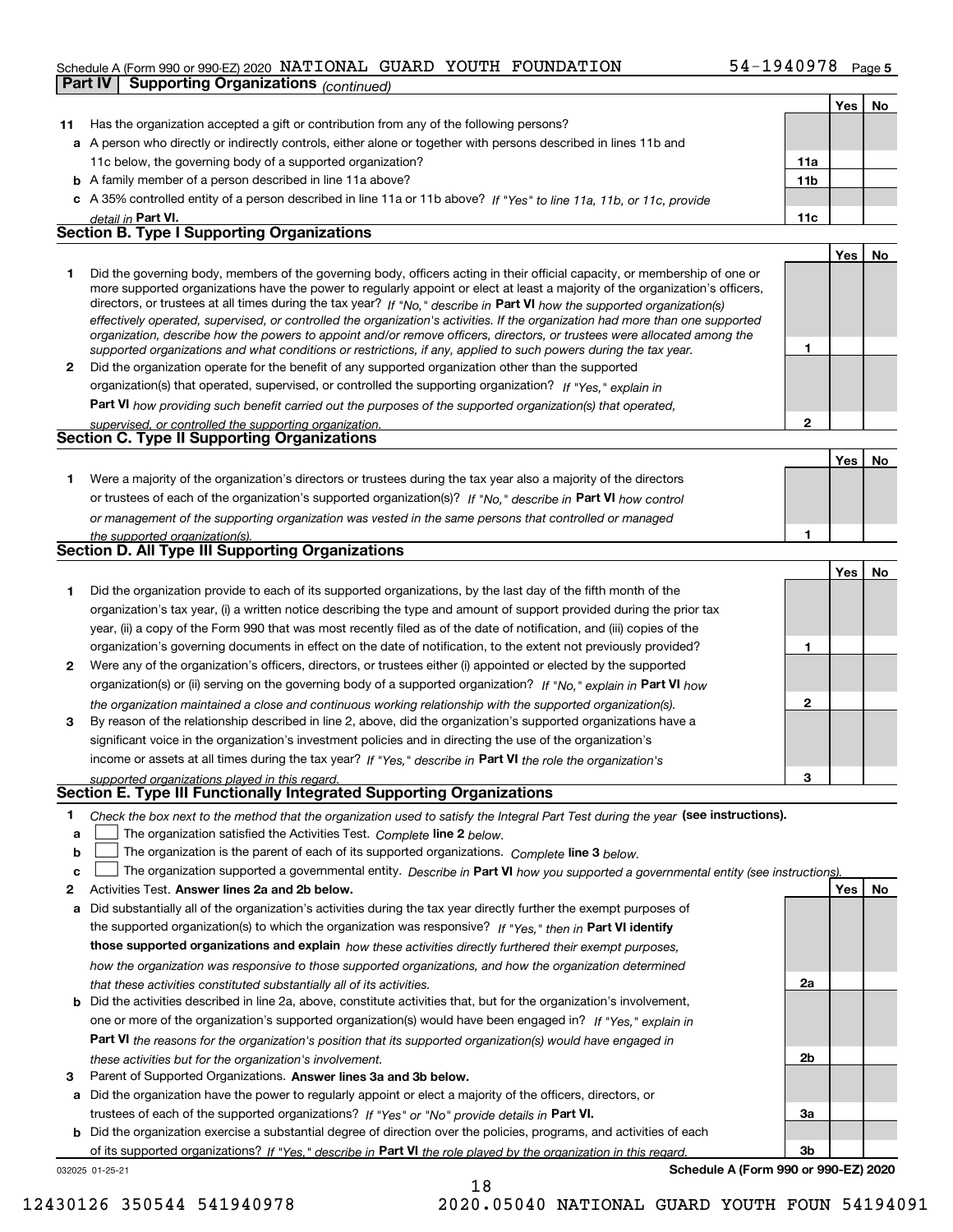Schedule A (Form 990 or 990-EZ) 2020 NATIONAL GUARD YOUTH FOUNDATION 54-1940978

## Part IV Supporting Organizations *(continued)*

| | | | Yes | No |
|---|---|---|---|---|
| **11** | Has the organization accepted a gift or contribution from any of the following persons? | | | |
| **a** | A person who directly or indirectly controls, either alone or together with persons described in lines 11b and 11c below, the governing body of a supported organization? | 11a | | |
| **b** | A family member of a person described in line 11a above? | 11b | | |
| **c** | A 35% controlled entity of a person described in line 11a or 11b above? *If "Yes" to line 11a, 11b, or 11c, provide detail in* **Part VI.** | 11c | | |

### Section B. Type I Supporting Organizations

| | | | Yes | No |
|---|---|---|---|---|
| **1** | Did the governing body, members of the governing body, officers acting in their official capacity, or membership of one or more supported organizations have the power to regularly appoint or elect at least a majority of the organization's officers, directors, or trustees at all times during the tax year? *If "No," describe in* **Part VI** *how the supported organization(s) effectively operated, supervised, or controlled the organization's activities. If the organization had more than one supported organization, describe how the powers to appoint and/or remove officers, directors, or trustees were allocated among the supported organizations and what conditions or restrictions, if any, applied to such powers during the tax year.* | 1 | | |
| **2** | Did the organization operate for the benefit of any supported organization other than the supported organization(s) that operated, supervised, or controlled the supporting organization? *If "Yes," explain in* **Part VI** *how providing such benefit carried out the purposes of the supported organization(s) that operated, supervised, or controlled the supporting organization.* | 2 | | |

### Section C. Type II Supporting Organizations

| | | | Yes | No |
|---|---|---|---|---|
| **1** | Were a majority of the organization's directors or trustees during the tax year also a majority of the directors or trustees of each of the organization's supported organization(s)? *If "No," describe in* **Part VI** *how control or management of the supporting organization was vested in the same persons that controlled or managed the supported organization(s).* | 1 | | |

### Section D. All Type III Supporting Organizations

| | | | Yes | No |
|---|---|---|---|---|
| **1** | Did the organization provide to each of its supported organizations, by the last day of the fifth month of the organization's tax year, (i) a written notice describing the type and amount of support provided during the prior tax year, (ii) a copy of the Form 990 that was most recently filed as of the date of notification, and (iii) copies of the organization's governing documents in effect on the date of notification, to the extent not previously provided? | 1 | | |
| **2** | Were any of the organization's officers, directors, or trustees either (i) appointed or elected by the supported organization(s) or (ii) serving on the governing body of a supported organization? *If "No," explain in* **Part VI** *how the organization maintained a close and continuous working relationship with the supported organization(s).* | 2 | | |
| **3** | By reason of the relationship described in line 2, above, did the organization's supported organizations have a significant voice in the organization's investment policies and in directing the use of the organization's income or assets at all times during the tax year? *If "Yes," describe in* **Part VI** *the role the organization's supported organizations played in this regard.* | 3 | | |

### Section E. Type III Functionally Integrated Supporting Organizations

**1** *Check the box next to the method that the organization used to satisfy the Integral Part Test during the year* **(see instructions).**

- **a** ☐ The organization satisfied the Activities Test. *Complete* **line 2** *below.*
- **b** ☐ The organization is the parent of each of its supported organizations. *Complete* **line 3** *below.*
- **c** ☐ The organization supported a governmental entity. *Describe in* **Part VI** *how you supported a governmental entity (see instructions).*

| | | | Yes | No |
|---|---|---|---|---|
| **2** | Activities Test. **Answer lines 2a and 2b below.** | | | |
| **a** | Did substantially all of the organization's activities during the tax year directly further the exempt purposes of the supported organization(s) to which the organization was responsive? *If "Yes," then in* **Part VI identify those supported organizations and explain** *how these activities directly furthered their exempt purposes, how the organization was responsive to those supported organizations, and how the organization determined that these activities constituted substantially all of its activities.* | 2a | | |
| **b** | Did the activities described in line 2a, above, constitute activities that, but for the organization's involvement, one or more of the organization's supported organization(s) would have been engaged in? *If "Yes," explain in* **Part VI** *the reasons for the organization's position that its supported organization(s) would have engaged in these activities but for the organization's involvement.* | 2b | | |
| **3** | Parent of Supported Organizations. **Answer lines 3a and 3b below.** | | | |
| **a** | Did the organization have the power to regularly appoint or elect a majority of the officers, directors, or trustees of each of the supported organizations? *If "Yes" or "No" provide details in* **Part VI.** | 3a | | |
| **b** | Did the organization exercise a substantial degree of direction over the policies, programs, and activities of each of its supported organizations? *If "Yes," describe in* **Part VI** *the role played by the organization in this regard.* | 3b | | |

032025 01-25-21 **Schedule A (Form 990 or 990-EZ) 2020**

12430126 350544 541940978 2020.05040 NATIONAL GUARD YOUTH FOUN 54194091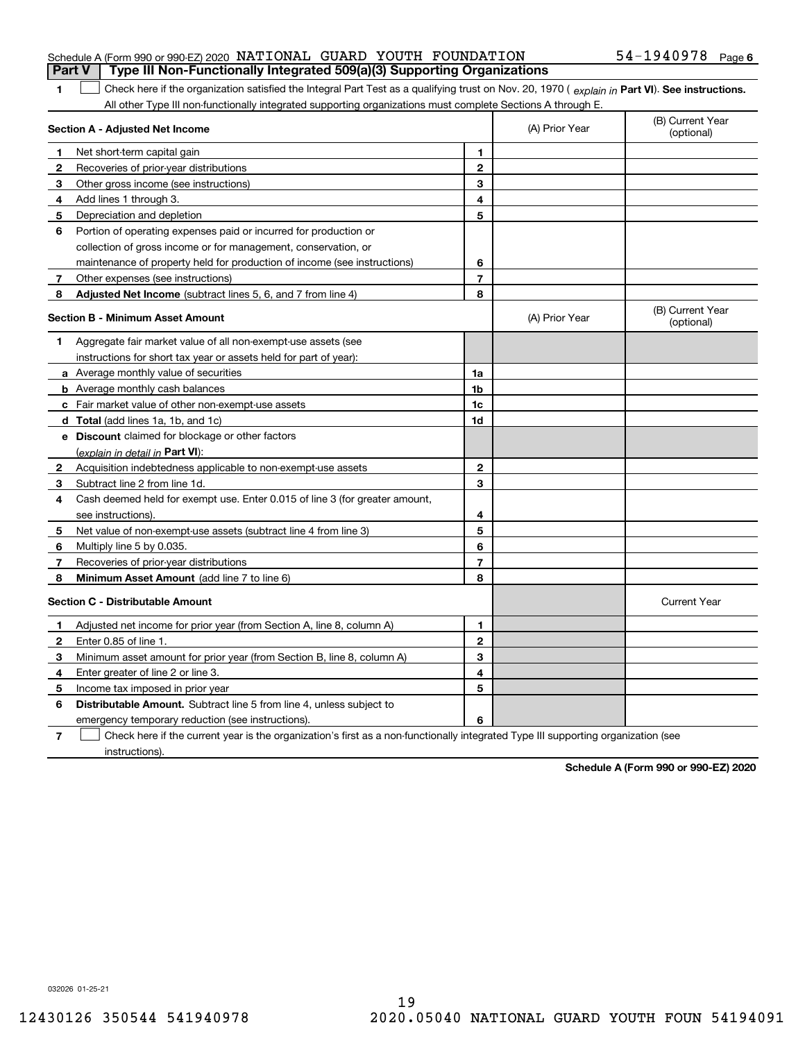Schedule A (Form 990 or 990-EZ) 2020 NATIONAL GUARD YOUTH FOUNDATION 54-1940978 Page 6

**Part V Type III Non-Functionally Integrated 509(a)(3) Supporting Organizations**

**1** ☐ Check here if the organization satisfied the Integral Part Test as a qualifying trust on Nov. 20, 1970 ( *explain in* **Part VI**). **See instructions.** All other Type III non-functionally integrated supporting organizations must complete Sections A through E.

| **Section A - Adjusted Net Income** | | | (A) Prior Year | (B) Current Year (optional) |
|---|---|---|---|---|
| **1** | Net short-term capital gain | 1 | | |
| **2** | Recoveries of prior-year distributions | 2 | | |
| **3** | Other gross income (see instructions) | 3 | | |
| **4** | Add lines 1 through 3. | 4 | | |
| **5** | Depreciation and depletion | 5 | | |
| **6** | Portion of operating expenses paid or incurred for production or collection of gross income or for management, conservation, or maintenance of property held for production of income (see instructions) | 6 | | |
| **7** | Other expenses (see instructions) | 7 | | |
| **8** | **Adjusted Net Income** (subtract lines 5, 6, and 7 from line 4) | 8 | | |

| **Section B - Minimum Asset Amount** | | | (A) Prior Year | (B) Current Year (optional) |
|---|---|---|---|---|
| **1** | Aggregate fair market value of all non-exempt-use assets (see instructions for short tax year or assets held for part of year): | | | |
| **a** | Average monthly value of securities | 1a | | |
| **b** | Average monthly cash balances | 1b | | |
| **c** | Fair market value of other non-exempt-use assets | 1c | | |
| **d** | **Total** (add lines 1a, 1b, and 1c) | 1d | | |
| **e** | **Discount** claimed for blockage or other factors (*explain in detail in* **Part VI**): | | | |
| **2** | Acquisition indebtedness applicable to non-exempt-use assets | 2 | | |
| **3** | Subtract line 2 from line 1d. | 3 | | |
| **4** | Cash deemed held for exempt use. Enter 0.015 of line 3 (for greater amount, see instructions). | 4 | | |
| **5** | Net value of non-exempt-use assets (subtract line 4 from line 3) | 5 | | |
| **6** | Multiply line 5 by 0.035. | 6 | | |
| **7** | Recoveries of prior-year distributions | 7 | | |
| **8** | **Minimum Asset Amount** (add line 7 to line 6) | 8 | | |

| **Section C - Distributable Amount** | | | | Current Year |
|---|---|---|---|---|
| **1** | Adjusted net income for prior year (from Section A, line 8, column A) | 1 | | |
| **2** | Enter 0.85 of line 1. | 2 | | |
| **3** | Minimum asset amount for prior year (from Section B, line 8, column A) | 3 | | |
| **4** | Enter greater of line 2 or line 3. | 4 | | |
| **5** | Income tax imposed in prior year | 5 | | |
| **6** | **Distributable Amount.** Subtract line 5 from line 4, unless subject to emergency temporary reduction (see instructions). | 6 | | |

**7** ☐ Check here if the current year is the organization's first as a non-functionally integrated Type III supporting organization (see instructions).

**Schedule A (Form 990 or 990-EZ) 2020**

032026 01-25-21

12430126 350544 541940978 2020.05040 NATIONAL GUARD YOUTH FOUN 54194091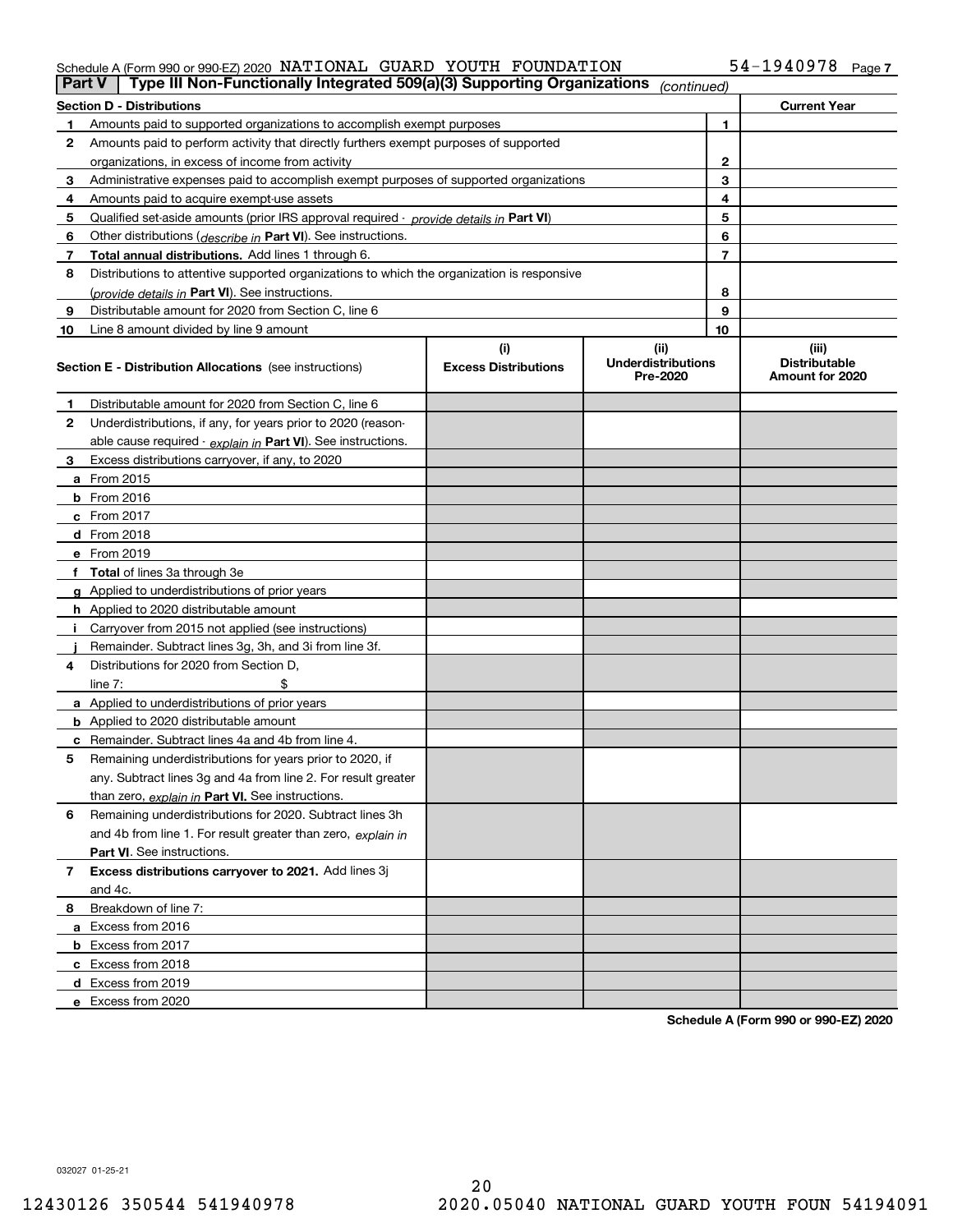Schedule A (Form 990 or 990-EZ) 2020 NATIONAL GUARD YOUTH FOUNDATION 54-1940978 Page 7

**Part V** Type III Non-Functionally Integrated 509(a)(3) Supporting Organizations *(continued)*

| **Section D - Distributions** | | **Current Year** |
|---|---|---|
| **1** Amounts paid to supported organizations to accomplish exempt purposes | 1 | |
| **2** Amounts paid to perform activity that directly furthers exempt purposes of supported organizations, in excess of income from activity | 2 | |
| **3** Administrative expenses paid to accomplish exempt purposes of supported organizations | 3 | |
| **4** Amounts paid to acquire exempt-use assets | 4 | |
| **5** Qualified set-aside amounts (prior IRS approval required - *provide details in* **Part VI**) | 5 | |
| **6** Other distributions (*describe in* **Part VI**). See instructions. | 6 | |
| **7** **Total annual distributions.** Add lines 1 through 6. | 7 | |
| **8** Distributions to attentive supported organizations to which the organization is responsive (*provide details in* **Part VI**). See instructions. | 8 | |
| **9** Distributable amount for 2020 from Section C, line 6 | 9 | |
| **10** Line 8 amount divided by line 9 amount | 10 | |

| **Section E - Distribution Allocations** (see instructions) | (i) Excess Distributions | (ii) Underdistributions Pre-2020 | (iii) Distributable Amount for 2020 |
|---|---|---|---|
| **1** Distributable amount for 2020 from Section C, line 6 | | | |
| **2** Underdistributions, if any, for years prior to 2020 (reasonable cause required - *explain in* **Part VI**). See instructions. | | | |
| **3** Excess distributions carryover, if any, to 2020 | | | |
| **a** From 2015 | | | |
| **b** From 2016 | | | |
| **c** From 2017 | | | |
| **d** From 2018 | | | |
| **e** From 2019 | | | |
| **f** **Total** of lines 3a through 3e | | | |
| **g** Applied to underdistributions of prior years | | | |
| **h** Applied to 2020 distributable amount | | | |
| **i** Carryover from 2015 not applied (see instructions) | | | |
| **j** Remainder. Subtract lines 3g, 3h, and 3i from line 3f. | | | |
| **4** Distributions for 2020 from Section D, line 7: $ | | | |
| **a** Applied to underdistributions of prior years | | | |
| **b** Applied to 2020 distributable amount | | | |
| **c** Remainder. Subtract lines 4a and 4b from line 4. | | | |
| **5** Remaining underdistributions for years prior to 2020, if any. Subtract lines 3g and 4a from line 2. For result greater than zero, *explain in* **Part VI.** See instructions. | | | |
| **6** Remaining underdistributions for 2020. Subtract lines 3h and 4b from line 1. For result greater than zero, *explain in* **Part VI**. See instructions. | | | |
| **7** **Excess distributions carryover to 2021.** Add lines 3j and 4c. | | | |
| **8** Breakdown of line 7: | | | |
| **a** Excess from 2016 | | | |
| **b** Excess from 2017 | | | |
| **c** Excess from 2018 | | | |
| **d** Excess from 2019 | | | |
| **e** Excess from 2020 | | | |

**Schedule A (Form 990 or 990-EZ) 2020**

032027 01-25-21

12430126 350544 541940978 2020.05040 NATIONAL GUARD YOUTH FOUN 54194091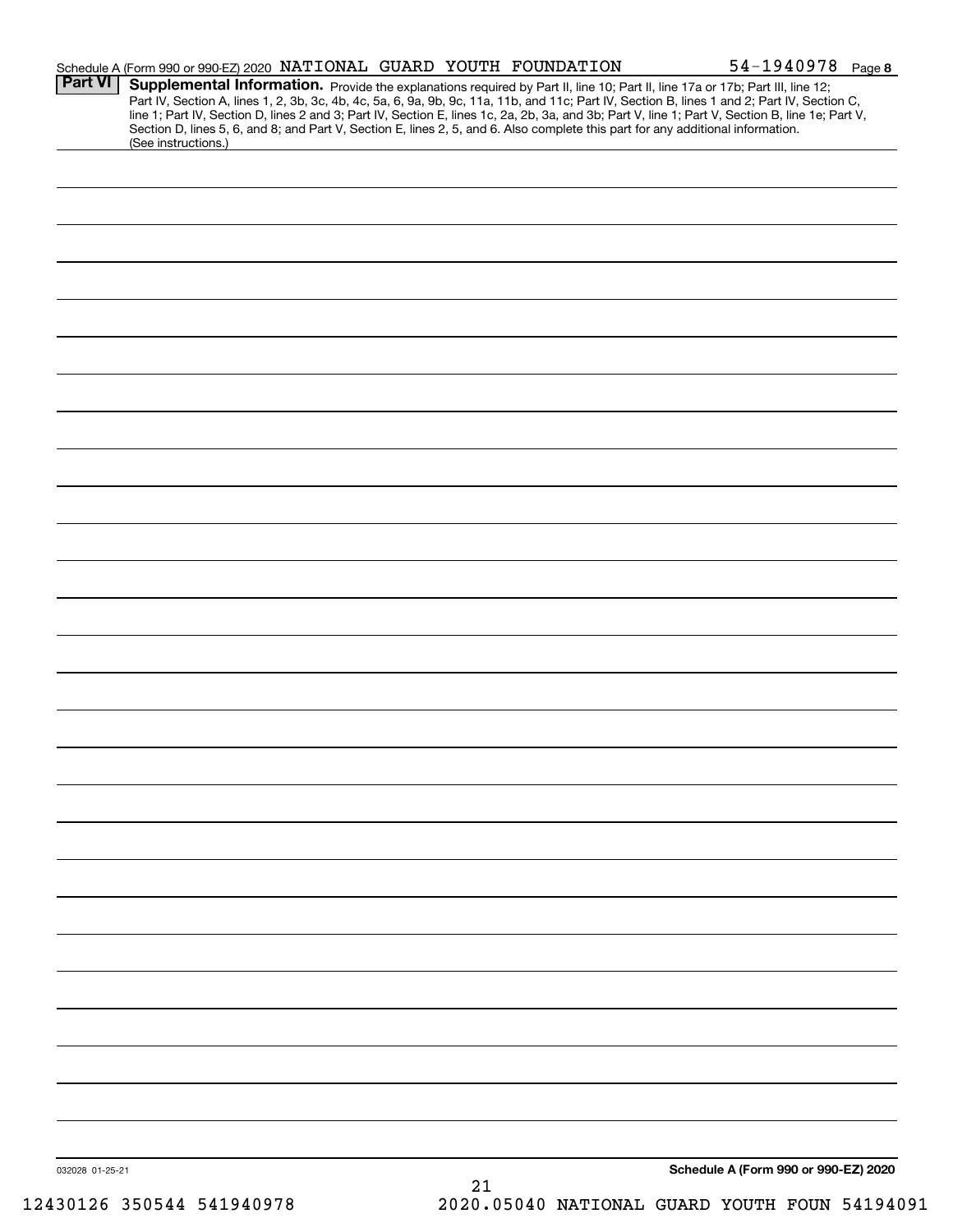Schedule A (Form 990 or 990-EZ) 2020 NATIONAL GUARD YOUTH FOUNDATION 54-1940978 Page **8**

**Part VI** **Supplemental Information.** Provide the explanations required by Part II, line 10; Part II, line 17a or 17b; Part III, line 12; Part IV, Section A, lines 1, 2, 3b, 3c, 4b, 4c, 5a, 6, 9a, 9b, 9c, 11a, 11b, and 11c; Part IV, Section B, lines 1 and 2; Part IV, Section C, line 1; Part IV, Section D, lines 2 and 3; Part IV, Section E, lines 1c, 2a, 2b, 3a, and 3b; Part V, line 1; Part V, Section B, line 1e; Part V, Section D, lines 5, 6, and 8; and Part V, Section E, lines 2, 5, and 6. Also complete this part for any additional information. (See instructions.)

032028 01-25-21

**Schedule A (Form 990 or 990-EZ) 2020**

12430126 350544 541940978 2020.05040 NATIONAL GUARD YOUTH FOUN 54194091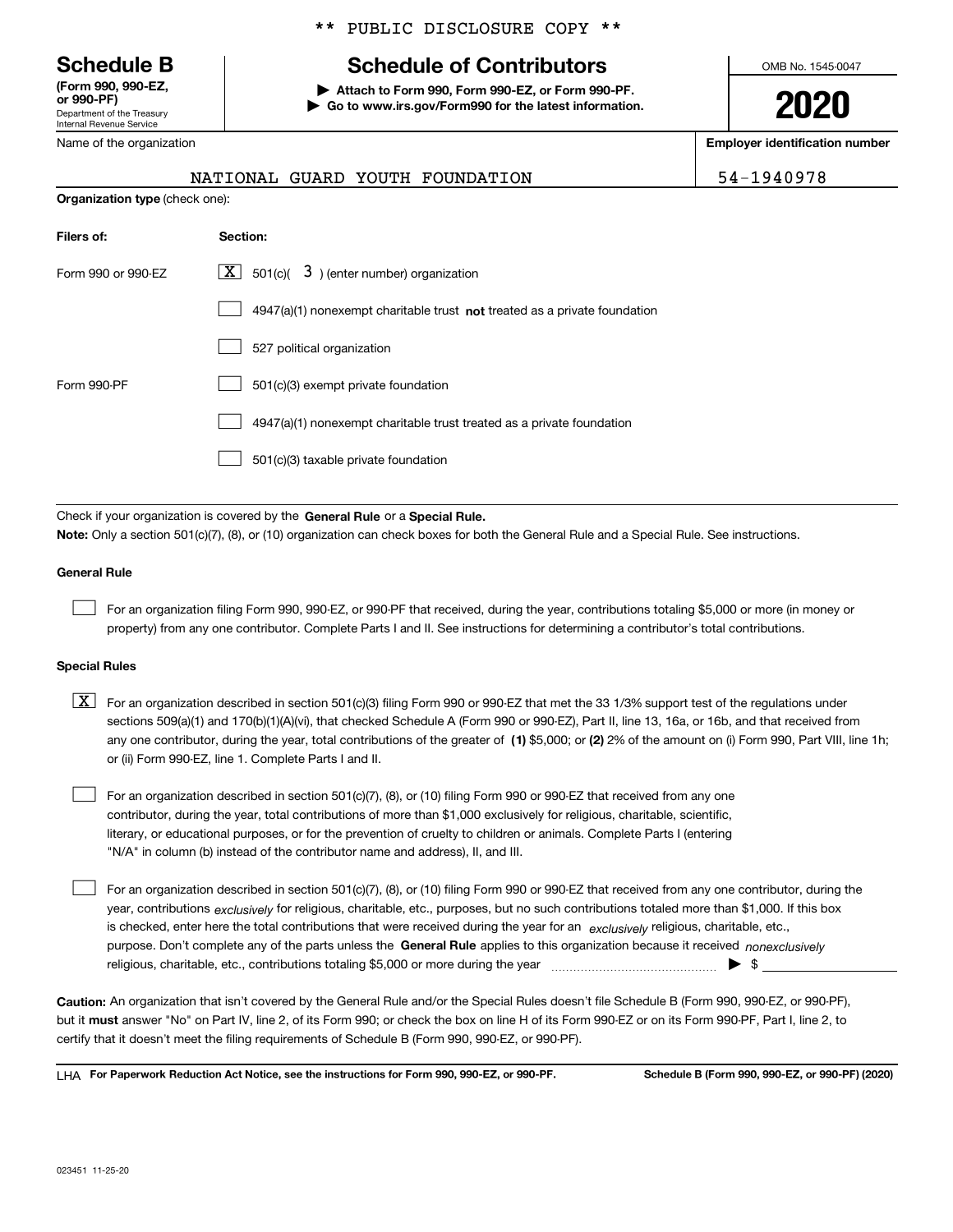** PUBLIC DISCLOSURE COPY **

# Schedule B

**(Form 990, 990-EZ, or 990-PF)**

Department of the Treasury
Internal Revenue Service

## Schedule of Contributors

▶ **Attach to Form 990, Form 990-EZ, or Form 990-PF.**
▶ **Go to www.irs.gov/Form990 for the latest information.**

OMB No. 1545-0047

**2020**

| Name of the organization | Employer identification number |
|---|---|
| NATIONAL GUARD YOUTH FOUNDATION | 54-1940978 |

**Organization type** (check one):

| Filers of: | Section: |
|---|---|
| Form 990 or 990-EZ | [X] 501(c)( 3 ) (enter number) organization |
| | [ ] 4947(a)(1) nonexempt charitable trust **not** treated as a private foundation |
| | [ ] 527 political organization |
| Form 990-PF | [ ] 501(c)(3) exempt private foundation |
| | [ ] 4947(a)(1) nonexempt charitable trust treated as a private foundation |
| | [ ] 501(c)(3) taxable private foundation |

Check if your organization is covered by the **General Rule** or a **Special Rule.**

**Note:** Only a section 501(c)(7), (8), or (10) organization can check boxes for both the General Rule and a Special Rule. See instructions.

### General Rule

[ ] For an organization filing Form 990, 990-EZ, or 990-PF that received, during the year, contributions totaling $5,000 or more (in money or property) from any one contributor. Complete Parts I and II. See instructions for determining a contributor's total contributions.

### Special Rules

[X] For an organization described in section 501(c)(3) filing Form 990 or 990-EZ that met the 33 1/3% support test of the regulations under sections 509(a)(1) and 170(b)(1)(A)(vi), that checked Schedule A (Form 990 or 990-EZ), Part II, line 13, 16a, or 16b, and that received from any one contributor, during the year, total contributions of the greater of **(1)** $5,000; or **(2)** 2% of the amount on (i) Form 990, Part VIII, line 1h; or (ii) Form 990-EZ, line 1. Complete Parts I and II.

[ ] For an organization described in section 501(c)(7), (8), or (10) filing Form 990 or 990-EZ that received from any one contributor, during the year, total contributions of more than $1,000 exclusively for religious, charitable, scientific, literary, or educational purposes, or for the prevention of cruelty to children or animals. Complete Parts I (entering "N/A" in column (b) instead of the contributor name and address), II, and III.

[ ] For an organization described in section 501(c)(7), (8), or (10) filing Form 990 or 990-EZ that received from any one contributor, during the year, contributions *exclusively* for religious, charitable, etc., purposes, but no such contributions totaled more than $1,000. If this box is checked, enter here the total contributions that were received during the year for an *exclusively* religious, charitable, etc., purpose. Don't complete any of the parts unless the **General Rule** applies to this organization because it received *nonexclusively* religious, charitable, etc., contributions totaling $5,000 or more during the year ▶ $

**Caution:** An organization that isn't covered by the General Rule and/or the Special Rules doesn't file Schedule B (Form 990, 990-EZ, or 990-PF), but it **must** answer "No" on Part IV, line 2, of its Form 990; or check the box on line H of its Form 990-EZ or on its Form 990-PF, Part I, line 2, to certify that it doesn't meet the filing requirements of Schedule B (Form 990, 990-EZ, or 990-PF).

LHA **For Paperwork Reduction Act Notice, see the instructions for Form 990, 990-EZ, or 990-PF.** **Schedule B (Form 990, 990-EZ, or 990-PF) (2020)**

023451 11-25-20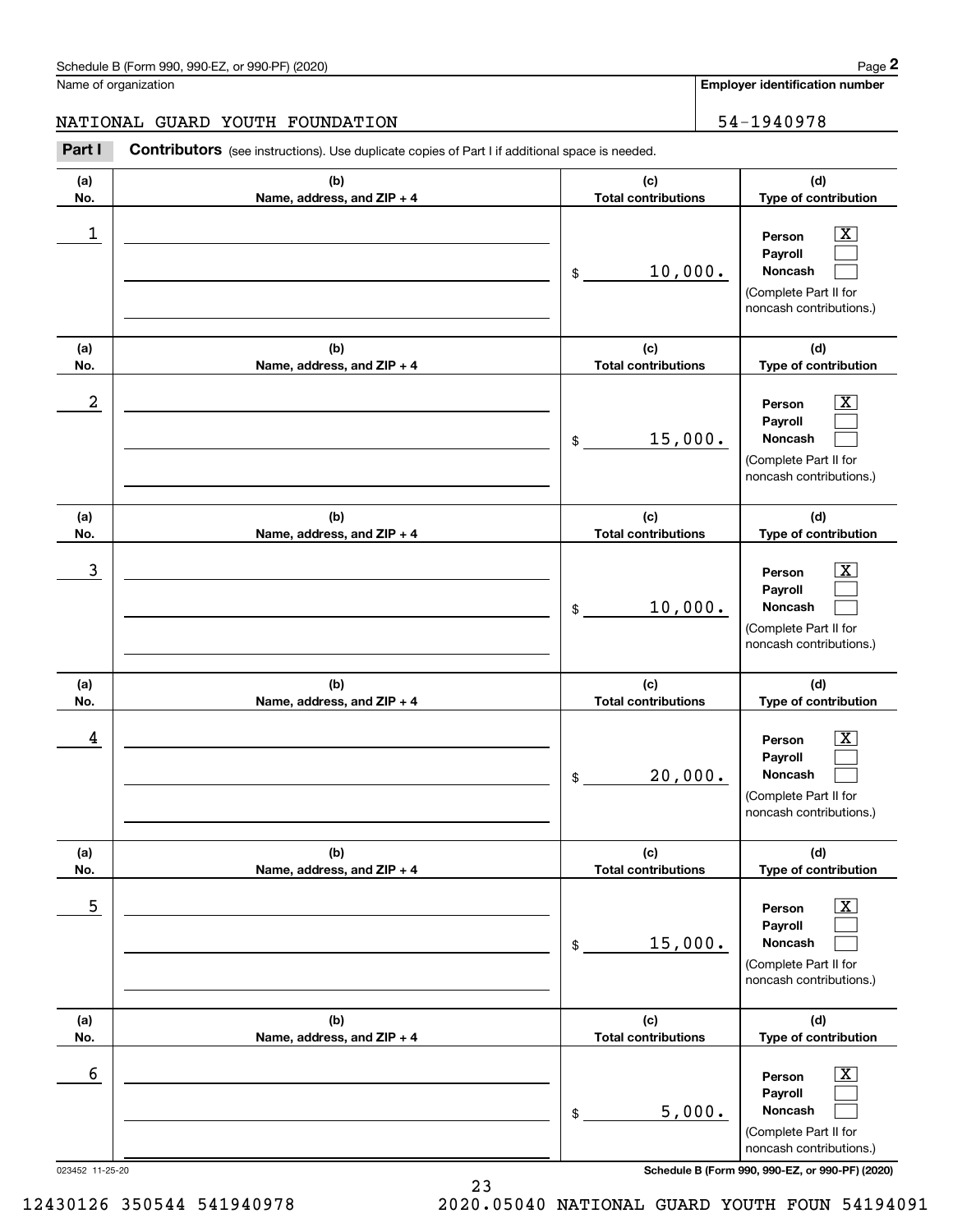Schedule B (Form 990, 990-EZ, or 990-PF) (2020)

Name of organization: NATIONAL GUARD YOUTH FOUNDATION

Employer identification number: 54-1940978

**Part I** **Contributors** (see instructions). Use duplicate copies of Part I if additional space is needed.

| (a) No. | (b) Name, address, and ZIP + 4 | (c) Total contributions | (d) Type of contribution |
|---|---|---|---|
| 1 | | $ 10,000. | Person [X] Payroll [ ] Noncash [ ] (Complete Part II for noncash contributions.) |
| 2 | | $ 15,000. | Person [X] Payroll [ ] Noncash [ ] (Complete Part II for noncash contributions.) |
| 3 | | $ 10,000. | Person [X] Payroll [ ] Noncash [ ] (Complete Part II for noncash contributions.) |
| 4 | | $ 20,000. | Person [X] Payroll [ ] Noncash [ ] (Complete Part II for noncash contributions.) |
| 5 | | $ 15,000. | Person [X] Payroll [ ] Noncash [ ] (Complete Part II for noncash contributions.) |
| 6 | | $ 5,000. | Person [X] Payroll [ ] Noncash [ ] (Complete Part II for noncash contributions.) |

023452 11-25-20

12430126 350544 541940978 2020.05040 NATIONAL GUARD YOUTH FOUN 54194091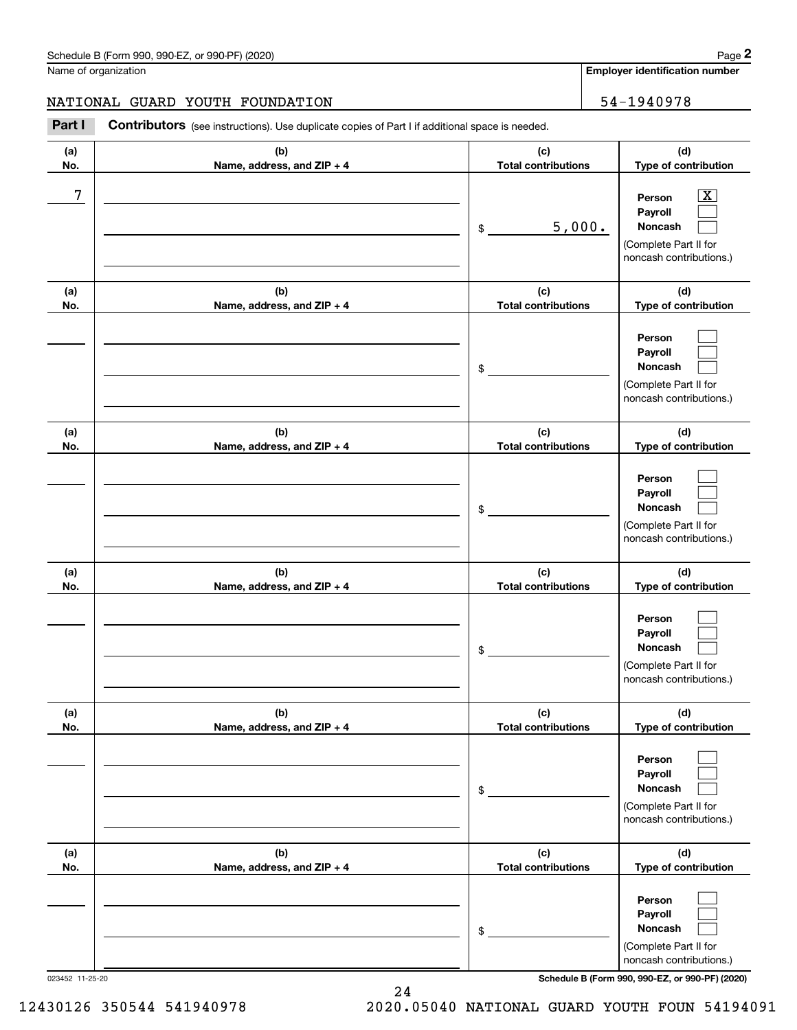Schedule B (Form 990, 990-EZ, or 990-PF) (2020)

Name of organization: NATIONAL GUARD YOUTH FOUNDATION

Employer identification number: 54-1940978

**Part I** **Contributors** (see instructions). Use duplicate copies of Part I if additional space is needed.

| (a) No. | (b) Name, address, and ZIP + 4 | (c) Total contributions | (d) Type of contribution |
|---|---|---|---|
| 7 | | $ 5,000. | Person [X] Payroll [ ] Noncash [ ] (Complete Part II for noncash contributions.) |
| | | $ | Person [ ] Payroll [ ] Noncash [ ] (Complete Part II for noncash contributions.) |
| | | $ | Person [ ] Payroll [ ] Noncash [ ] (Complete Part II for noncash contributions.) |
| | | $ | Person [ ] Payroll [ ] Noncash [ ] (Complete Part II for noncash contributions.) |
| | | $ | Person [ ] Payroll [ ] Noncash [ ] (Complete Part II for noncash contributions.) |
| | | $ | Person [ ] Payroll [ ] Noncash [ ] (Complete Part II for noncash contributions.) |

023452 11-25-20

Schedule B (Form 990, 990-EZ, or 990-PF) (2020)

12430126 350544 541940978 2020.05040 NATIONAL GUARD YOUTH FOUN 54194091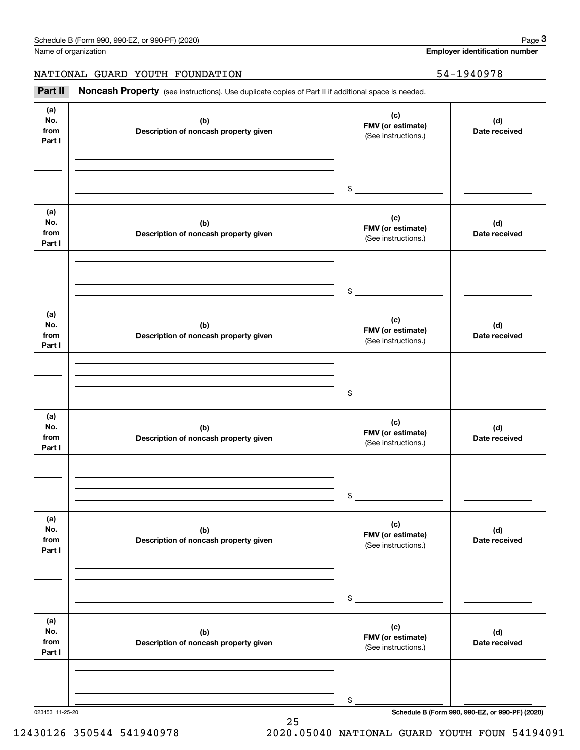Name of organization

**Employer identification number**

NATIONAL GUARD YOUTH FOUNDATION | 54-1940978

**Part II** **Noncash Property** (see instructions). Use duplicate copies of Part II if additional space is needed.

| (a) No. from Part I | (b) Description of noncash property given | (c) FMV (or estimate) (See instructions.) | (d) Date received |
|---|---|---|---|
| | | $ | |

| (a) No. from Part I | (b) Description of noncash property given | (c) FMV (or estimate) (See instructions.) | (d) Date received |
|---|---|---|---|
| | | $ | |

| (a) No. from Part I | (b) Description of noncash property given | (c) FMV (or estimate) (See instructions.) | (d) Date received |
|---|---|---|---|
| | | $ | |

| (a) No. from Part I | (b) Description of noncash property given | (c) FMV (or estimate) (See instructions.) | (d) Date received |
|---|---|---|---|
| | | $ | |

| (a) No. from Part I | (b) Description of noncash property given | (c) FMV (or estimate) (See instructions.) | (d) Date received |
|---|---|---|---|
| | | $ | |

| (a) No. from Part I | (b) Description of noncash property given | (c) FMV (or estimate) (See instructions.) | (d) Date received |
|---|---|---|---|
| | | $ | |

023453 11-25-20

12430126 350544 541940978 2020.05040 NATIONAL GUARD YOUTH FOUN 54194091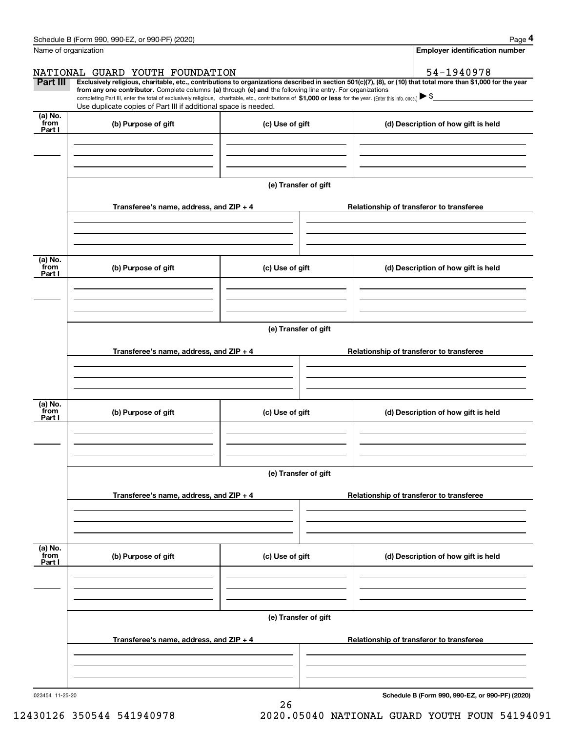Name of organization

NATIONAL GUARD YOUTH FOUNDATION

**Employer identification number**

54-1940978

**Part III** **Exclusively religious, charitable, etc., contributions to organizations described in section 501(c)(7), (8), or (10) that total more than $1,000 for the year from any one contributor.** Complete columns **(a)** through **(e) and** the following line entry. For organizations completing Part III, enter the total of exclusively religious, charitable, etc., contributions of **$1,000 or less** for the year. (Enter this info. once.) ▶ $

Use duplicate copies of Part III if additional space is needed.

| (a) No. from Part I | (b) Purpose of gift | (c) Use of gift | (d) Description of how gift is held |
|---|---|---|---|
| | | | |

**(e) Transfer of gift**

| Transferee's name, address, and ZIP + 4 | Relationship of transferor to transferee |
|---|---|
| | |

| (a) No. from Part I | (b) Purpose of gift | (c) Use of gift | (d) Description of how gift is held |
|---|---|---|---|
| | | | |

**(e) Transfer of gift**

| Transferee's name, address, and ZIP + 4 | Relationship of transferor to transferee |
|---|---|
| | |

| (a) No. from Part I | (b) Purpose of gift | (c) Use of gift | (d) Description of how gift is held |
|---|---|---|---|
| | | | |

**(e) Transfer of gift**

| Transferee's name, address, and ZIP + 4 | Relationship of transferor to transferee |
|---|---|
| | |

| (a) No. from Part I | (b) Purpose of gift | (c) Use of gift | (d) Description of how gift is held |
|---|---|---|---|
| | | | |

**(e) Transfer of gift**

| Transferee's name, address, and ZIP + 4 | Relationship of transferor to transferee |
|---|---|
| | |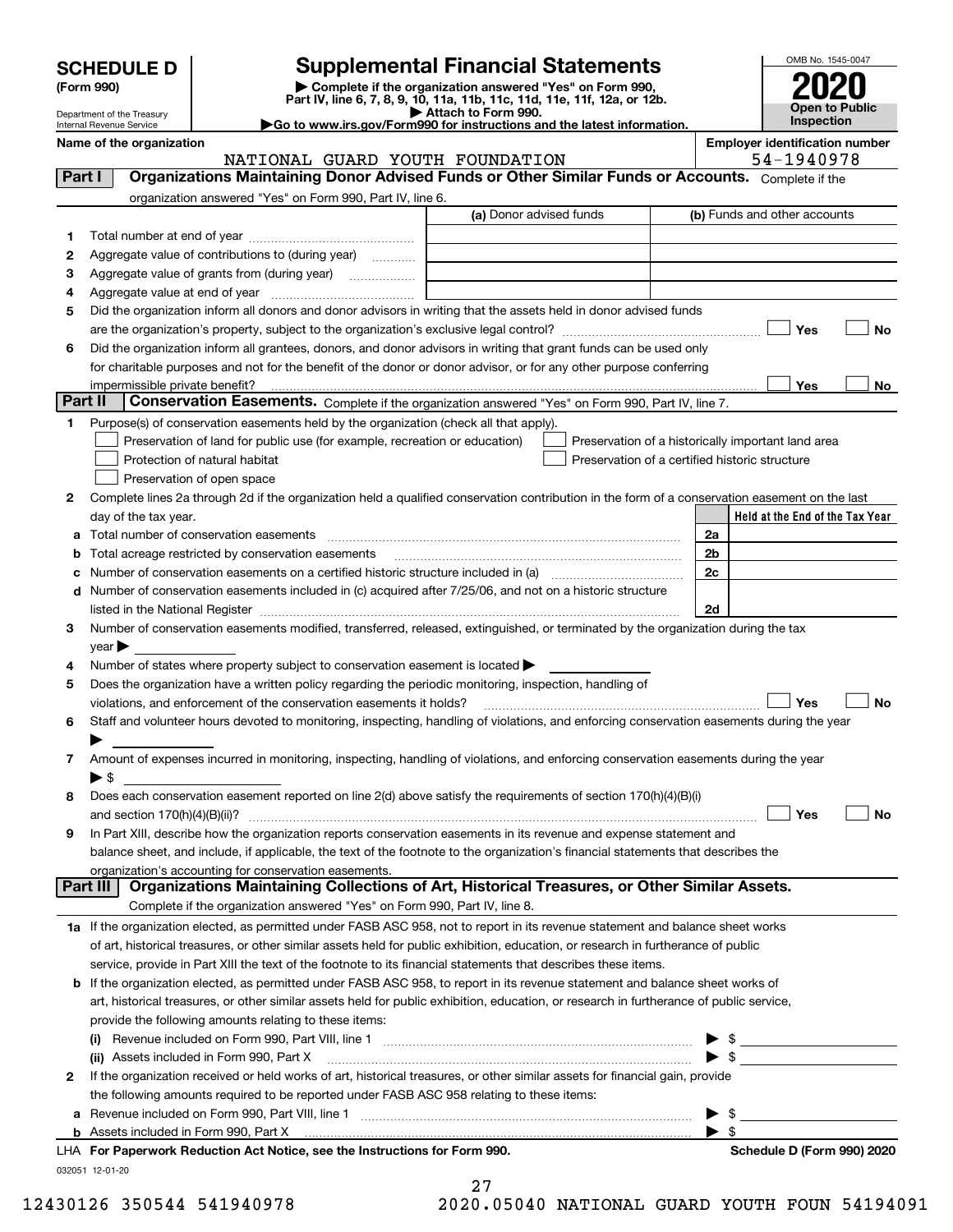# SCHEDULE D (Form 990)

Department of the Treasury
Internal Revenue Service

## Supplemental Financial Statements

▶ Complete if the organization answered "Yes" on Form 990, Part IV, line 6, 7, 8, 9, 10, 11a, 11b, 11c, 11d, 11e, 11f, 12a, or 12b.
▶ Attach to Form 990.
▶Go to www.irs.gov/Form990 for instructions and the latest information.

OMB No. 1545-0047
**2020**
**Open to Public Inspection**

**Name of the organization:** NATIONAL GUARD YOUTH FOUNDATION
**Employer identification number:** 54-1940978

### Part I — Organizations Maintaining Donor Advised Funds or Other Similar Funds or Accounts. Complete if the organization answered "Yes" on Form 990, Part IV, line 6.

| | | (a) Donor advised funds | (b) Funds and other accounts |
|---|---|---|---|
| 1 | Total number at end of year | | |
| 2 | Aggregate value of contributions to (during year) | | |
| 3 | Aggregate value of grants from (during year) | | |
| 4 | Aggregate value at end of year | | |

5 Did the organization inform all donors and donor advisors in writing that the assets held in donor advised funds are the organization's property, subject to the organization's exclusive legal control? ☐ Yes ☐ No

6 Did the organization inform all grantees, donors, and donor advisors in writing that grant funds can be used only for charitable purposes and not for the benefit of the donor or donor advisor, or for any other purpose conferring impermissible private benefit? ☐ Yes ☐ No

### Part II — Conservation Easements. Complete if the organization answered "Yes" on Form 990, Part IV, line 7.

1 Purpose(s) of conservation easements held by the organization (check all that apply).
- ☐ Preservation of land for public use (for example, recreation or education)
- ☐ Protection of natural habitat
- ☐ Preservation of open space
- ☐ Preservation of a historically important land area
- ☐ Preservation of a certified historic structure

2 Complete lines 2a through 2d if the organization held a qualified conservation contribution in the form of a conservation easement on the last day of the tax year.

| | | | Held at the End of the Tax Year |
|---|---|---|---|
| a | Total number of conservation easements | 2a | |
| b | Total acreage restricted by conservation easements | 2b | |
| c | Number of conservation easements on a certified historic structure included in (a) | 2c | |
| d | Number of conservation easements included in (c) acquired after 7/25/06, and not on a historic structure listed in the National Register | 2d | |

3 Number of conservation easements modified, transferred, released, extinguished, or terminated by the organization during the tax year ▶

4 Number of states where property subject to conservation easement is located ▶

5 Does the organization have a written policy regarding the periodic monitoring, inspection, handling of violations, and enforcement of the conservation easements it holds? ☐ Yes ☐ No

6 Staff and volunteer hours devoted to monitoring, inspecting, handling of violations, and enforcing conservation easements during the year ▶

7 Amount of expenses incurred in monitoring, inspecting, handling of violations, and enforcing conservation easements during the year ▶ $

8 Does each conservation easement reported on line 2(d) above satisfy the requirements of section 170(h)(4)(B)(i) and section 170(h)(4)(B)(ii)? ☐ Yes ☐ No

9 In Part XIII, describe how the organization reports conservation easements in its revenue and expense statement and balance sheet, and include, if applicable, the text of the footnote to the organization's financial statements that describes the organization's accounting for conservation easements.

### Part III — Organizations Maintaining Collections of Art, Historical Treasures, or Other Similar Assets. Complete if the organization answered "Yes" on Form 990, Part IV, line 8.

1a If the organization elected, as permitted under FASB ASC 958, not to report in its revenue statement and balance sheet works of art, historical treasures, or other similar assets held for public exhibition, education, or research in furtherance of public service, provide in Part XIII the text of the footnote to its financial statements that describes these items.

b If the organization elected, as permitted under FASB ASC 958, to report in its revenue statement and balance sheet works of art, historical treasures, or other similar assets held for public exhibition, education, or research in furtherance of public service, provide the following amounts relating to these items:

(i) Revenue included on Form 990, Part VIII, line 1 ▶ $

(ii) Assets included in Form 990, Part X ▶ $

2 If the organization received or held works of art, historical treasures, or other similar assets for financial gain, provide the following amounts required to be reported under FASB ASC 958 relating to these items:

a Revenue included on Form 990, Part VIII, line 1 ▶ $

b Assets included in Form 990, Part X ▶ $

LHA **For Paperwork Reduction Act Notice, see the Instructions for Form 990.** **Schedule D (Form 990) 2020**

032051 12-01-20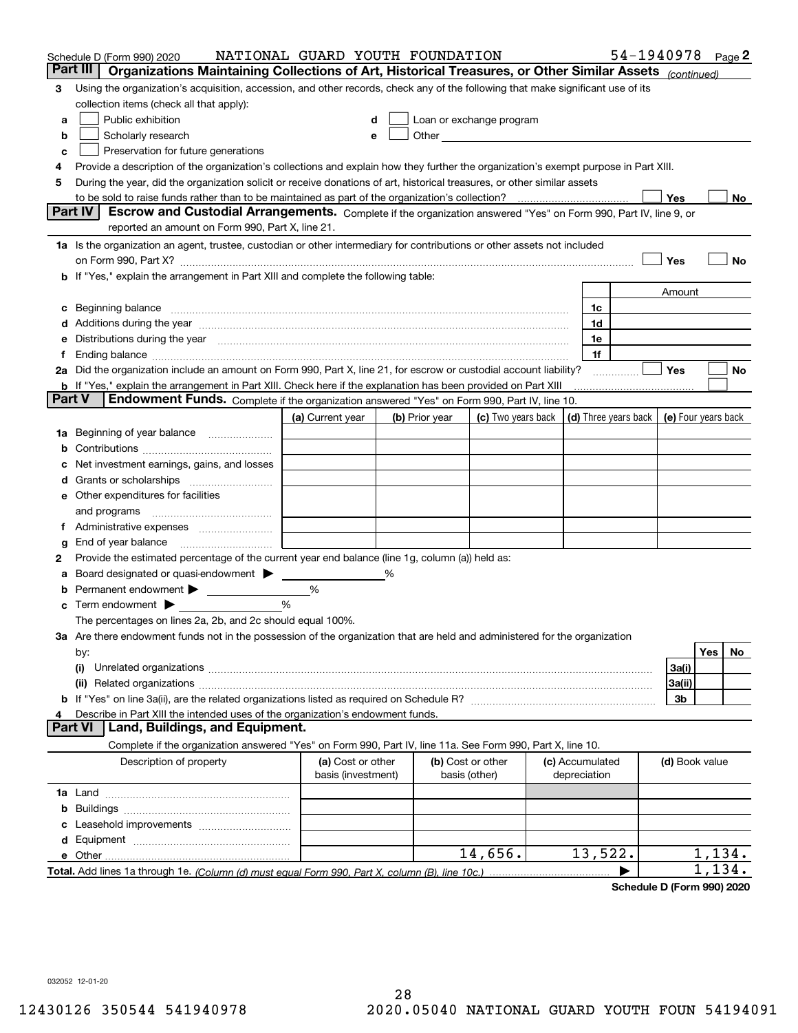Schedule D (Form 990) 2020 NATIONAL GUARD YOUTH FOUNDATION 54-1940978 Page 2

## Part III Organizations Maintaining Collections of Art, Historical Treasures, or Other Similar Assets *(continued)*

3 Using the organization's acquisition, accession, and other records, check any of the following that make significant use of its collection items (check all that apply):

a ☐ Public exhibition
b ☐ Scholarly research
c ☐ Preservation for future generations
d ☐ Loan or exchange program
e ☐ Other

4 Provide a description of the organization's collections and explain how they further the organization's exempt purpose in Part XIII.

5 During the year, did the organization solicit or receive donations of art, historical treasures, or other similar assets to be sold to raise funds rather than to be maintained as part of the organization's collection? ☐ Yes ☐ No

## Part IV Escrow and Custodial Arrangements.

Complete if the organization answered "Yes" on Form 990, Part IV, line 9, or reported an amount on Form 990, Part X, line 21.

1a Is the organization an agent, trustee, custodian or other intermediary for contributions or other assets not included on Form 990, Part X? ☐ Yes ☐ No

b If "Yes," explain the arrangement in Part XIII and complete the following table:

| | | Amount |
|---|---|---|
| c Beginning balance | 1c | |
| d Additions during the year | 1d | |
| e Distributions during the year | 1e | |
| f Ending balance | 1f | |

2a Did the organization include an amount on Form 990, Part X, line 21, for escrow or custodial account liability? ☐ Yes ☐ No

b If "Yes," explain the arrangement in Part XIII. Check here if the explanation has been provided on Part XIII ☐

## Part V Endowment Funds.

Complete if the organization answered "Yes" on Form 990, Part IV, line 10.

| | (a) Current year | (b) Prior year | (c) Two years back | (d) Three years back | (e) Four years back |
|---|---|---|---|---|---|
| 1a Beginning of year balance | | | | | |
| b Contributions | | | | | |
| c Net investment earnings, gains, and losses | | | | | |
| d Grants or scholarships | | | | | |
| e Other expenditures for facilities and programs | | | | | |
| f Administrative expenses | | | | | |
| g End of year balance | | | | | |

2 Provide the estimated percentage of the current year end balance (line 1g, column (a)) held as:

a Board designated or quasi-endowment ▶ %
b Permanent endowment ▶ %
c Term endowment ▶ %

The percentages on lines 2a, 2b, and 2c should equal 100%.

3a Are there endowment funds not in the possession of the organization that are held and administered for the organization by:

| | | Yes | No |
|---|---|---|---|
| (i) Unrelated organizations | 3a(i) | | |
| (ii) Related organizations | 3a(ii) | | |
| b If "Yes" on line 3a(ii), are the related organizations listed as required on Schedule R? | 3b | | |

4 Describe in Part XIII the intended uses of the organization's endowment funds.

## Part VI Land, Buildings, and Equipment.

Complete if the organization answered "Yes" on Form 990, Part IV, line 11a. See Form 990, Part X, line 10.

| Description of property | (a) Cost or other basis (investment) | (b) Cost or other basis (other) | (c) Accumulated depreciation | (d) Book value |
|---|---|---|---|---|
| 1a Land | | | | |
| b Buildings | | | | |
| c Leasehold improvements | | | | |
| d Equipment | | | | |
| e Other | | 14,656. | 13,522. | 1,134. |
| Total. Add lines 1a through 1e. *(Column (d) must equal Form 990, Part X, column (B), line 10c.)* ▶ | | | | 1,134. |

Schedule D (Form 990) 2020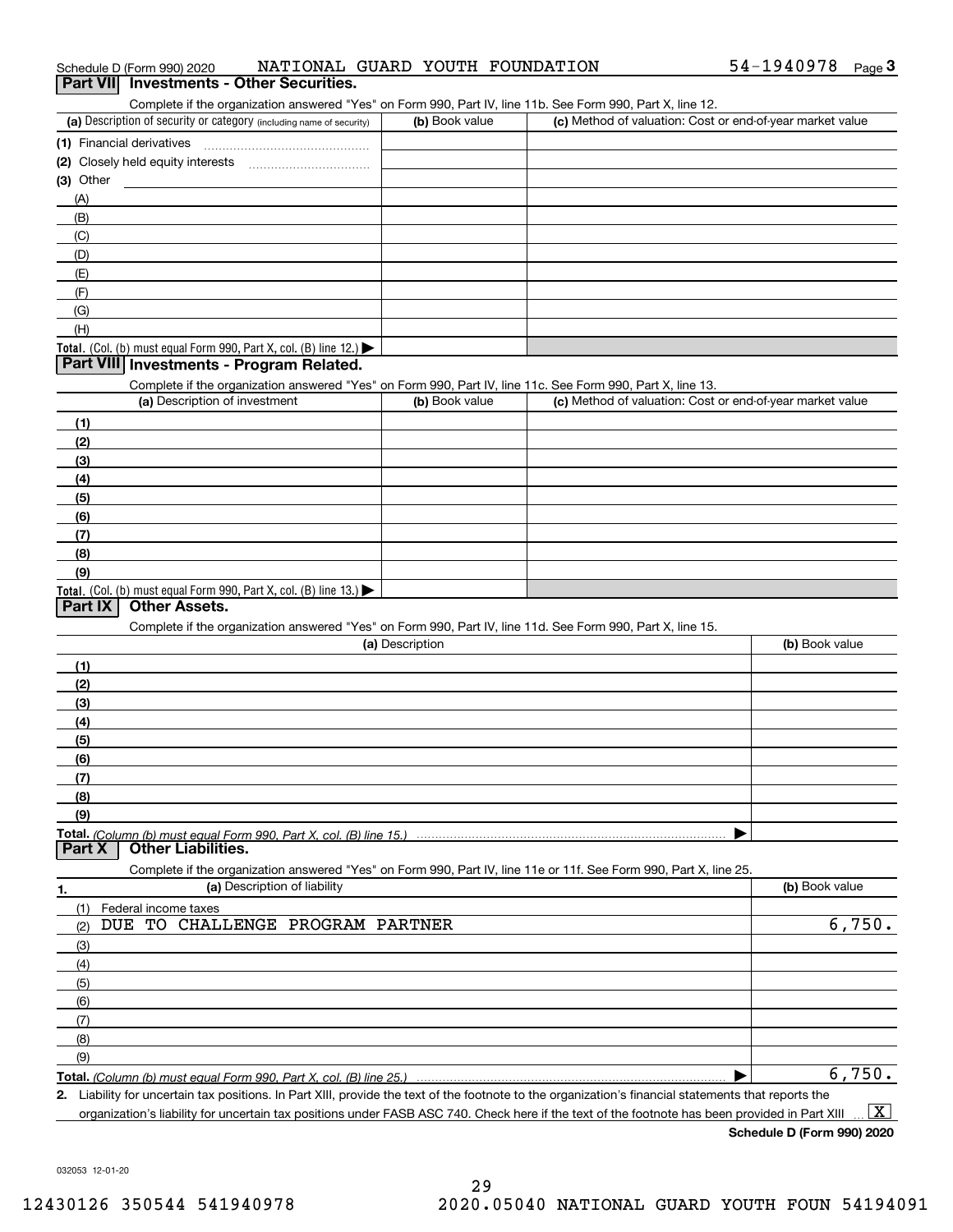Schedule D (Form 990) 2020 NATIONAL GUARD YOUTH FOUNDATION 54-1940978 Page 3

## Part VII Investments - Other Securities.

Complete if the organization answered "Yes" on Form 990, Part IV, line 11b. See Form 990, Part X, line 12.

| (a) Description of security or category (including name of security) | (b) Book value | (c) Method of valuation: Cost or end-of-year market value |
|---|---|---|
| (1) Financial derivatives | | |
| (2) Closely held equity interests | | |
| (3) Other | | |
| (A) | | |
| (B) | | |
| (C) | | |
| (D) | | |
| (E) | | |
| (F) | | |
| (G) | | |
| (H) | | |
| Total. (Col. (b) must equal Form 990, Part X, col. (B) line 12.) ▶ | | |

## Part VIII Investments - Program Related.

Complete if the organization answered "Yes" on Form 990, Part IV, line 11c. See Form 990, Part X, line 13.

| (a) Description of investment | (b) Book value | (c) Method of valuation: Cost or end-of-year market value |
|---|---|---|
| (1) | | |
| (2) | | |
| (3) | | |
| (4) | | |
| (5) | | |
| (6) | | |
| (7) | | |
| (8) | | |
| (9) | | |
| Total. (Col. (b) must equal Form 990, Part X, col. (B) line 13.) ▶ | | |

## Part IX Other Assets.

Complete if the organization answered "Yes" on Form 990, Part IV, line 11d. See Form 990, Part X, line 15.

| (a) Description | (b) Book value |
|---|---|
| (1) | |
| (2) | |
| (3) | |
| (4) | |
| (5) | |
| (6) | |
| (7) | |
| (8) | |
| (9) | |
| Total. (Column (b) must equal Form 990, Part X, col. (B) line 15.) ▶ | |

## Part X Other Liabilities.

Complete if the organization answered "Yes" on Form 990, Part IV, line 11e or 11f. See Form 990, Part X, line 25.

| 1. (a) Description of liability | (b) Book value |
|---|---|
| (1) Federal income taxes | |
| (2) DUE TO CHALLENGE PROGRAM PARTNER | 6,750. |
| (3) | |
| (4) | |
| (5) | |
| (6) | |
| (7) | |
| (8) | |
| (9) | |
| Total. (Column (b) must equal Form 990, Part X, col. (B) line 25.) ▶ | 6,750. |

2. Liability for uncertain tax positions. In Part XIII, provide the text of the footnote to the organization's financial statements that reports the organization's liability for uncertain tax positions under FASB ASC 740. Check here if the text of the footnote has been provided in Part XIII ... [X]

Schedule D (Form 990) 2020

032053 12-01-20

12430126 350544 541940978 2020.05040 NATIONAL GUARD YOUTH FOUN 54194091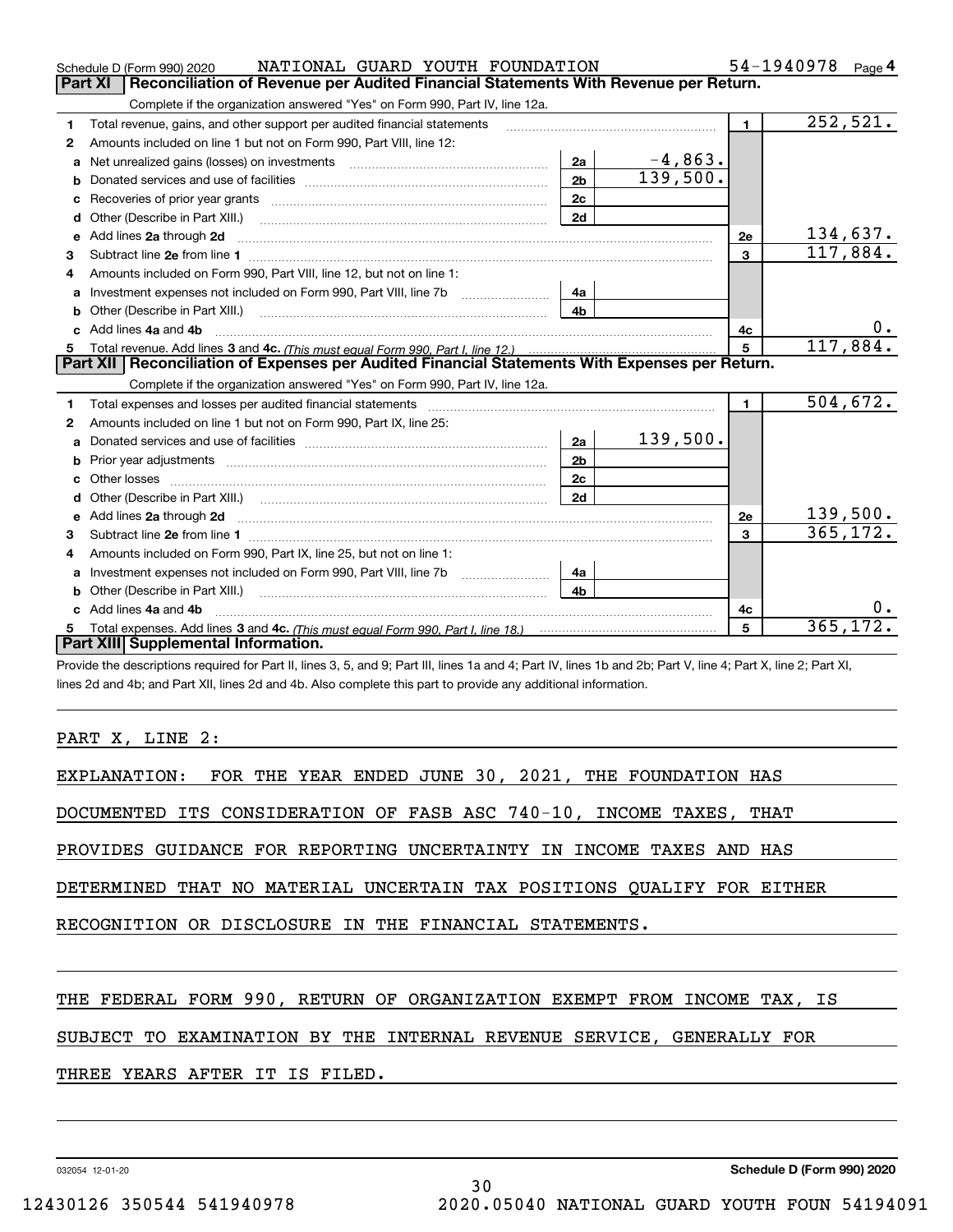Schedule D (Form 990) 2020 NATIONAL GUARD YOUTH FOUNDATION 54-1940978 Page 4

## Part XI Reconciliation of Revenue per Audited Financial Statements With Revenue per Return.

Complete if the organization answered "Yes" on Form 990, Part IV, line 12a.

| | | | | | |
|---|---|---|---|---|---|
| 1 | Total revenue, gains, and other support per audited financial statements | | | 1 | 252,521. |
| 2 | Amounts included on line 1 but not on Form 990, Part VIII, line 12: | | | | |
| a | Net unrealized gains (losses) on investments | 2a | -4,863. | | |
| b | Donated services and use of facilities | 2b | 139,500. | | |
| c | Recoveries of prior year grants | 2c | | | |
| d | Other (Describe in Part XIII.) | 2d | | | |
| e | Add lines 2a through 2d | | | 2e | 134,637. |
| 3 | Subtract line 2e from line 1 | | | 3 | 117,884. |
| 4 | Amounts included on Form 990, Part VIII, line 12, but not on line 1: | | | | |
| a | Investment expenses not included on Form 990, Part VIII, line 7b | 4a | | | |
| b | Other (Describe in Part XIII.) | 4b | | | |
| c | Add lines 4a and 4b | | | 4c | 0. |
| 5 | Total revenue. Add lines 3 and 4c. *(This must equal Form 990, Part I, line 12.)* | | | 5 | 117,884. |

## Part XII Reconciliation of Expenses per Audited Financial Statements With Expenses per Return.

Complete if the organization answered "Yes" on Form 990, Part IV, line 12a.

| | | | | | |
|---|---|---|---|---|---|
| 1 | Total expenses and losses per audited financial statements | | | 1 | 504,672. |
| 2 | Amounts included on line 1 but not on Form 990, Part IX, line 25: | | | | |
| a | Donated services and use of facilities | 2a | 139,500. | | |
| b | Prior year adjustments | 2b | | | |
| c | Other losses | 2c | | | |
| d | Other (Describe in Part XIII.) | 2d | | | |
| e | Add lines 2a through 2d | | | 2e | 139,500. |
| 3 | Subtract line 2e from line 1 | | | 3 | 365,172. |
| 4 | Amounts included on Form 990, Part IX, line 25, but not on line 1: | | | | |
| a | Investment expenses not included on Form 990, Part VIII, line 7b | 4a | | | |
| b | Other (Describe in Part XIII.) | 4b | | | |
| c | Add lines 4a and 4b | | | 4c | 0. |
| 5 | Total expenses. Add lines 3 and 4c. *(This must equal Form 990, Part I, line 18.)* | | | 5 | 365,172. |

## Part XIII Supplemental Information.

Provide the descriptions required for Part II, lines 3, 5, and 9; Part III, lines 1a and 4; Part IV, lines 1b and 2b; Part V, line 4; Part X, line 2; Part XI, lines 2d and 4b; and Part XII, lines 2d and 4b. Also complete this part to provide any additional information.

PART X, LINE 2:

EXPLANATION: FOR THE YEAR ENDED JUNE 30, 2021, THE FOUNDATION HAS DOCUMENTED ITS CONSIDERATION OF FASB ASC 740-10, INCOME TAXES, THAT PROVIDES GUIDANCE FOR REPORTING UNCERTAINTY IN INCOME TAXES AND HAS DETERMINED THAT NO MATERIAL UNCERTAIN TAX POSITIONS QUALIFY FOR EITHER RECOGNITION OR DISCLOSURE IN THE FINANCIAL STATEMENTS.

THE FEDERAL FORM 990, RETURN OF ORGANIZATION EXEMPT FROM INCOME TAX, IS SUBJECT TO EXAMINATION BY THE INTERNAL REVENUE SERVICE, GENERALLY FOR THREE YEARS AFTER IT IS FILED.

032054 12-01-20 **Schedule D (Form 990) 2020**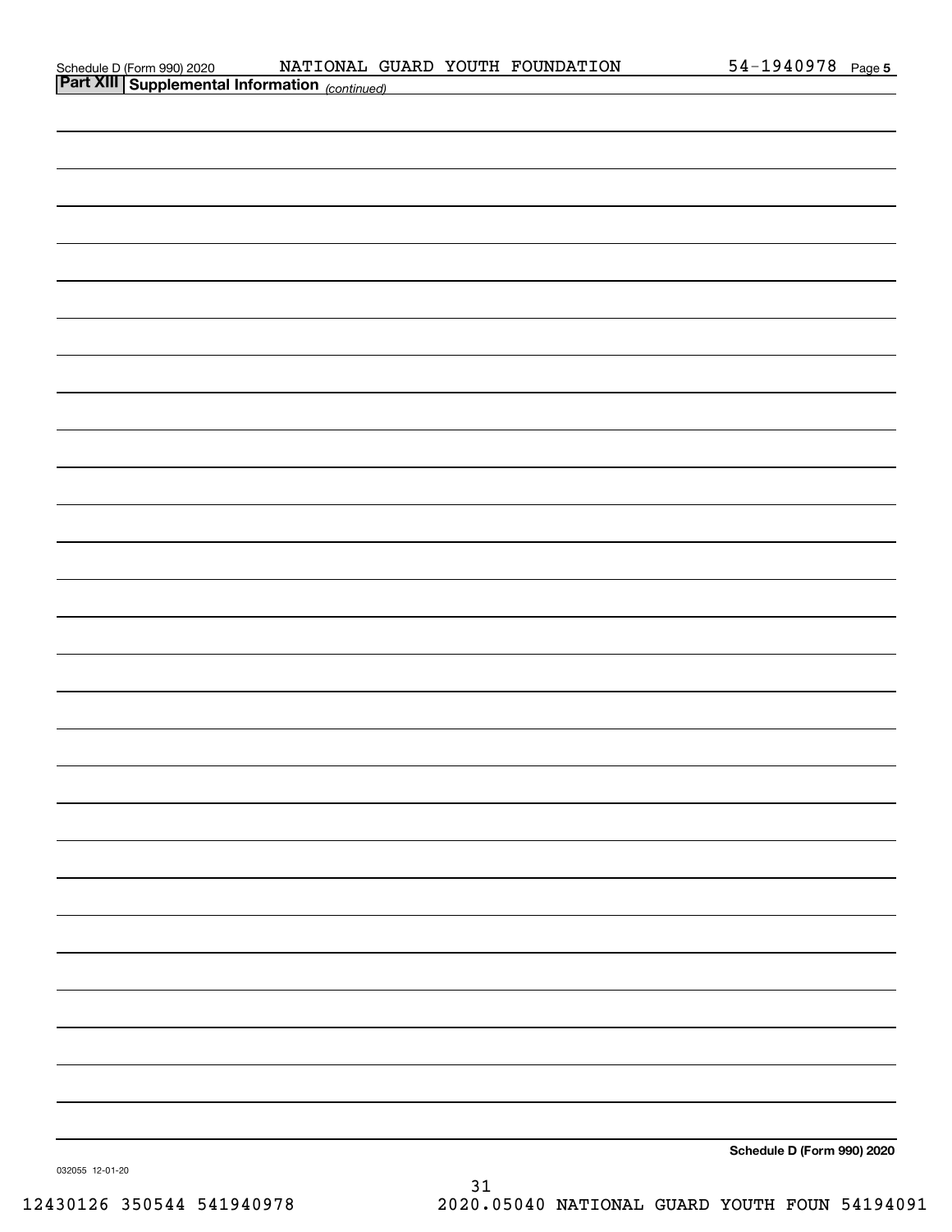Schedule D (Form 990) 2020 NATIONAL GUARD YOUTH FOUNDATION 54-1940978 Page 5

**Part XIII | Supplemental Information** *(continued)*

**Schedule D (Form 990) 2020**

032055 12-01-20

12430126 350544 541940978 2020.05040 NATIONAL GUARD YOUTH FOUN 54194091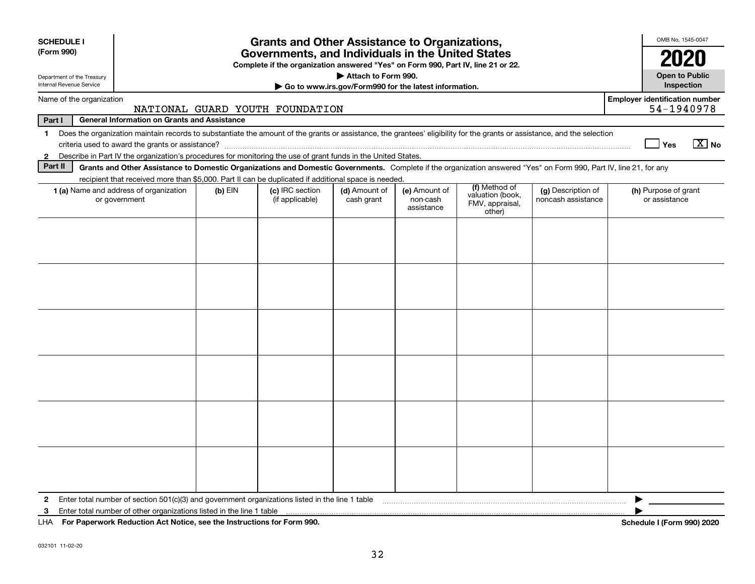**SCHEDULE I**
**(Form 990)**

Department of the Treasury
Internal Revenue Service

# Grants and Other Assistance to Organizations, Governments, and Individuals in the United States

**Complete if the organization answered "Yes" on Form 990, Part IV, line 21 or 22.**

**▶ Attach to Form 990.**

**▶ Go to www.irs.gov/Form990 for the latest information.**

OMB No. 1545-0047

**2020**

**Open to Public Inspection**

Name of the organization: NATIONAL GUARD YOUTH FOUNDATION

**Employer identification number** 54-1940978

**Part I — General Information on Grants and Assistance**

1 Does the organization maintain records to substantiate the amount of the grants or assistance, the grantees' eligibility for the grants or assistance, and the selection criteria used to award the grants or assistance? ☐ Yes ☒ No

2 Describe in Part IV the organization's procedures for monitoring the use of grant funds in the United States.

**Part II — Grants and Other Assistance to Domestic Organizations and Domestic Governments.** Complete if the organization answered "Yes" on Form 990, Part IV, line 21, for any recipient that received more than $5,000. Part II can be duplicated if additional space is needed.

| 1 (a) Name and address of organization or government | (b) EIN | (c) IRC section (if applicable) | (d) Amount of cash grant | (e) Amount of non-cash assistance | (f) Method of valuation (book, FMV, appraisal, other) | (g) Description of noncash assistance | (h) Purpose of grant or assistance |
|---|---|---|---|---|---|---|---|
| | | | | | | | |
| | | | | | | | |
| | | | | | | | |
| | | | | | | | |
| | | | | | | | |
| | | | | | | | |

2 Enter total number of section 501(c)(3) and government organizations listed in the line 1 table ▶

3 Enter total number of other organizations listed in the line 1 table ▶

LHA **For Paperwork Reduction Act Notice, see the Instructions for Form 990.** **Schedule I (Form 990) 2020**

032101 11-02-20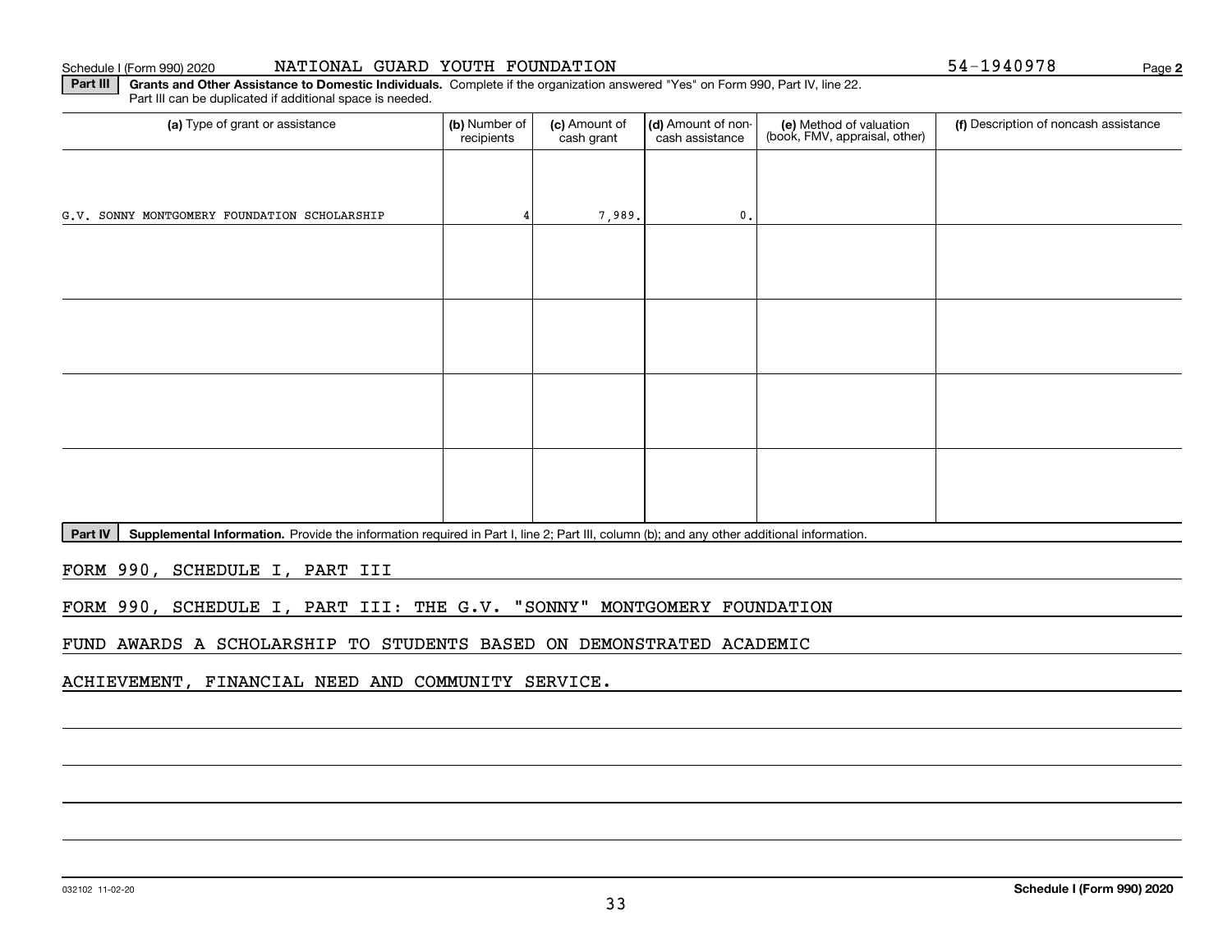Schedule I (Form 990) 2020 NATIONAL GUARD YOUTH FOUNDATION 54-1940978

**Part III** **Grants and Other Assistance to Domestic Individuals.** Complete if the organization answered "Yes" on Form 990, Part IV, line 22. Part III can be duplicated if additional space is needed.

| (a) Type of grant or assistance | (b) Number of recipients | (c) Amount of cash grant | (d) Amount of non-cash assistance | (e) Method of valuation (book, FMV, appraisal, other) | (f) Description of noncash assistance |
|---|---|---|---|---|---|
| G.V. SONNY MONTGOMERY FOUNDATION SCHOLARSHIP | 4 | 7,989. | 0. | | |
| | | | | | |
| | | | | | |
| | | | | | |
| | | | | | |

**Part IV** **Supplemental Information.** Provide the information required in Part I, line 2; Part III, column (b); and any other additional information.

FORM 990, SCHEDULE I, PART III

FORM 990, SCHEDULE I, PART III: THE G.V. "SONNY" MONTGOMERY FOUNDATION FUND AWARDS A SCHOLARSHIP TO STUDENTS BASED ON DEMONSTRATED ACADEMIC ACHIEVEMENT, FINANCIAL NEED AND COMMUNITY SERVICE.

032102 11-02-20

**Schedule I (Form 990) 2020**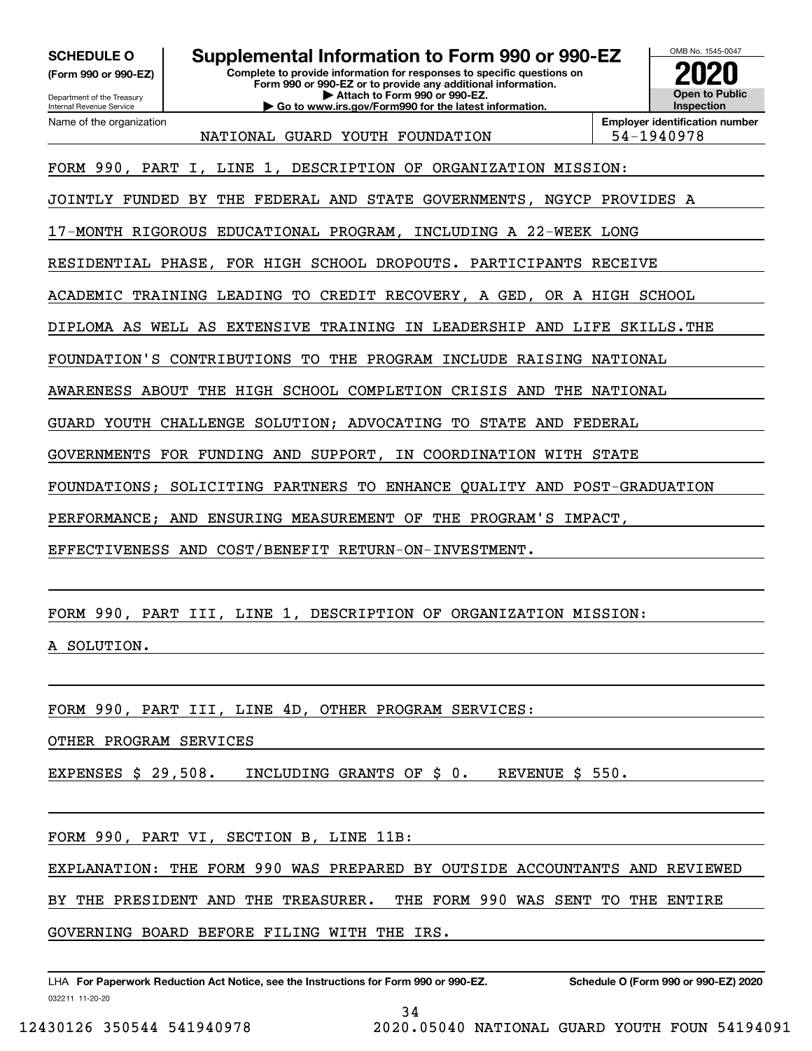**SCHEDULE O**
**(Form 990 or 990-EZ)**

Department of the Treasury
Internal Revenue Service

# Supplemental Information to Form 990 or 990-EZ

**Complete to provide information for responses to specific questions on Form 990 or 990-EZ or to provide any additional information.**
**▶ Attach to Form 990 or 990-EZ.**
**▶ Go to www.irs.gov/Form990 for the latest information.**

OMB No. 1545-0047

**2020**

**Open to Public Inspection**

Name of the organization: NATIONAL GUARD YOUTH FOUNDATION

**Employer identification number:** 54-1940978

FORM 990, PART I, LINE 1, DESCRIPTION OF ORGANIZATION MISSION:

JOINTLY FUNDED BY THE FEDERAL AND STATE GOVERNMENTS, NGYCP PROVIDES A 17-MONTH RIGOROUS EDUCATIONAL PROGRAM, INCLUDING A 22-WEEK LONG RESIDENTIAL PHASE, FOR HIGH SCHOOL DROPOUTS. PARTICIPANTS RECEIVE ACADEMIC TRAINING LEADING TO CREDIT RECOVERY, A GED, OR A HIGH SCHOOL DIPLOMA AS WELL AS EXTENSIVE TRAINING IN LEADERSHIP AND LIFE SKILLS.THE FOUNDATION'S CONTRIBUTIONS TO THE PROGRAM INCLUDE RAISING NATIONAL AWARENESS ABOUT THE HIGH SCHOOL COMPLETION CRISIS AND THE NATIONAL GUARD YOUTH CHALLENGE SOLUTION; ADVOCATING TO STATE AND FEDERAL GOVERNMENTS FOR FUNDING AND SUPPORT, IN COORDINATION WITH STATE FOUNDATIONS; SOLICITING PARTNERS TO ENHANCE QUALITY AND POST-GRADUATION PERFORMANCE; AND ENSURING MEASUREMENT OF THE PROGRAM'S IMPACT, EFFECTIVENESS AND COST/BENEFIT RETURN-ON-INVESTMENT.

FORM 990, PART III, LINE 1, DESCRIPTION OF ORGANIZATION MISSION:

A SOLUTION.

FORM 990, PART III, LINE 4D, OTHER PROGRAM SERVICES:

OTHER PROGRAM SERVICES

EXPENSES $ 29,508. INCLUDING GRANTS OF $ 0. REVENUE $ 550.

FORM 990, PART VI, SECTION B, LINE 11B:

EXPLANATION: THE FORM 990 WAS PREPARED BY OUTSIDE ACCOUNTANTS AND REVIEWED BY THE PRESIDENT AND THE TREASURER. THE FORM 990 WAS SENT TO THE ENTIRE GOVERNING BOARD BEFORE FILING WITH THE IRS.

LHA **For Paperwork Reduction Act Notice, see the Instructions for Form 990 or 990-EZ.** **Schedule O (Form 990 or 990-EZ) 2020**

032211 11-20-20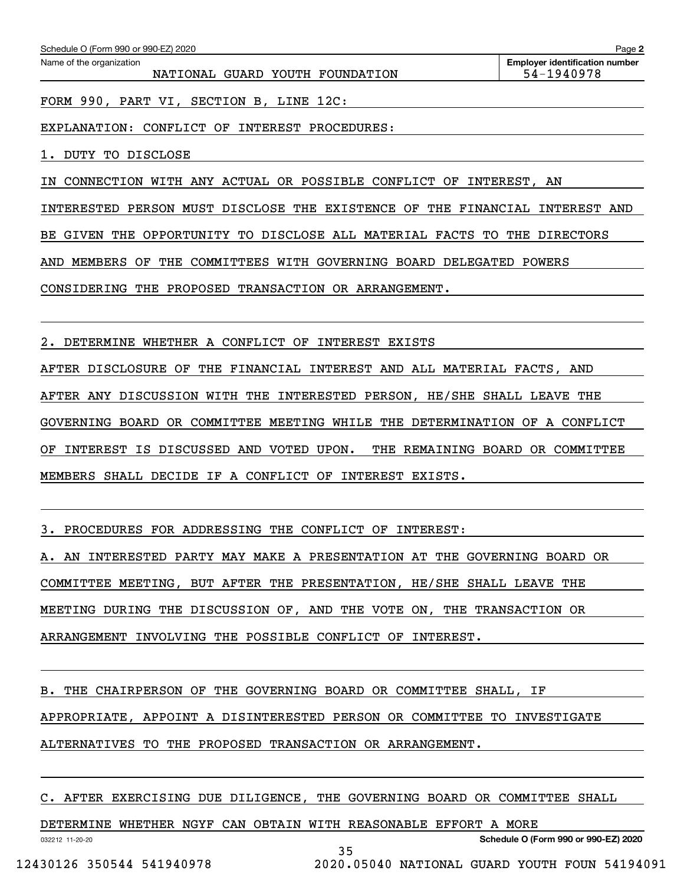Schedule O (Form 990 or 990-EZ) 2020

Name of the organization: NATIONAL GUARD YOUTH FOUNDATION

Employer identification number: 54-1940978

FORM 990, PART VI, SECTION B, LINE 12C:

EXPLANATION: CONFLICT OF INTEREST PROCEDURES:

1. DUTY TO DISCLOSE

IN CONNECTION WITH ANY ACTUAL OR POSSIBLE CONFLICT OF INTEREST, AN INTERESTED PERSON MUST DISCLOSE THE EXISTENCE OF THE FINANCIAL INTEREST AND BE GIVEN THE OPPORTUNITY TO DISCLOSE ALL MATERIAL FACTS TO THE DIRECTORS AND MEMBERS OF THE COMMITTEES WITH GOVERNING BOARD DELEGATED POWERS CONSIDERING THE PROPOSED TRANSACTION OR ARRANGEMENT.

2. DETERMINE WHETHER A CONFLICT OF INTEREST EXISTS

AFTER DISCLOSURE OF THE FINANCIAL INTEREST AND ALL MATERIAL FACTS, AND AFTER ANY DISCUSSION WITH THE INTERESTED PERSON, HE/SHE SHALL LEAVE THE GOVERNING BOARD OR COMMITTEE MEETING WHILE THE DETERMINATION OF A CONFLICT OF INTEREST IS DISCUSSED AND VOTED UPON. THE REMAINING BOARD OR COMMITTEE MEMBERS SHALL DECIDE IF A CONFLICT OF INTEREST EXISTS.

3. PROCEDURES FOR ADDRESSING THE CONFLICT OF INTEREST:

A. AN INTERESTED PARTY MAY MAKE A PRESENTATION AT THE GOVERNING BOARD OR COMMITTEE MEETING, BUT AFTER THE PRESENTATION, HE/SHE SHALL LEAVE THE MEETING DURING THE DISCUSSION OF, AND THE VOTE ON, THE TRANSACTION OR ARRANGEMENT INVOLVING THE POSSIBLE CONFLICT OF INTEREST.

B. THE CHAIRPERSON OF THE GOVERNING BOARD OR COMMITTEE SHALL, IF APPROPRIATE, APPOINT A DISINTERESTED PERSON OR COMMITTEE TO INVESTIGATE ALTERNATIVES TO THE PROPOSED TRANSACTION OR ARRANGEMENT.

C. AFTER EXERCISING DUE DILIGENCE, THE GOVERNING BOARD OR COMMITTEE SHALL DETERMINE WHETHER NGYF CAN OBTAIN WITH REASONABLE EFFORT A MORE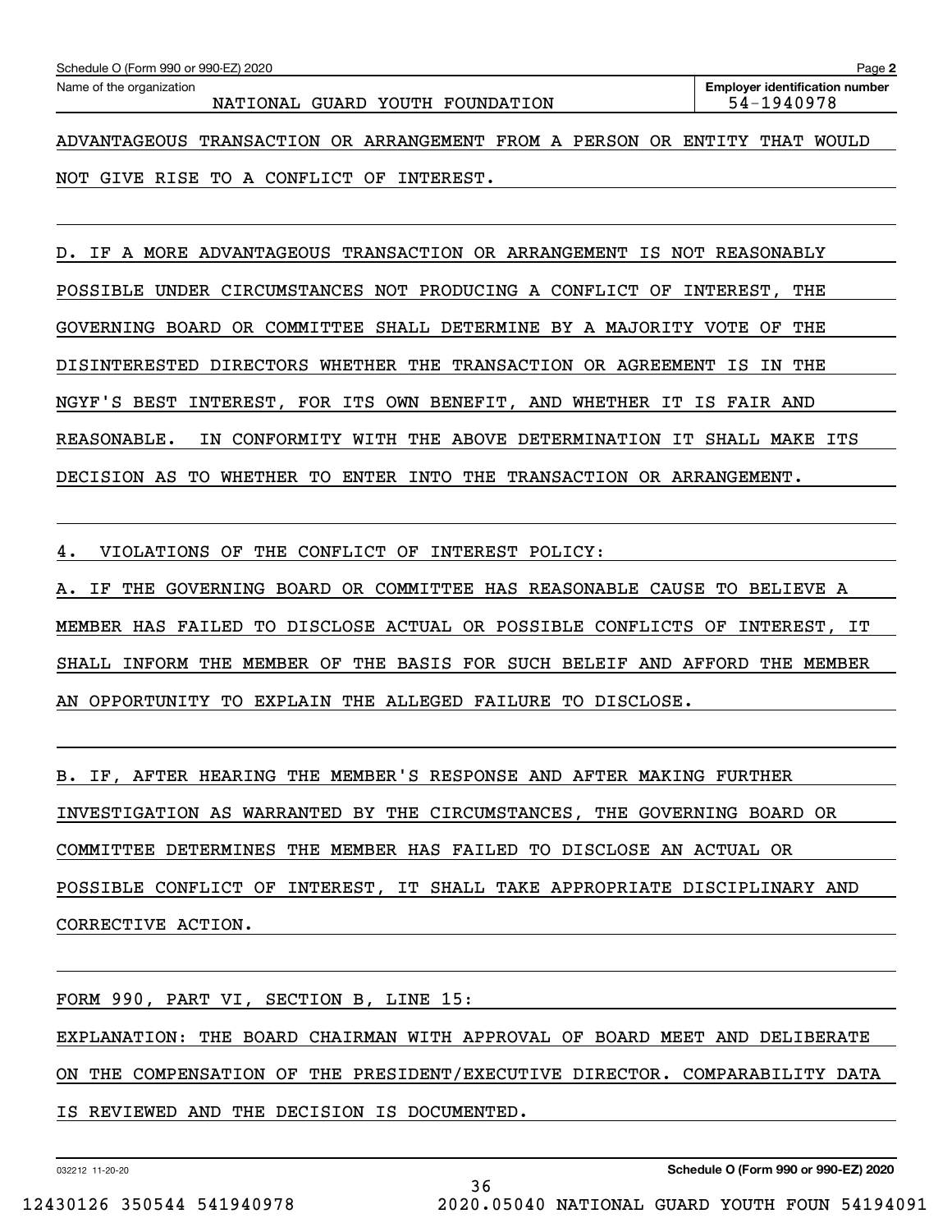Schedule O (Form 990 or 990-EZ) 2020

Name of the organization: NATIONAL GUARD YOUTH FOUNDATION

Employer identification number: 54-1940978

ADVANTAGEOUS TRANSACTION OR ARRANGEMENT FROM A PERSON OR ENTITY THAT WOULD NOT GIVE RISE TO A CONFLICT OF INTEREST.

D. IF A MORE ADVANTAGEOUS TRANSACTION OR ARRANGEMENT IS NOT REASONABLY POSSIBLE UNDER CIRCUMSTANCES NOT PRODUCING A CONFLICT OF INTEREST, THE GOVERNING BOARD OR COMMITTEE SHALL DETERMINE BY A MAJORITY VOTE OF THE DISINTERESTED DIRECTORS WHETHER THE TRANSACTION OR AGREEMENT IS IN THE NGYF'S BEST INTEREST, FOR ITS OWN BENEFIT, AND WHETHER IT IS FAIR AND REASONABLE. IN CONFORMITY WITH THE ABOVE DETERMINATION IT SHALL MAKE ITS DECISION AS TO WHETHER TO ENTER INTO THE TRANSACTION OR ARRANGEMENT.

4. VIOLATIONS OF THE CONFLICT OF INTEREST POLICY:

A. IF THE GOVERNING BOARD OR COMMITTEE HAS REASONABLE CAUSE TO BELIEVE A MEMBER HAS FAILED TO DISCLOSE ACTUAL OR POSSIBLE CONFLICTS OF INTEREST, IT SHALL INFORM THE MEMBER OF THE BASIS FOR SUCH BELEIF AND AFFORD THE MEMBER AN OPPORTUNITY TO EXPLAIN THE ALLEGED FAILURE TO DISCLOSE.

B. IF, AFTER HEARING THE MEMBER'S RESPONSE AND AFTER MAKING FURTHER INVESTIGATION AS WARRANTED BY THE CIRCUMSTANCES, THE GOVERNING BOARD OR COMMITTEE DETERMINES THE MEMBER HAS FAILED TO DISCLOSE AN ACTUAL OR POSSIBLE CONFLICT OF INTEREST, IT SHALL TAKE APPROPRIATE DISCIPLINARY AND CORRECTIVE ACTION.

FORM 990, PART VI, SECTION B, LINE 15:

EXPLANATION: THE BOARD CHAIRMAN WITH APPROVAL OF BOARD MEET AND DELIBERATE ON THE COMPENSATION OF THE PRESIDENT/EXECUTIVE DIRECTOR. COMPARABILITY DATA IS REVIEWED AND THE DECISION IS DOCUMENTED.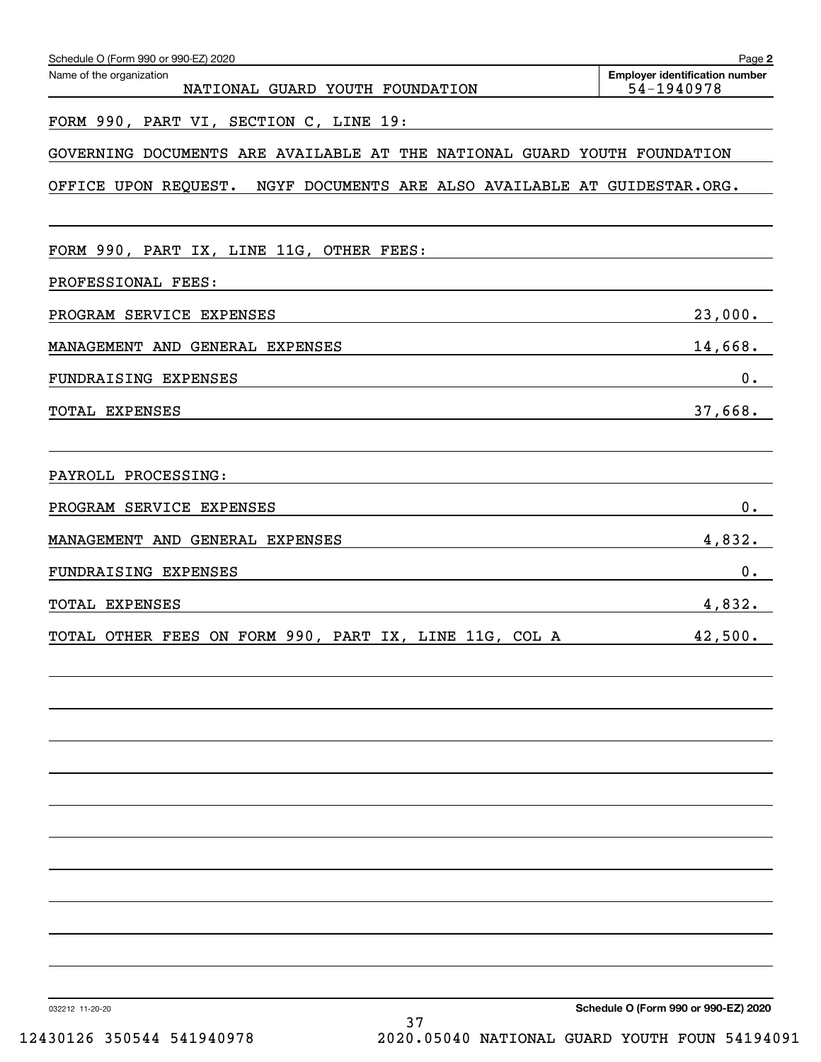Schedule O (Form 990 or 990-EZ) 2020

Name of the organization: NATIONAL GUARD YOUTH FOUNDATION

Employer identification number: 54-1940978

FORM 990, PART VI, SECTION C, LINE 19:

GOVERNING DOCUMENTS ARE AVAILABLE AT THE NATIONAL GUARD YOUTH FOUNDATION OFFICE UPON REQUEST. NGYF DOCUMENTS ARE ALSO AVAILABLE AT GUIDESTAR.ORG.

FORM 990, PART IX, LINE 11G, OTHER FEES:

PROFESSIONAL FEES:

| | |
|---|---|
| PROGRAM SERVICE EXPENSES | 23,000. |
| MANAGEMENT AND GENERAL EXPENSES | 14,668. |
| FUNDRAISING EXPENSES | 0. |
| TOTAL EXPENSES | 37,668. |

PAYROLL PROCESSING:

| | |
|---|---|
| PROGRAM SERVICE EXPENSES | 0. |
| MANAGEMENT AND GENERAL EXPENSES | 4,832. |
| FUNDRAISING EXPENSES | 0. |
| TOTAL EXPENSES | 4,832. |
| TOTAL OTHER FEES ON FORM 990, PART IX, LINE 11G, COL A | 42,500. |

032212 11-20-20

Schedule O (Form 990 or 990-EZ) 2020

12430126 350544 541940978 2020.05040 NATIONAL GUARD YOUTH FOUN 54194091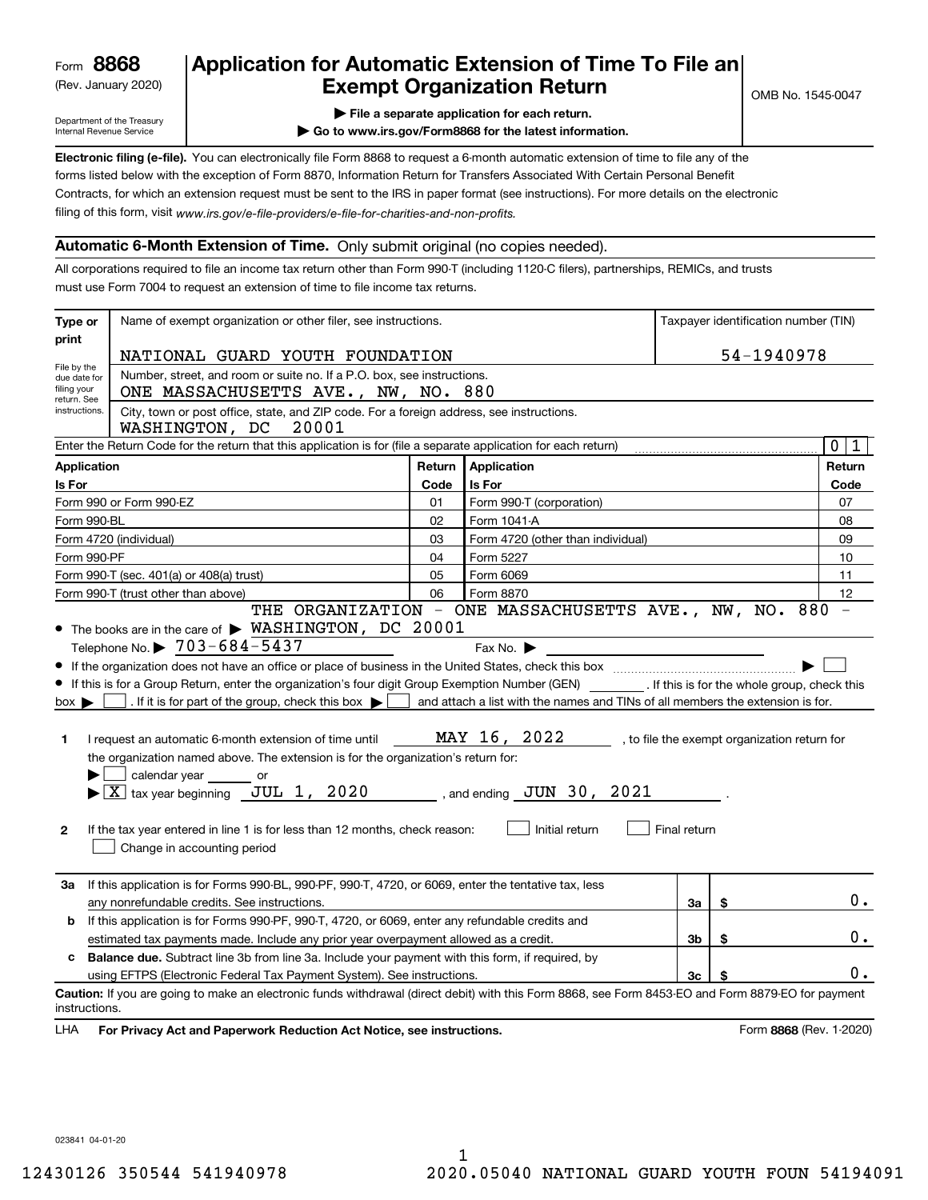Form **8868** (Rev. January 2020)

Department of the Treasury Internal Revenue Service

# Application for Automatic Extension of Time To File an Exempt Organization Return

OMB No. 1545-0047

▶ File a separate application for each return.

▶ Go to www.irs.gov/Form8868 for the latest information.

**Electronic filing (e-file).** You can electronically file Form 8868 to request a 6-month automatic extension of time to file any of the forms listed below with the exception of Form 8870, Information Return for Transfers Associated With Certain Personal Benefit Contracts, for which an extension request must be sent to the IRS in paper format (see instructions). For more details on the electronic filing of this form, visit *www.irs.gov/e-file-providers/e-file-for-charities-and-non-profits.*

## Automatic 6-Month Extension of Time. Only submit original (no copies needed).

All corporations required to file an income tax return other than Form 990-T (including 1120-C filers), partnerships, REMICs, and trusts must use Form 7004 to request an extension of time to file income tax returns.

| Type or print | Name of exempt organization or other filer, see instructions. | Taxpayer identification number (TIN) |
|---|---|---|
| File by the due date for filing your return. See instructions. | NATIONAL GUARD YOUTH FOUNDATION | 54-1940978 |
| | Number, street, and room or suite no. If a P.O. box, see instructions. ONE MASSACHUSETTS AVE., NW, NO. 880 | |
| | City, town or post office, state, and ZIP code. For a foreign address, see instructions. WASHINGTON, DC 20001 | |

Enter the Return Code for the return that this application is for (file a separate application for each return) 01

| Application Is For | Return Code | Application Is For | Return Code |
|---|---|---|---|
| Form 990 or Form 990-EZ | 01 | Form 990-T (corporation) | 07 |
| Form 990-BL | 02 | Form 1041-A | 08 |
| Form 4720 (individual) | 03 | Form 4720 (other than individual) | 09 |
| Form 990-PF | 04 | Form 5227 | 10 |
| Form 990-T (sec. 401(a) or 408(a) trust) | 05 | Form 6069 | 11 |
| Form 990-T (trust other than above) | 06 | Form 8870 | 12 |

- The books are in the care of ▶ THE ORGANIZATION - ONE MASSACHUSETTS AVE., NW, NO. 880 - WASHINGTON, DC 20001

  Telephone No. ▶ 703-684-5437 Fax No. ▶
- If the organization does not have an office or place of business in the United States, check this box ▶ ☐
- If this is for a Group Return, enter the organization's four digit Group Exemption Number (GEN) ______ . If this is for the whole group, check this box ▶ ☐ . If it is for part of the group, check this box ▶ ☐ and attach a list with the names and TINs of all members the extension is for.

**1** I request an automatic 6-month extension of time until MAY 16, 2022 , to file the exempt organization return for the organization named above. The extension is for the organization's return for:

▶ ☐ calendar year ______ or

▶ ☒ tax year beginning JUL 1, 2020 , and ending JUN 30, 2021 .

**2** If the tax year entered in line 1 is for less than 12 months, check reason: ☐ Initial return ☐ Final return ☐ Change in accounting period

| | | | | |
|---|---|---|---|---|
| **3a** | If this application is for Forms 990-BL, 990-PF, 990-T, 4720, or 6069, enter the tentative tax, less any nonrefundable credits. See instructions. | 3a | $ | 0. |
| **b** | If this application is for Forms 990-PF, 990-T, 4720, or 6069, enter any refundable credits and estimated tax payments made. Include any prior year overpayment allowed as a credit. | 3b | $ | 0. |
| **c** | **Balance due.** Subtract line 3b from line 3a. Include your payment with this form, if required, by using EFTPS (Electronic Federal Tax Payment System). See instructions. | 3c | $ | 0. |

**Caution:** If you are going to make an electronic funds withdrawal (direct debit) with this Form 8868, see Form 8453-EO and Form 8879-EO for payment instructions.

LHA **For Privacy Act and Paperwork Reduction Act Notice, see instructions.** Form **8868** (Rev. 1-2020)

023841 04-01-20

12430126 350544 541940978 2020.05040 NATIONAL GUARD YOUTH FOUN 54194091